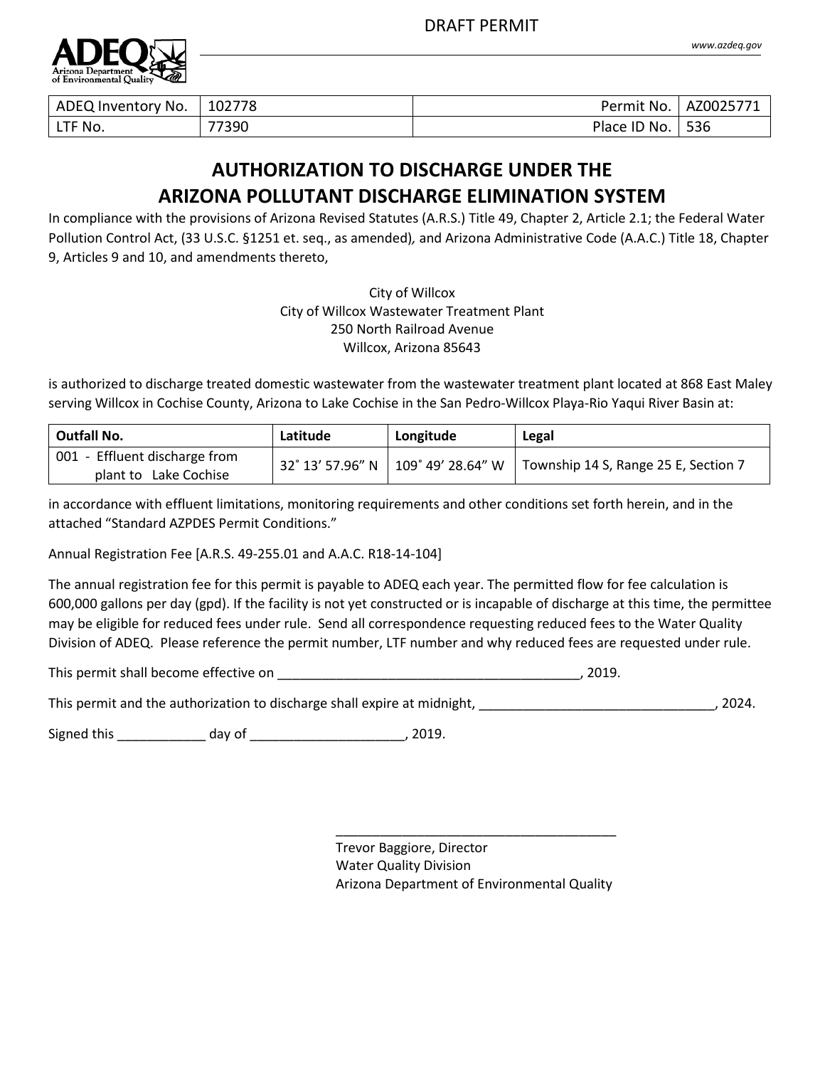DRAFT PERMIT

| ADEQ Inventory No. | 102778 | Permit No. | AZ0025771 |
|---|---|---|---|
| LTF No. | 77390 | Place ID No. | 536 |

# AUTHORIZATION TO DISCHARGE UNDER THE ARIZONA POLLUTANT DISCHARGE ELIMINATION SYSTEM

In compliance with the provisions of Arizona Revised Statutes (A.R.S.) Title 49, Chapter 2, Article 2.1; the Federal Water Pollution Control Act, (33 U.S.C. §1251 et. seq., as amended), and Arizona Administrative Code (A.A.C.) Title 18, Chapter 9, Articles 9 and 10, and amendments thereto,

City of Willcox
City of Willcox Wastewater Treatment Plant
250 North Railroad Avenue
Willcox, Arizona 85643

is authorized to discharge treated domestic wastewater from the wastewater treatment plant located at 868 East Maley serving Willcox in Cochise County, Arizona to Lake Cochise in the San Pedro-Willcox Playa-Rio Yaqui River Basin at:

| Outfall No. | Latitude | Longitude | Legal |
|---|---|---|---|
| 001 - Effluent discharge from plant to Lake Cochise | 32˚ 13' 57.96" N | 109˚ 49' 28.64" W | Township 14 S, Range 25 E, Section 7 |

in accordance with effluent limitations, monitoring requirements and other conditions set forth herein, and in the attached "Standard AZPDES Permit Conditions."

Annual Registration Fee [A.R.S. 49-255.01 and A.A.C. R18-14-104]

The annual registration fee for this permit is payable to ADEQ each year. The permitted flow for fee calculation is 600,000 gallons per day (gpd). If the facility is not yet constructed or is incapable of discharge at this time, the permittee may be eligible for reduced fees under rule. Send all correspondence requesting reduced fees to the Water Quality Division of ADEQ. Please reference the permit number, LTF number and why reduced fees are requested under rule.

This permit shall become effective on __________________________________________, 2019.

This permit and the authorization to discharge shall expire at midnight, _________________________________, 2024.

Signed this ____________ day of _____________________, 2019.

_______________________________________
Trevor Baggiore, Director
Water Quality Division
Arizona Department of Environmental Quality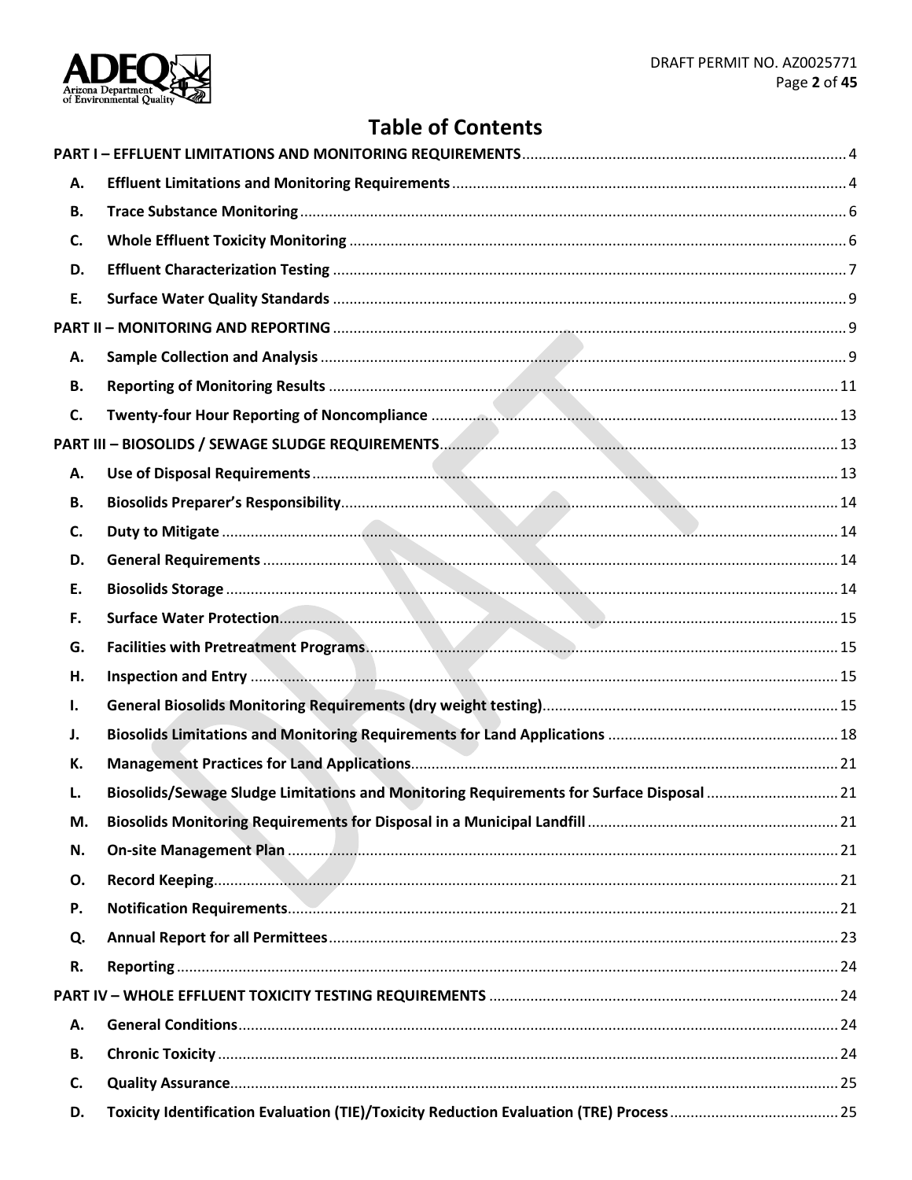# Table of Contents

PART I – EFFLUENT LIMITATIONS AND MONITORING REQUIREMENTS .......... 4

- A. Effluent Limitations and Monitoring Requirements .......... 4
- B. Trace Substance Monitoring .......... 6
- C. Whole Effluent Toxicity Monitoring .......... 6
- D. Effluent Characterization Testing .......... 7
- E. Surface Water Quality Standards .......... 9

PART II – MONITORING AND REPORTING .......... 9

- A. Sample Collection and Analysis .......... 9
- B. Reporting of Monitoring Results .......... 11
- C. Twenty-four Hour Reporting of Noncompliance .......... 13

PART III – BIOSOLIDS / SEWAGE SLUDGE REQUIREMENTS .......... 13

- A. Use of Disposal Requirements .......... 13
- B. Biosolids Preparer's Responsibility .......... 14
- C. Duty to Mitigate .......... 14
- D. General Requirements .......... 14
- E. Biosolids Storage .......... 14
- F. Surface Water Protection .......... 15
- G. Facilities with Pretreatment Programs .......... 15
- H. Inspection and Entry .......... 15
- I. General Biosolids Monitoring Requirements (dry weight testing) .......... 15
- J. Biosolids Limitations and Monitoring Requirements for Land Applications .......... 18
- K. Management Practices for Land Applications .......... 21
- L. Biosolids/Sewage Sludge Limitations and Monitoring Requirements for Surface Disposal .......... 21
- M. Biosolids Monitoring Requirements for Disposal in a Municipal Landfill .......... 21
- N. On-site Management Plan .......... 21
- O. Record Keeping .......... 21
- P. Notification Requirements .......... 21
- Q. Annual Report for all Permittees .......... 23
- R. Reporting .......... 24

PART IV – WHOLE EFFLUENT TOXICITY TESTING REQUIREMENTS .......... 24

- A. General Conditions .......... 24
- B. Chronic Toxicity .......... 24
- C. Quality Assurance .......... 25
- D. Toxicity Identification Evaluation (TIE)/Toxicity Reduction Evaluation (TRE) Process .......... 25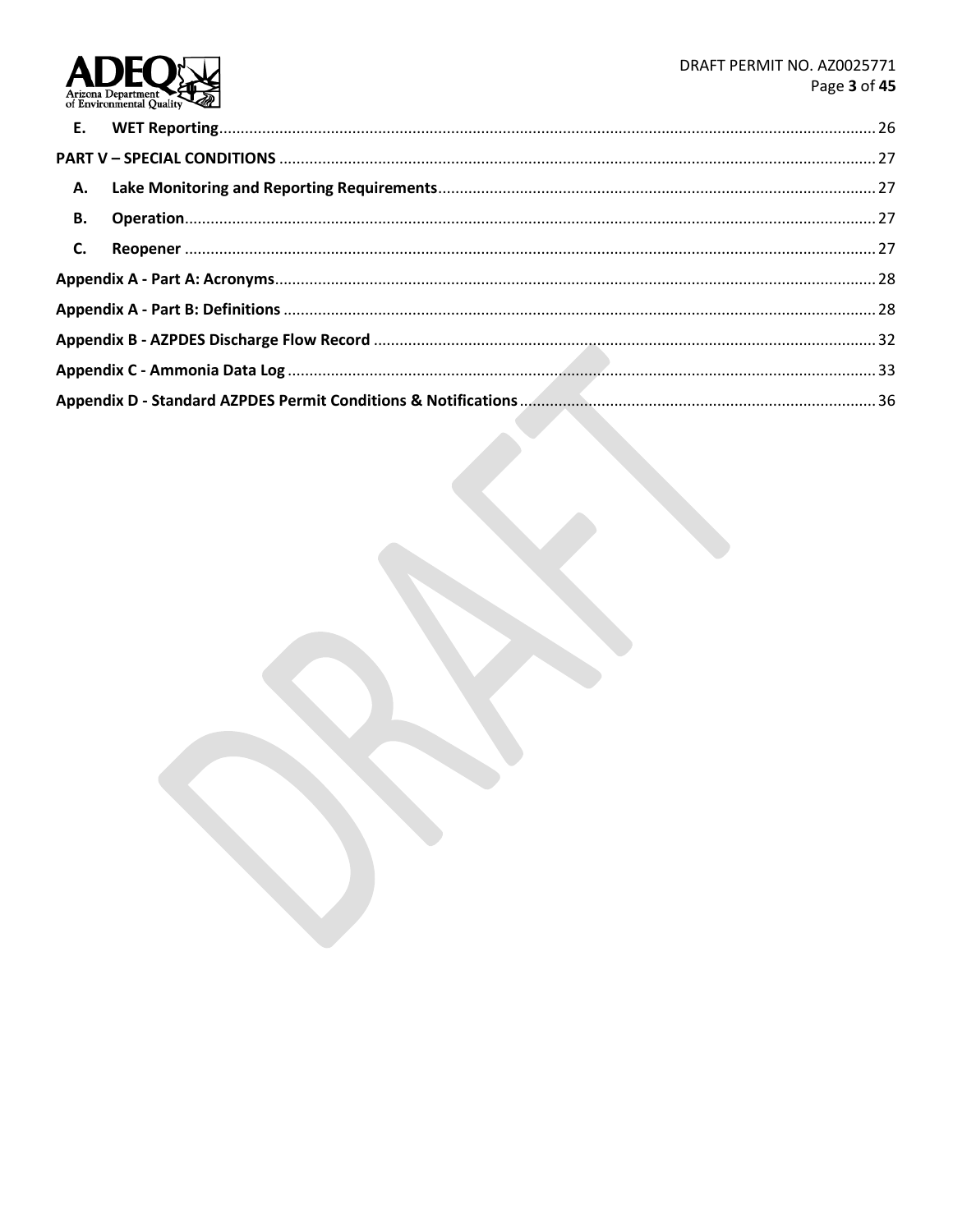| | | |
|---|---|---|
| **E.** | **WET Reporting** | 26 |
| **PART V – SPECIAL CONDITIONS** | | 27 |
| **A.** | **Lake Monitoring and Reporting Requirements** | 27 |
| **B.** | **Operation** | 27 |
| **C.** | **Reopener** | 27 |
| **Appendix A - Part A: Acronyms** | | 28 |
| **Appendix A - Part B: Definitions** | | 28 |
| **Appendix B - AZPDES Discharge Flow Record** | | 32 |
| **Appendix C - Ammonia Data Log** | | 33 |
| **Appendix D - Standard AZPDES Permit Conditions & Notifications** | | 36 |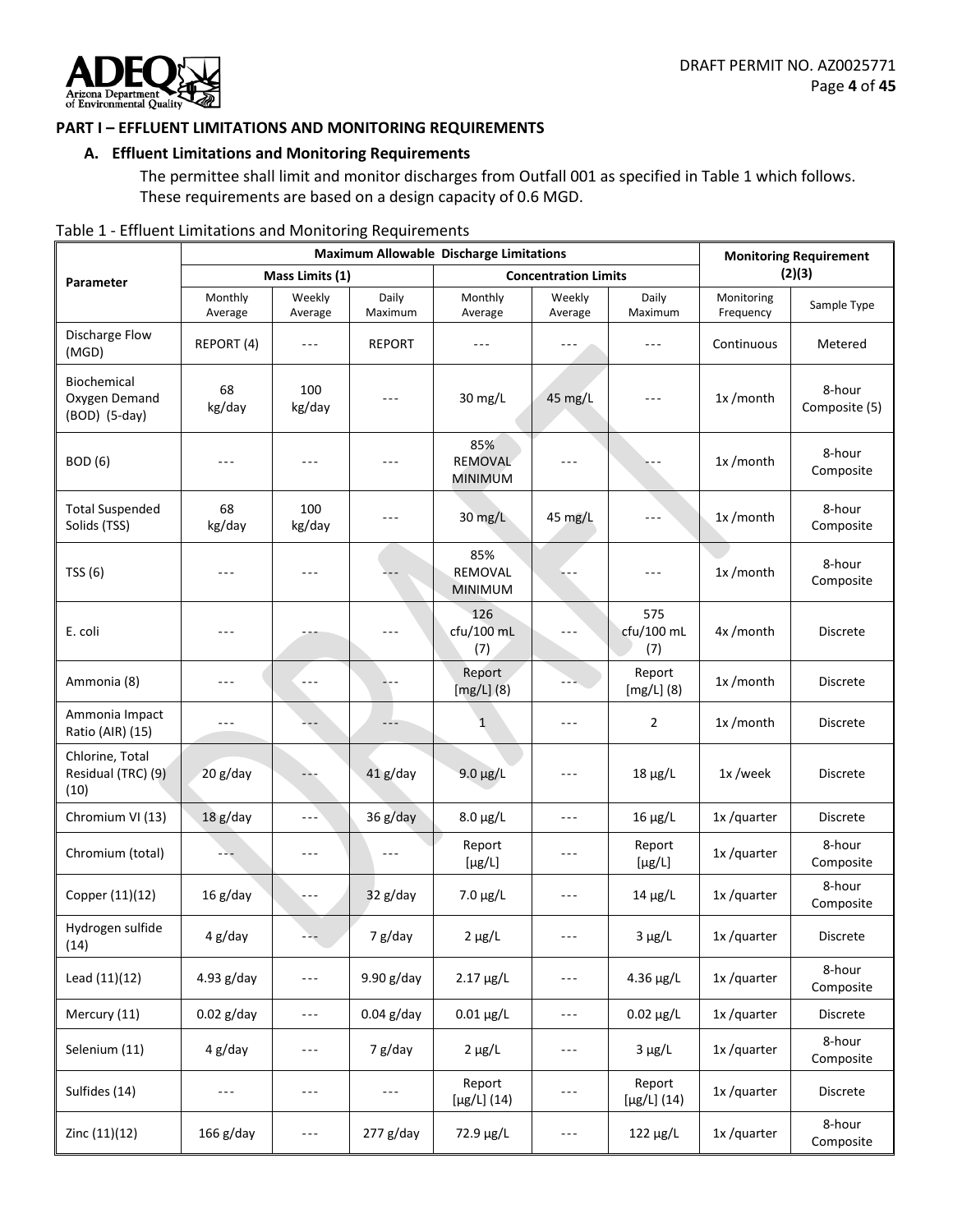## PART I – EFFLUENT LIMITATIONS AND MONITORING REQUIREMENTS

### A. Effluent Limitations and Monitoring Requirements

The permittee shall limit and monitor discharges from Outfall 001 as specified in Table 1 which follows. These requirements are based on a design capacity of 0.6 MGD.

Table 1 - Effluent Limitations and Monitoring Requirements

| Parameter | Maximum Allowable Discharge Limitations | | | | | | Monitoring Requirement (2)(3) | |
|---|---|---|---|---|---|---|---|---|
| | Mass Limits (1) | | | Concentration Limits | | | | |
| | Monthly Average | Weekly Average | Daily Maximum | Monthly Average | Weekly Average | Daily Maximum | Monitoring Frequency | Sample Type |
| Discharge Flow (MGD) | REPORT (4) | --- | REPORT | --- | --- | --- | Continuous | Metered |
| Biochemical Oxygen Demand (BOD) (5-day) | 68 kg/day | 100 kg/day | --- | 30 mg/L | 45 mg/L | --- | 1x /month | 8-hour Composite (5) |
| BOD (6) | --- | --- | --- | 85% REMOVAL MINIMUM | --- | --- | 1x /month | 8-hour Composite |
| Total Suspended Solids (TSS) | 68 kg/day | 100 kg/day | --- | 30 mg/L | 45 mg/L | --- | 1x /month | 8-hour Composite |
| TSS (6) | --- | --- | --- | 85% REMOVAL MINIMUM | --- | --- | 1x /month | 8-hour Composite |
| E. coli | --- | --- | --- | 126 cfu/100 mL (7) | --- | 575 cfu/100 mL (7) | 4x /month | Discrete |
| Ammonia (8) | --- | --- | --- | Report [mg/L] (8) | --- | Report [mg/L] (8) | 1x /month | Discrete |
| Ammonia Impact Ratio (AIR) (15) | --- | --- | --- | 1 | --- | 2 | 1x /month | Discrete |
| Chlorine, Total Residual (TRC) (9)(10) | 20 g/day | --- | 41 g/day | 9.0 µg/L | --- | 18 µg/L | 1x /week | Discrete |
| Chromium VI (13) | 18 g/day | --- | 36 g/day | 8.0 µg/L | --- | 16 µg/L | 1x /quarter | Discrete |
| Chromium (total) | --- | --- | --- | Report [µg/L] | --- | Report [µg/L] | 1x /quarter | 8-hour Composite |
| Copper (11)(12) | 16 g/day | --- | 32 g/day | 7.0 µg/L | --- | 14 µg/L | 1x /quarter | 8-hour Composite |
| Hydrogen sulfide (14) | 4 g/day | --- | 7 g/day | 2 µg/L | --- | 3 µg/L | 1x /quarter | Discrete |
| Lead (11)(12) | 4.93 g/day | --- | 9.90 g/day | 2.17 µg/L | --- | 4.36 µg/L | 1x /quarter | 8-hour Composite |
| Mercury (11) | 0.02 g/day | --- | 0.04 g/day | 0.01 µg/L | --- | 0.02 µg/L | 1x /quarter | Discrete |
| Selenium (11) | 4 g/day | --- | 7 g/day | 2 µg/L | --- | 3 µg/L | 1x /quarter | 8-hour Composite |
| Sulfides (14) | --- | --- | --- | Report [µg/L] (14) | --- | Report [µg/L] (14) | 1x /quarter | Discrete |
| Zinc (11)(12) | 166 g/day | --- | 277 g/day | 72.9 µg/L | --- | 122 µg/L | 1x /quarter | 8-hour Composite |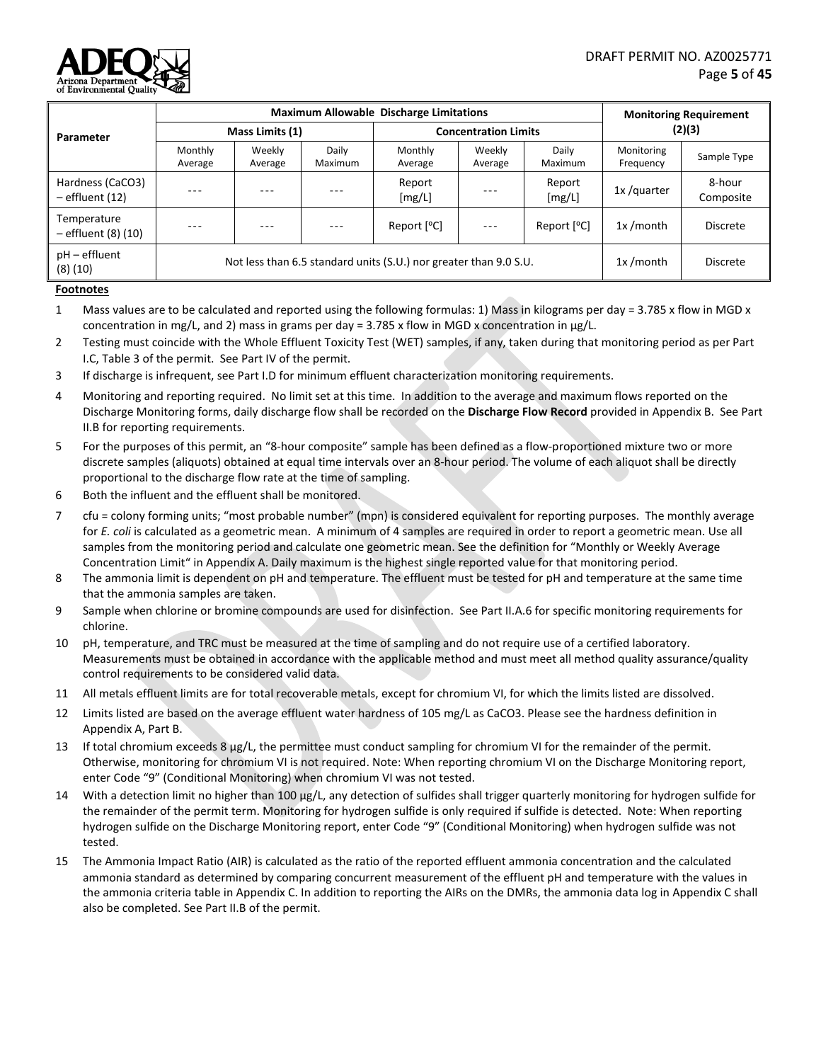| Parameter | Maximum Allowable Discharge Limitations | | | | | | Monitoring Requirement (2)(3) | |
|---|---|---|---|---|---|---|---|---|
| | Mass Limits (1) | | | Concentration Limits | | | | |
| | Monthly Average | Weekly Average | Daily Maximum | Monthly Average | Weekly Average | Daily Maximum | Monitoring Frequency | Sample Type |
| Hardness (CaCO3) – effluent (12) | --- | --- | --- | Report [mg/L] | --- | Report [mg/L] | 1x /quarter | 8-hour Composite |
| Temperature – effluent (8) (10) | --- | --- | --- | Report [ºC] | --- | Report [ºC] | 1x /month | Discrete |
| pH – effluent (8) (10) | Not less than 6.5 standard units (S.U.) nor greater than 9.0 S.U. | | | | | | 1x /month | Discrete |

**Footnotes**

1. Mass values are to be calculated and reported using the following formulas: 1) Mass in kilograms per day = 3.785 x flow in MGD x concentration in mg/L, and 2) mass in grams per day = 3.785 x flow in MGD x concentration in µg/L.
2. Testing must coincide with the Whole Effluent Toxicity Test (WET) samples, if any, taken during that monitoring period as per Part I.C, Table 3 of the permit. See Part IV of the permit.
3. If discharge is infrequent, see Part I.D for minimum effluent characterization monitoring requirements.
4. Monitoring and reporting required. No limit set at this time. In addition to the average and maximum flows reported on the Discharge Monitoring forms, daily discharge flow shall be recorded on the **Discharge Flow Record** provided in Appendix B. See Part II.B for reporting requirements.
5. For the purposes of this permit, an "8-hour composite" sample has been defined as a flow-proportioned mixture two or more discrete samples (aliquots) obtained at equal time intervals over an 8-hour period. The volume of each aliquot shall be directly proportional to the discharge flow rate at the time of sampling.
6. Both the influent and the effluent shall be monitored.
7. cfu = colony forming units; "most probable number" (mpn) is considered equivalent for reporting purposes. The monthly average for *E. coli* is calculated as a geometric mean. A minimum of 4 samples are required in order to report a geometric mean. Use all samples from the monitoring period and calculate one geometric mean. See the definition for "Monthly or Weekly Average Concentration Limit" in Appendix A. Daily maximum is the highest single reported value for that monitoring period.
8. The ammonia limit is dependent on pH and temperature. The effluent must be tested for pH and temperature at the same time that the ammonia samples are taken.
9. Sample when chlorine or bromine compounds are used for disinfection. See Part II.A.6 for specific monitoring requirements for chlorine.
10. pH, temperature, and TRC must be measured at the time of sampling and do not require use of a certified laboratory. Measurements must be obtained in accordance with the applicable method and must meet all method quality assurance/quality control requirements to be considered valid data.
11. All metals effluent limits are for total recoverable metals, except for chromium VI, for which the limits listed are dissolved.
12. Limits listed are based on the average effluent water hardness of 105 mg/L as CaCO3. Please see the hardness definition in Appendix A, Part B.
13. If total chromium exceeds 8 µg/L, the permittee must conduct sampling for chromium VI for the remainder of the permit. Otherwise, monitoring for chromium VI is not required. Note: When reporting chromium VI on the Discharge Monitoring report, enter Code "9" (Conditional Monitoring) when chromium VI was not tested.
14. With a detection limit no higher than 100 µg/L, any detection of sulfides shall trigger quarterly monitoring for hydrogen sulfide for the remainder of the permit term. Monitoring for hydrogen sulfide is only required if sulfide is detected. Note: When reporting hydrogen sulfide on the Discharge Monitoring report, enter Code "9" (Conditional Monitoring) when hydrogen sulfide was not tested.
15. The Ammonia Impact Ratio (AIR) is calculated as the ratio of the reported effluent ammonia concentration and the calculated ammonia standard as determined by comparing concurrent measurement of the effluent pH and temperature with the values in the ammonia criteria table in Appendix C. In addition to reporting the AIRs on the DMRs, the ammonia data log in Appendix C shall also be completed. See Part II.B of the permit.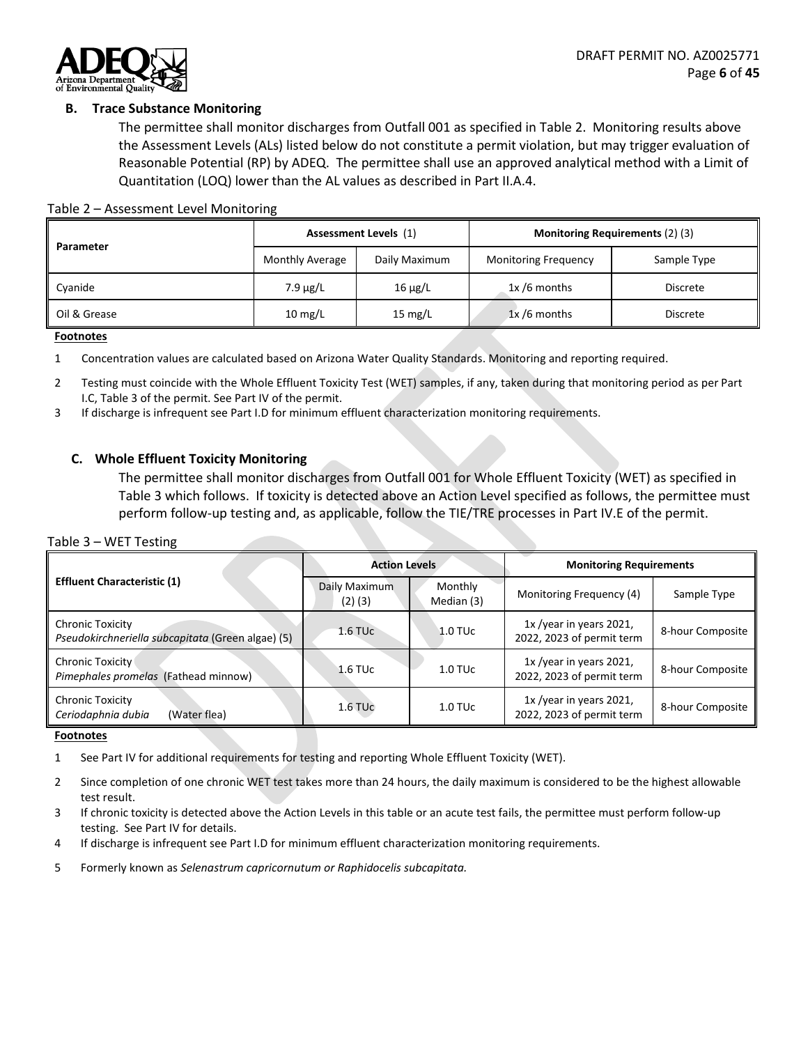### B. Trace Substance Monitoring

The permittee shall monitor discharges from Outfall 001 as specified in Table 2. Monitoring results above the Assessment Levels (ALs) listed below do not constitute a permit violation, but may trigger evaluation of Reasonable Potential (RP) by ADEQ. The permittee shall use an approved analytical method with a Limit of Quantitation (LOQ) lower than the AL values as described in Part II.A.4.

Table 2 – Assessment Level Monitoring

| Parameter | Assessment Levels (1) | | Monitoring Requirements (2) (3) | |
|---|---|---|---|---|
| | Monthly Average | Daily Maximum | Monitoring Frequency | Sample Type |
| Cyanide | 7.9 µg/L | 16 µg/L | 1x /6 months | Discrete |
| Oil & Grease | 10 mg/L | 15 mg/L | 1x /6 months | Discrete |

**Footnotes**

1 Concentration values are calculated based on Arizona Water Quality Standards. Monitoring and reporting required.

2 Testing must coincide with the Whole Effluent Toxicity Test (WET) samples, if any, taken during that monitoring period as per Part I.C, Table 3 of the permit. See Part IV of the permit.

3 If discharge is infrequent see Part I.D for minimum effluent characterization monitoring requirements.

### C. Whole Effluent Toxicity Monitoring

The permittee shall monitor discharges from Outfall 001 for Whole Effluent Toxicity (WET) as specified in Table 3 which follows. If toxicity is detected above an Action Level specified as follows, the permittee must perform follow-up testing and, as applicable, follow the TIE/TRE processes in Part IV.E of the permit.

Table 3 – WET Testing

| Effluent Characteristic (1) | Action Levels | | Monitoring Requirements | |
|---|---|---|---|---|
| | Daily Maximum (2) (3) | Monthly Median (3) | Monitoring Frequency (4) | Sample Type |
| Chronic Toxicity *Pseudokirchneriella subcapitata* (Green algae) (5) | 1.6 TUc | 1.0 TUc | 1x /year in years 2021, 2022, 2023 of permit term | 8-hour Composite |
| Chronic Toxicity *Pimephales promelas* (Fathead minnow) | 1.6 TUc | 1.0 TUc | 1x /year in years 2021, 2022, 2023 of permit term | 8-hour Composite |
| Chronic Toxicity *Ceriodaphnia dubia* (Water flea) | 1.6 TUc | 1.0 TUc | 1x /year in years 2021, 2022, 2023 of permit term | 8-hour Composite |

**Footnotes**

1 See Part IV for additional requirements for testing and reporting Whole Effluent Toxicity (WET).

2 Since completion of one chronic WET test takes more than 24 hours, the daily maximum is considered to be the highest allowable test result.

3 If chronic toxicity is detected above the Action Levels in this table or an acute test fails, the permittee must perform follow-up testing. See Part IV for details.

4 If discharge is infrequent see Part I.D for minimum effluent characterization monitoring requirements.

5 Formerly known as *Selenastrum capricornutum or Raphidocelis subcapitata.*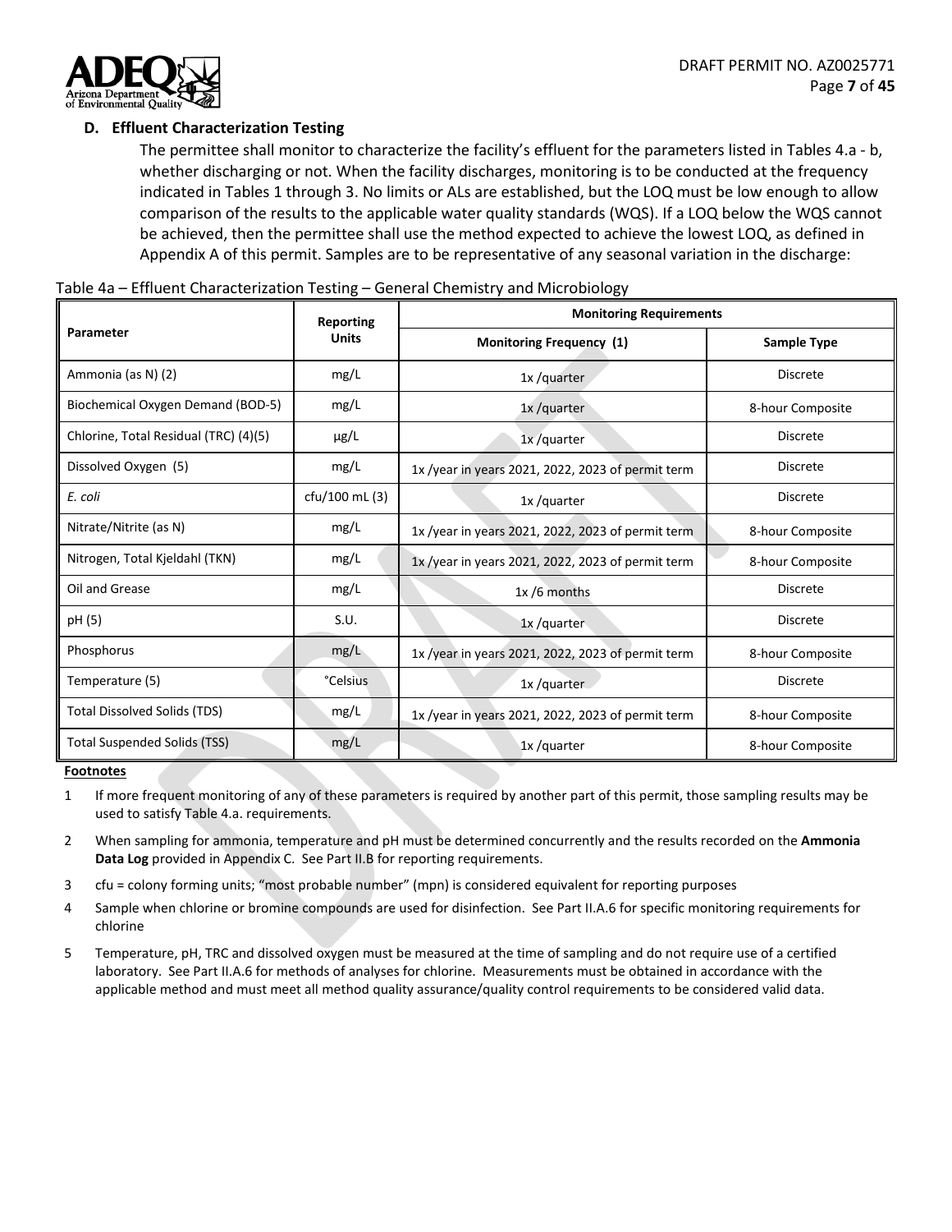### D. Effluent Characterization Testing

The permittee shall monitor to characterize the facility's effluent for the parameters listed in Tables 4.a - b, whether discharging or not. When the facility discharges, monitoring is to be conducted at the frequency indicated in Tables 1 through 3. No limits or ALs are established, but the LOQ must be low enough to allow comparison of the results to the applicable water quality standards (WQS). If a LOQ below the WQS cannot be achieved, then the permittee shall use the method expected to achieve the lowest LOQ, as defined in Appendix A of this permit. Samples are to be representative of any seasonal variation in the discharge:

Table 4a – Effluent Characterization Testing – General Chemistry and Microbiology

| Parameter | Reporting Units | Monitoring Requirements | |
|---|---|---|---|
| | | Monitoring Frequency (1) | Sample Type |
| Ammonia (as N) (2) | mg/L | 1x /quarter | Discrete |
| Biochemical Oxygen Demand (BOD-5) | mg/L | 1x /quarter | 8-hour Composite |
| Chlorine, Total Residual (TRC) (4)(5) | µg/L | 1x /quarter | Discrete |
| Dissolved Oxygen (5) | mg/L | 1x /year in years 2021, 2022, 2023 of permit term | Discrete |
| *E. coli* | cfu/100 mL (3) | 1x /quarter | Discrete |
| Nitrate/Nitrite (as N) | mg/L | 1x /year in years 2021, 2022, 2023 of permit term | 8-hour Composite |
| Nitrogen, Total Kjeldahl (TKN) | mg/L | 1x /year in years 2021, 2022, 2023 of permit term | 8-hour Composite |
| Oil and Grease | mg/L | 1x /6 months | Discrete |
| pH (5) | S.U. | 1x /quarter | Discrete |
| Phosphorus | mg/L | 1x /year in years 2021, 2022, 2023 of permit term | 8-hour Composite |
| Temperature (5) | °Celsius | 1x /quarter | Discrete |
| Total Dissolved Solids (TDS) | mg/L | 1x /year in years 2021, 2022, 2023 of permit term | 8-hour Composite |
| Total Suspended Solids (TSS) | mg/L | 1x /quarter | 8-hour Composite |

**Footnotes**

1. If more frequent monitoring of any of these parameters is required by another part of this permit, those sampling results may be used to satisfy Table 4.a. requirements.
2. When sampling for ammonia, temperature and pH must be determined concurrently and the results recorded on the **Ammonia Data Log** provided in Appendix C. See Part II.B for reporting requirements.
3. cfu = colony forming units; "most probable number" (mpn) is considered equivalent for reporting purposes
4. Sample when chlorine or bromine compounds are used for disinfection. See Part II.A.6 for specific monitoring requirements for chlorine
5. Temperature, pH, TRC and dissolved oxygen must be measured at the time of sampling and do not require use of a certified laboratory. See Part II.A.6 for methods of analyses for chlorine. Measurements must be obtained in accordance with the applicable method and must meet all method quality assurance/quality control requirements to be considered valid data.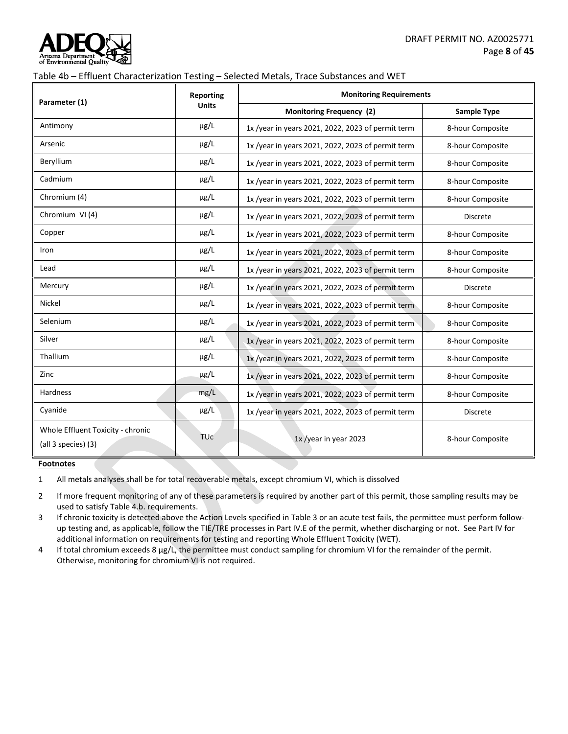Table 4b – Effluent Characterization Testing – Selected Metals, Trace Substances and WET

| Parameter (1) | Reporting Units | Monitoring Requirements | |
|---|---|---|---|
| | | Monitoring Frequency (2) | Sample Type |
| Antimony | µg/L | 1x /year in years 2021, 2022, 2023 of permit term | 8-hour Composite |
| Arsenic | µg/L | 1x /year in years 2021, 2022, 2023 of permit term | 8-hour Composite |
| Beryllium | µg/L | 1x /year in years 2021, 2022, 2023 of permit term | 8-hour Composite |
| Cadmium | µg/L | 1x /year in years 2021, 2022, 2023 of permit term | 8-hour Composite |
| Chromium (4) | µg/L | 1x /year in years 2021, 2022, 2023 of permit term | 8-hour Composite |
| Chromium VI (4) | µg/L | 1x /year in years 2021, 2022, 2023 of permit term | Discrete |
| Copper | µg/L | 1x /year in years 2021, 2022, 2023 of permit term | 8-hour Composite |
| Iron | µg/L | 1x /year in years 2021, 2022, 2023 of permit term | 8-hour Composite |
| Lead | µg/L | 1x /year in years 2021, 2022, 2023 of permit term | 8-hour Composite |
| Mercury | µg/L | 1x /year in years 2021, 2022, 2023 of permit term | Discrete |
| Nickel | µg/L | 1x /year in years 2021, 2022, 2023 of permit term | 8-hour Composite |
| Selenium | µg/L | 1x /year in years 2021, 2022, 2023 of permit term | 8-hour Composite |
| Silver | µg/L | 1x /year in years 2021, 2022, 2023 of permit term | 8-hour Composite |
| Thallium | µg/L | 1x /year in years 2021, 2022, 2023 of permit term | 8-hour Composite |
| Zinc | µg/L | 1x /year in years 2021, 2022, 2023 of permit term | 8-hour Composite |
| Hardness | mg/L | 1x /year in years 2021, 2022, 2023 of permit term | 8-hour Composite |
| Cyanide | µg/L | 1x /year in years 2021, 2022, 2023 of permit term | Discrete |
| Whole Effluent Toxicity - chronic (all 3 species) (3) | TUc | 1x /year in year 2023 | 8-hour Composite |

**Footnotes**

1. All metals analyses shall be for total recoverable metals, except chromium VI, which is dissolved
2. If more frequent monitoring of any of these parameters is required by another part of this permit, those sampling results may be used to satisfy Table 4.b. requirements.
3. If chronic toxicity is detected above the Action Levels specified in Table 3 or an acute test fails, the permittee must perform follow-up testing and, as applicable, follow the TIE/TRE processes in Part IV.E of the permit, whether discharging or not. See Part IV for additional information on requirements for testing and reporting Whole Effluent Toxicity (WET).
4. If total chromium exceeds 8 µg/L, the permittee must conduct sampling for chromium VI for the remainder of the permit. Otherwise, monitoring for chromium VI is not required.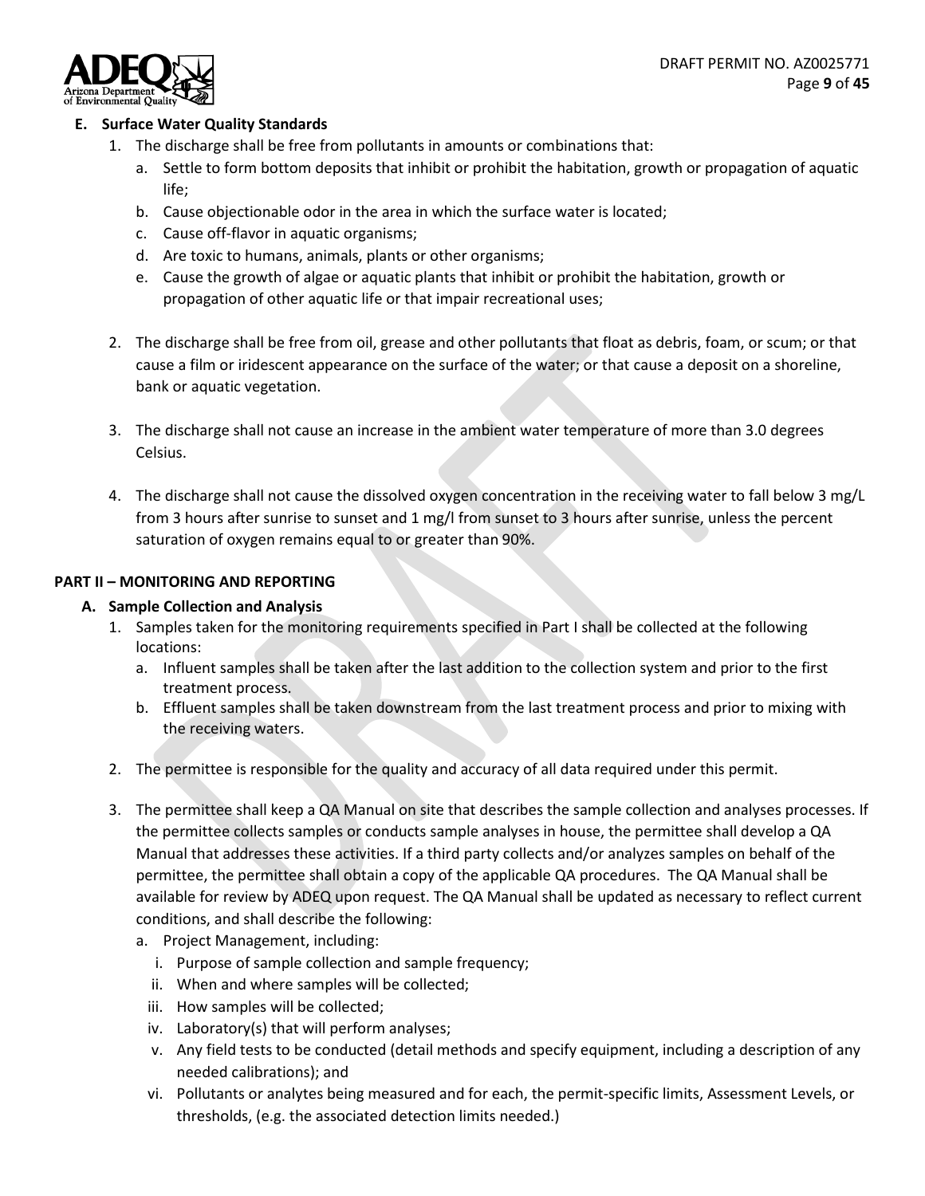### E. Surface Water Quality Standards

1. The discharge shall be free from pollutants in amounts or combinations that:
   a. Settle to form bottom deposits that inhibit or prohibit the habitation, growth or propagation of aquatic life;
   b. Cause objectionable odor in the area in which the surface water is located;
   c. Cause off-flavor in aquatic organisms;
   d. Are toxic to humans, animals, plants or other organisms;
   e. Cause the growth of algae or aquatic plants that inhibit or prohibit the habitation, growth or propagation of other aquatic life or that impair recreational uses;

2. The discharge shall be free from oil, grease and other pollutants that float as debris, foam, or scum; or that cause a film or iridescent appearance on the surface of the water; or that cause a deposit on a shoreline, bank or aquatic vegetation.

3. The discharge shall not cause an increase in the ambient water temperature of more than 3.0 degrees Celsius.

4. The discharge shall not cause the dissolved oxygen concentration in the receiving water to fall below 3 mg/L from 3 hours after sunrise to sunset and 1 mg/l from sunset to 3 hours after sunrise, unless the percent saturation of oxygen remains equal to or greater than 90%.

## PART II – MONITORING AND REPORTING

### A. Sample Collection and Analysis

1. Samples taken for the monitoring requirements specified in Part I shall be collected at the following locations:
   a. Influent samples shall be taken after the last addition to the collection system and prior to the first treatment process.
   b. Effluent samples shall be taken downstream from the last treatment process and prior to mixing with the receiving waters.

2. The permittee is responsible for the quality and accuracy of all data required under this permit.

3. The permittee shall keep a QA Manual on site that describes the sample collection and analyses processes. If the permittee collects samples or conducts sample analyses in house, the permittee shall develop a QA Manual that addresses these activities. If a third party collects and/or analyzes samples on behalf of the permittee, the permittee shall obtain a copy of the applicable QA procedures. The QA Manual shall be available for review by ADEQ upon request. The QA Manual shall be updated as necessary to reflect current conditions, and shall describe the following:
   a. Project Management, including:
      i. Purpose of sample collection and sample frequency;
      ii. When and where samples will be collected;
      iii. How samples will be collected;
      iv. Laboratory(s) that will perform analyses;
      v. Any field tests to be conducted (detail methods and specify equipment, including a description of any needed calibrations); and
      vi. Pollutants or analytes being measured and for each, the permit-specific limits, Assessment Levels, or thresholds, (e.g. the associated detection limits needed.)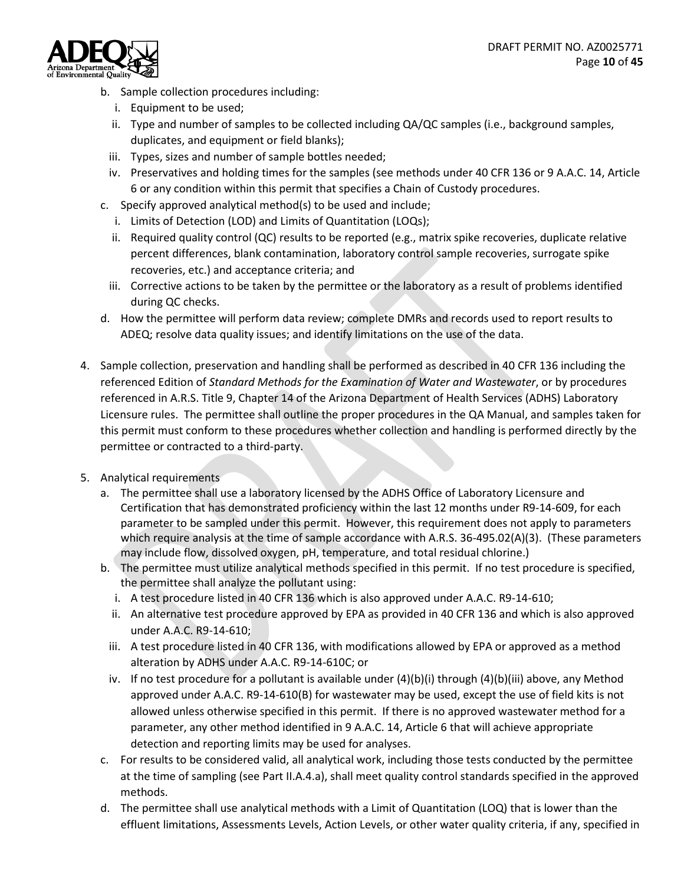b. Sample collection procedures including:
   i. Equipment to be used;
   ii. Type and number of samples to be collected including QA/QC samples (i.e., background samples, duplicates, and equipment or field blanks);
   iii. Types, sizes and number of sample bottles needed;
   iv. Preservatives and holding times for the samples (see methods under 40 CFR 136 or 9 A.A.C. 14, Article 6 or any condition within this permit that specifies a Chain of Custody procedures.
c. Specify approved analytical method(s) to be used and include;
   i. Limits of Detection (LOD) and Limits of Quantitation (LOQs);
   ii. Required quality control (QC) results to be reported (e.g., matrix spike recoveries, duplicate relative percent differences, blank contamination, laboratory control sample recoveries, surrogate spike recoveries, etc.) and acceptance criteria; and
   iii. Corrective actions to be taken by the permittee or the laboratory as a result of problems identified during QC checks.
d. How the permittee will perform data review; complete DMRs and records used to report results to ADEQ; resolve data quality issues; and identify limitations on the use of the data.

4. Sample collection, preservation and handling shall be performed as described in 40 CFR 136 including the referenced Edition of *Standard Methods for the Examination of Water and Wastewater*, or by procedures referenced in A.R.S. Title 9, Chapter 14 of the Arizona Department of Health Services (ADHS) Laboratory Licensure rules. The permittee shall outline the proper procedures in the QA Manual, and samples taken for this permit must conform to these procedures whether collection and handling is performed directly by the permittee or contracted to a third-party.

5. Analytical requirements
   a. The permittee shall use a laboratory licensed by the ADHS Office of Laboratory Licensure and Certification that has demonstrated proficiency within the last 12 months under R9-14-609, for each parameter to be sampled under this permit. However, this requirement does not apply to parameters which require analysis at the time of sample accordance with A.R.S. 36-495.02(A)(3). (These parameters may include flow, dissolved oxygen, pH, temperature, and total residual chlorine.)
   b. The permittee must utilize analytical methods specified in this permit. If no test procedure is specified, the permittee shall analyze the pollutant using:
      i. A test procedure listed in 40 CFR 136 which is also approved under A.A.C. R9-14-610;
      ii. An alternative test procedure approved by EPA as provided in 40 CFR 136 and which is also approved under A.A.C. R9-14-610;
      iii. A test procedure listed in 40 CFR 136, with modifications allowed by EPA or approved as a method alteration by ADHS under A.A.C. R9-14-610C; or
      iv. If no test procedure for a pollutant is available under (4)(b)(i) through (4)(b)(iii) above, any Method approved under A.A.C. R9-14-610(B) for wastewater may be used, except the use of field kits is not allowed unless otherwise specified in this permit. If there is no approved wastewater method for a parameter, any other method identified in 9 A.A.C. 14, Article 6 that will achieve appropriate detection and reporting limits may be used for analyses.
   c. For results to be considered valid, all analytical work, including those tests conducted by the permittee at the time of sampling (see Part II.A.4.a), shall meet quality control standards specified in the approved methods.
   d. The permittee shall use analytical methods with a Limit of Quantitation (LOQ) that is lower than the effluent limitations, Assessments Levels, Action Levels, or other water quality criteria, if any, specified in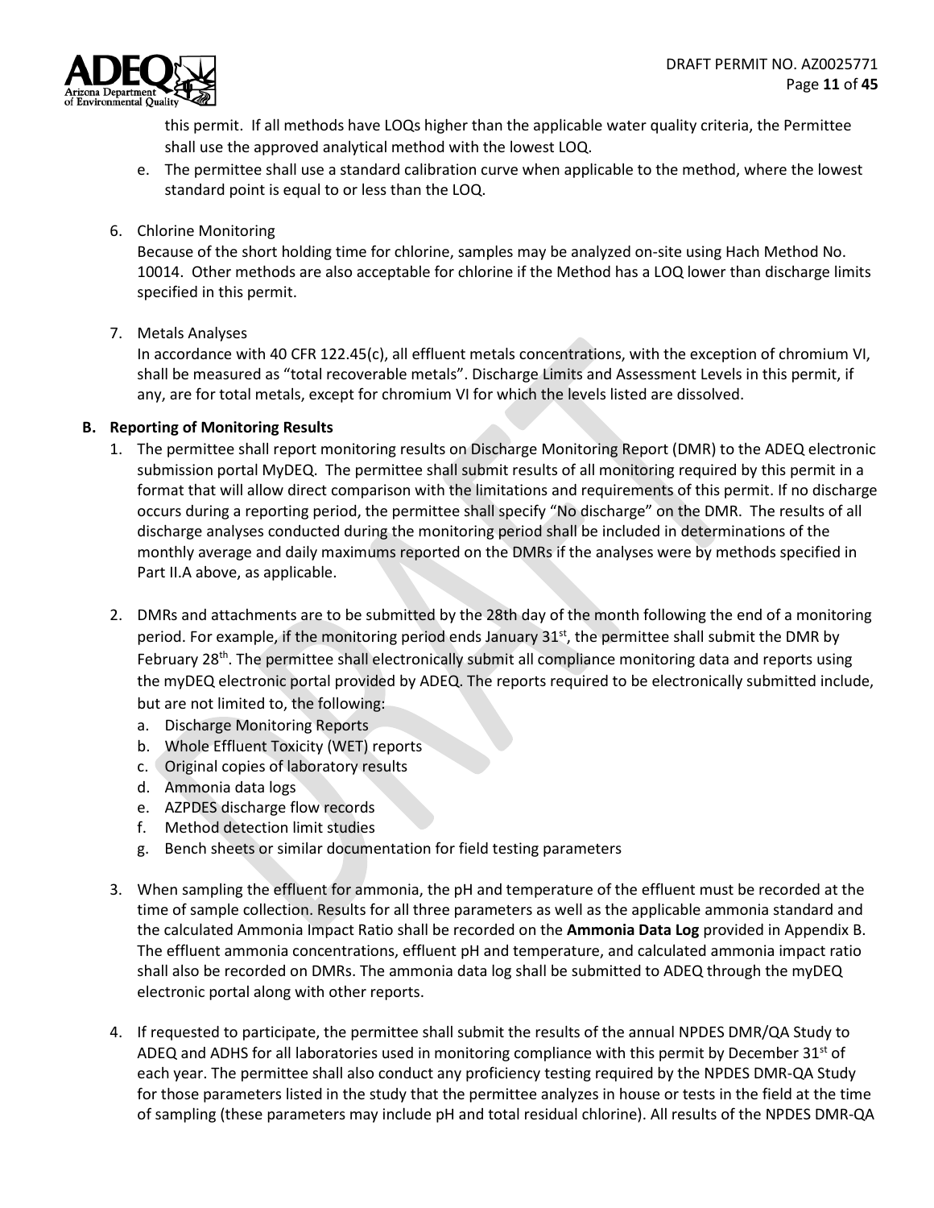this permit. If all methods have LOQs higher than the applicable water quality criteria, the Permittee shall use the approved analytical method with the lowest LOQ.

e. The permittee shall use a standard calibration curve when applicable to the method, where the lowest standard point is equal to or less than the LOQ.

6. Chlorine Monitoring
   Because of the short holding time for chlorine, samples may be analyzed on-site using Hach Method No. 10014. Other methods are also acceptable for chlorine if the Method has a LOQ lower than discharge limits specified in this permit.

7. Metals Analyses
   In accordance with 40 CFR 122.45(c), all effluent metals concentrations, with the exception of chromium VI, shall be measured as "total recoverable metals". Discharge Limits and Assessment Levels in this permit, if any, are for total metals, except for chromium VI for which the levels listed are dissolved.

**B. Reporting of Monitoring Results**

1. The permittee shall report monitoring results on Discharge Monitoring Report (DMR) to the ADEQ electronic submission portal MyDEQ. The permittee shall submit results of all monitoring required by this permit in a format that will allow direct comparison with the limitations and requirements of this permit. If no discharge occurs during a reporting period, the permittee shall specify "No discharge" on the DMR. The results of all discharge analyses conducted during the monitoring period shall be included in determinations of the monthly average and daily maximums reported on the DMRs if the analyses were by methods specified in Part II.A above, as applicable.

2. DMRs and attachments are to be submitted by the 28th day of the month following the end of a monitoring period. For example, if the monitoring period ends January 31st, the permittee shall submit the DMR by February 28th. The permittee shall electronically submit all compliance monitoring data and reports using the myDEQ electronic portal provided by ADEQ. The reports required to be electronically submitted include, but are not limited to, the following:
   a. Discharge Monitoring Reports
   b. Whole Effluent Toxicity (WET) reports
   c. Original copies of laboratory results
   d. Ammonia data logs
   e. AZPDES discharge flow records
   f. Method detection limit studies
   g. Bench sheets or similar documentation for field testing parameters

3. When sampling the effluent for ammonia, the pH and temperature of the effluent must be recorded at the time of sample collection. Results for all three parameters as well as the applicable ammonia standard and the calculated Ammonia Impact Ratio shall be recorded on the **Ammonia Data Log** provided in Appendix B. The effluent ammonia concentrations, effluent pH and temperature, and calculated ammonia impact ratio shall also be recorded on DMRs. The ammonia data log shall be submitted to ADEQ through the myDEQ electronic portal along with other reports.

4. If requested to participate, the permittee shall submit the results of the annual NPDES DMR/QA Study to ADEQ and ADHS for all laboratories used in monitoring compliance with this permit by December 31st of each year. The permittee shall also conduct any proficiency testing required by the NPDES DMR-QA Study for those parameters listed in the study that the permittee analyzes in house or tests in the field at the time of sampling (these parameters may include pH and total residual chlorine). All results of the NPDES DMR-QA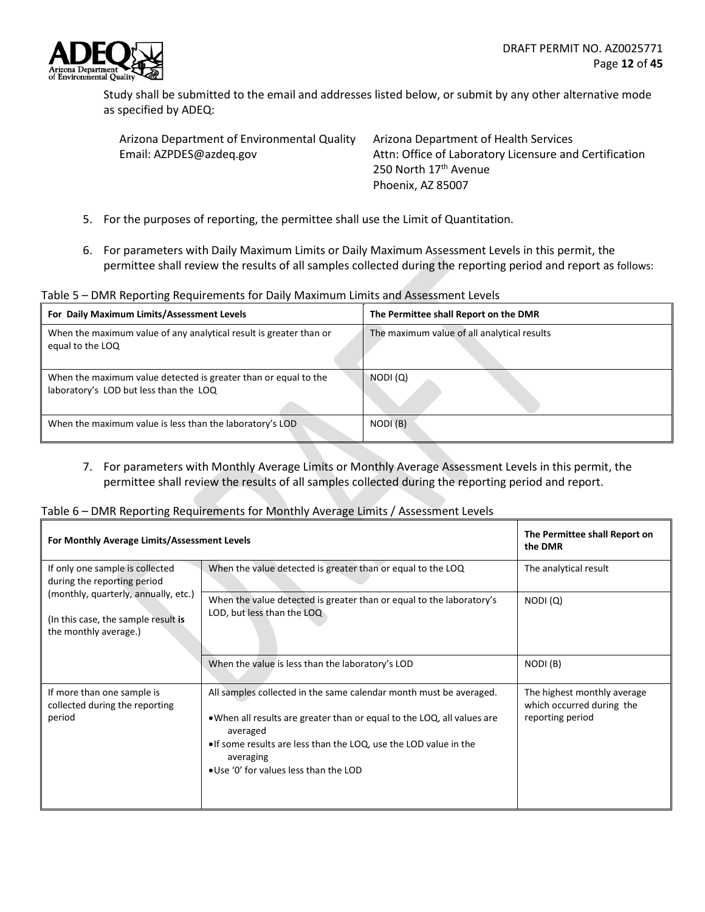Study shall be submitted to the email and addresses listed below, or submit by any other alternative mode as specified by ADEQ:

Arizona Department of Environmental Quality
Email: AZPDES@azdeq.gov

Arizona Department of Health Services
Attn: Office of Laboratory Licensure and Certification
250 North 17th Avenue
Phoenix, AZ 85007

5. For the purposes of reporting, the permittee shall use the Limit of Quantitation.

6. For parameters with Daily Maximum Limits or Daily Maximum Assessment Levels in this permit, the permittee shall review the results of all samples collected during the reporting period and report as follows:

Table 5 – DMR Reporting Requirements for Daily Maximum Limits and Assessment Levels

| For Daily Maximum Limits/Assessment Levels | The Permittee shall Report on the DMR |
|---|---|
| When the maximum value of any analytical result is greater than or equal to the LOQ | The maximum value of all analytical results |
| When the maximum value detected is greater than or equal to the laboratory's LOD but less than the LOQ | NODI (Q) |
| When the maximum value is less than the laboratory's LOD | NODI (B) |

7. For parameters with Monthly Average Limits or Monthly Average Assessment Levels in this permit, the permittee shall review the results of all samples collected during the reporting period and report.

Table 6 – DMR Reporting Requirements for Monthly Average Limits / Assessment Levels

| For Monthly Average Limits/Assessment Levels | | The Permittee shall Report on the DMR |
|---|---|---|
| If only one sample is collected during the reporting period (monthly, quarterly, annually, etc.)<br><br>(In this case, the sample result **is** the monthly average.) | When the value detected is greater than or equal to the LOQ | The analytical result |
| | When the value detected is greater than or equal to the laboratory's LOD, but less than the LOQ | NODI (Q) |
| | When the value is less than the laboratory's LOD | NODI (B) |
| If more than one sample is collected during the reporting period | All samples collected in the same calendar month must be averaged.<br><br>• When all results are greater than or equal to the LOQ, all values are averaged<br>• If some results are less than the LOQ, use the LOD value in the averaging<br>• Use '0' for values less than the LOD | The highest monthly average which occurred during the reporting period |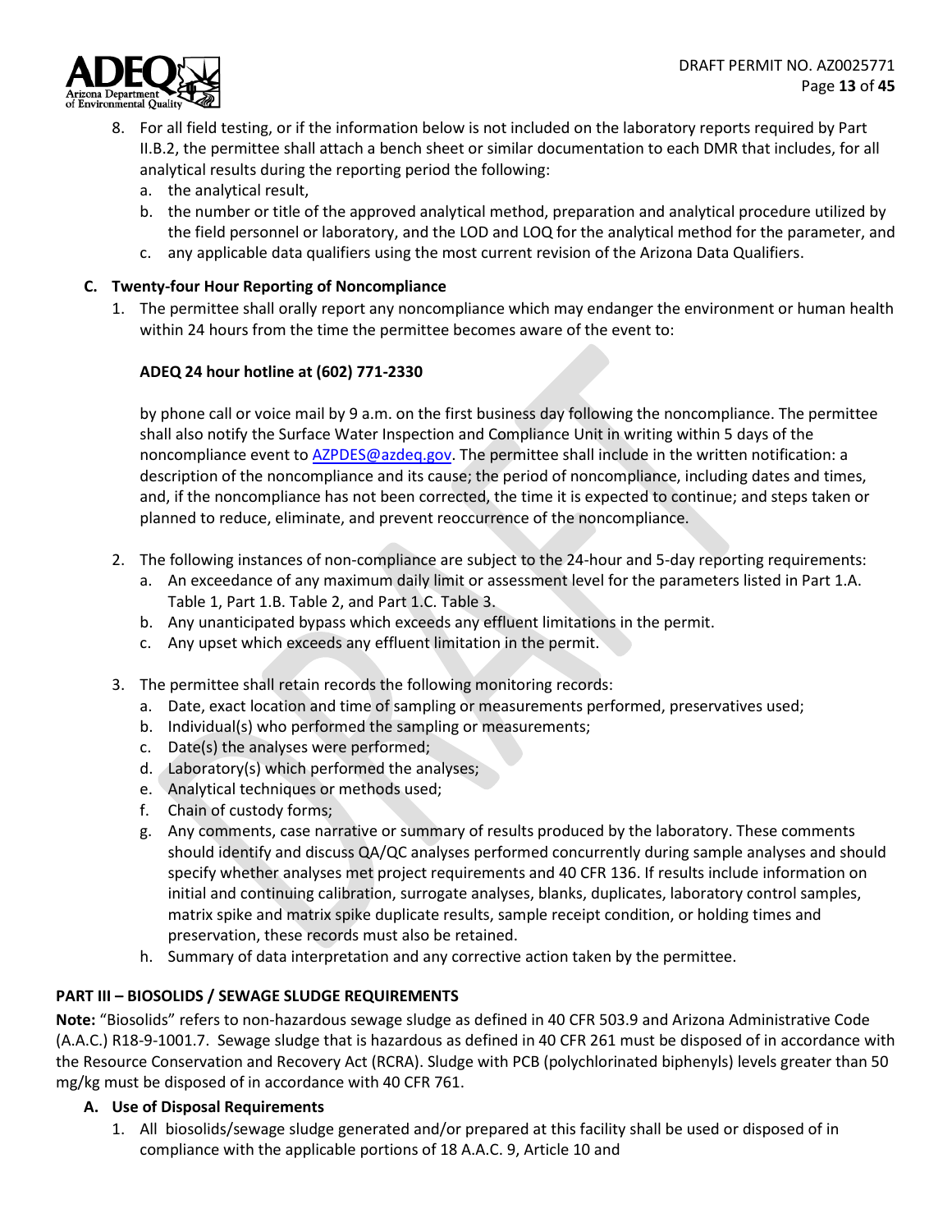8. For all field testing, or if the information below is not included on the laboratory reports required by Part II.B.2, the permittee shall attach a bench sheet or similar documentation to each DMR that includes, for all analytical results during the reporting period the following:
   a. the analytical result,
   b. the number or title of the approved analytical method, preparation and analytical procedure utilized by the field personnel or laboratory, and the LOD and LOQ for the analytical method for the parameter, and
   c. any applicable data qualifiers using the most current revision of the Arizona Data Qualifiers.

### C. Twenty-four Hour Reporting of Noncompliance

1. The permittee shall orally report any noncompliance which may endanger the environment or human health within 24 hours from the time the permittee becomes aware of the event to:

   **ADEQ 24 hour hotline at (602) 771-2330**

   by phone call or voice mail by 9 a.m. on the first business day following the noncompliance. The permittee shall also notify the Surface Water Inspection and Compliance Unit in writing within 5 days of the noncompliance event to AZPDES@azdeq.gov. The permittee shall include in the written notification: a description of the noncompliance and its cause; the period of noncompliance, including dates and times, and, if the noncompliance has not been corrected, the time it is expected to continue; and steps taken or planned to reduce, eliminate, and prevent reoccurrence of the noncompliance.

2. The following instances of non-compliance are subject to the 24-hour and 5-day reporting requirements:
   a. An exceedance of any maximum daily limit or assessment level for the parameters listed in Part 1.A. Table 1, Part 1.B. Table 2, and Part 1.C. Table 3.
   b. Any unanticipated bypass which exceeds any effluent limitations in the permit.
   c. Any upset which exceeds any effluent limitation in the permit.

3. The permittee shall retain records the following monitoring records:
   a. Date, exact location and time of sampling or measurements performed, preservatives used;
   b. Individual(s) who performed the sampling or measurements;
   c. Date(s) the analyses were performed;
   d. Laboratory(s) which performed the analyses;
   e. Analytical techniques or methods used;
   f. Chain of custody forms;
   g. Any comments, case narrative or summary of results produced by the laboratory. These comments should identify and discuss QA/QC analyses performed concurrently during sample analyses and should specify whether analyses met project requirements and 40 CFR 136. If results include information on initial and continuing calibration, surrogate analyses, blanks, duplicates, laboratory control samples, matrix spike and matrix spike duplicate results, sample receipt condition, or holding times and preservation, these records must also be retained.
   h. Summary of data interpretation and any corrective action taken by the permittee.

## PART III – BIOSOLIDS / SEWAGE SLUDGE REQUIREMENTS

**Note:** "Biosolids" refers to non-hazardous sewage sludge as defined in 40 CFR 503.9 and Arizona Administrative Code (A.A.C.) R18-9-1001.7. Sewage sludge that is hazardous as defined in 40 CFR 261 must be disposed of in accordance with the Resource Conservation and Recovery Act (RCRA). Sludge with PCB (polychlorinated biphenyls) levels greater than 50 mg/kg must be disposed of in accordance with 40 CFR 761.

### A. Use of Disposal Requirements

1. All biosolids/sewage sludge generated and/or prepared at this facility shall be used or disposed of in compliance with the applicable portions of 18 A.A.C. 9, Article 10 and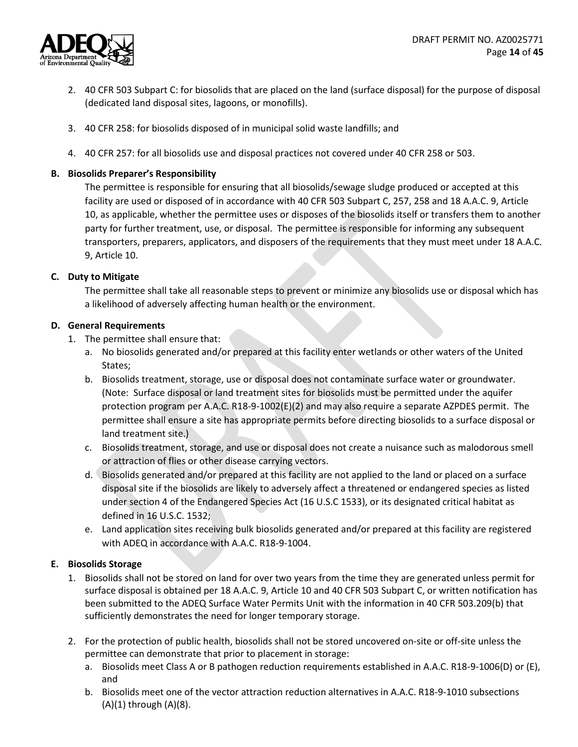2. 40 CFR 503 Subpart C: for biosolids that are placed on the land (surface disposal) for the purpose of disposal (dedicated land disposal sites, lagoons, or monofills).

3. 40 CFR 258: for biosolids disposed of in municipal solid waste landfills; and

4. 40 CFR 257: for all biosolids use and disposal practices not covered under 40 CFR 258 or 503.

### B. Biosolids Preparer's Responsibility

The permittee is responsible for ensuring that all biosolids/sewage sludge produced or accepted at this facility are used or disposed of in accordance with 40 CFR 503 Subpart C, 257, 258 and 18 A.A.C. 9, Article 10, as applicable, whether the permittee uses or disposes of the biosolids itself or transfers them to another party for further treatment, use, or disposal. The permittee is responsible for informing any subsequent transporters, preparers, applicators, and disposers of the requirements that they must meet under 18 A.A.C. 9, Article 10.

### C. Duty to Mitigate

The permittee shall take all reasonable steps to prevent or minimize any biosolids use or disposal which has a likelihood of adversely affecting human health or the environment.

### D. General Requirements

1. The permittee shall ensure that:
   a. No biosolids generated and/or prepared at this facility enter wetlands or other waters of the United States;
   b. Biosolids treatment, storage, use or disposal does not contaminate surface water or groundwater. (Note: Surface disposal or land treatment sites for biosolids must be permitted under the aquifer protection program per A.A.C. R18-9-1002(E)(2) and may also require a separate AZPDES permit. The permittee shall ensure a site has appropriate permits before directing biosolids to a surface disposal or land treatment site.)
   c. Biosolids treatment, storage, and use or disposal does not create a nuisance such as malodorous smell or attraction of flies or other disease carrying vectors.
   d. Biosolids generated and/or prepared at this facility are not applied to the land or placed on a surface disposal site if the biosolids are likely to adversely affect a threatened or endangered species as listed under section 4 of the Endangered Species Act (16 U.S.C 1533), or its designated critical habitat as defined in 16 U.S.C. 1532;
   e. Land application sites receiving bulk biosolids generated and/or prepared at this facility are registered with ADEQ in accordance with A.A.C. R18-9-1004.

### E. Biosolids Storage

1. Biosolids shall not be stored on land for over two years from the time they are generated unless permit for surface disposal is obtained per 18 A.A.C. 9, Article 10 and 40 CFR 503 Subpart C, or written notification has been submitted to the ADEQ Surface Water Permits Unit with the information in 40 CFR 503.209(b) that sufficiently demonstrates the need for longer temporary storage.

2. For the protection of public health, biosolids shall not be stored uncovered on-site or off-site unless the permittee can demonstrate that prior to placement in storage:
   a. Biosolids meet Class A or B pathogen reduction requirements established in A.A.C. R18-9-1006(D) or (E), and
   b. Biosolids meet one of the vector attraction reduction alternatives in A.A.C. R18-9-1010 subsections (A)(1) through (A)(8).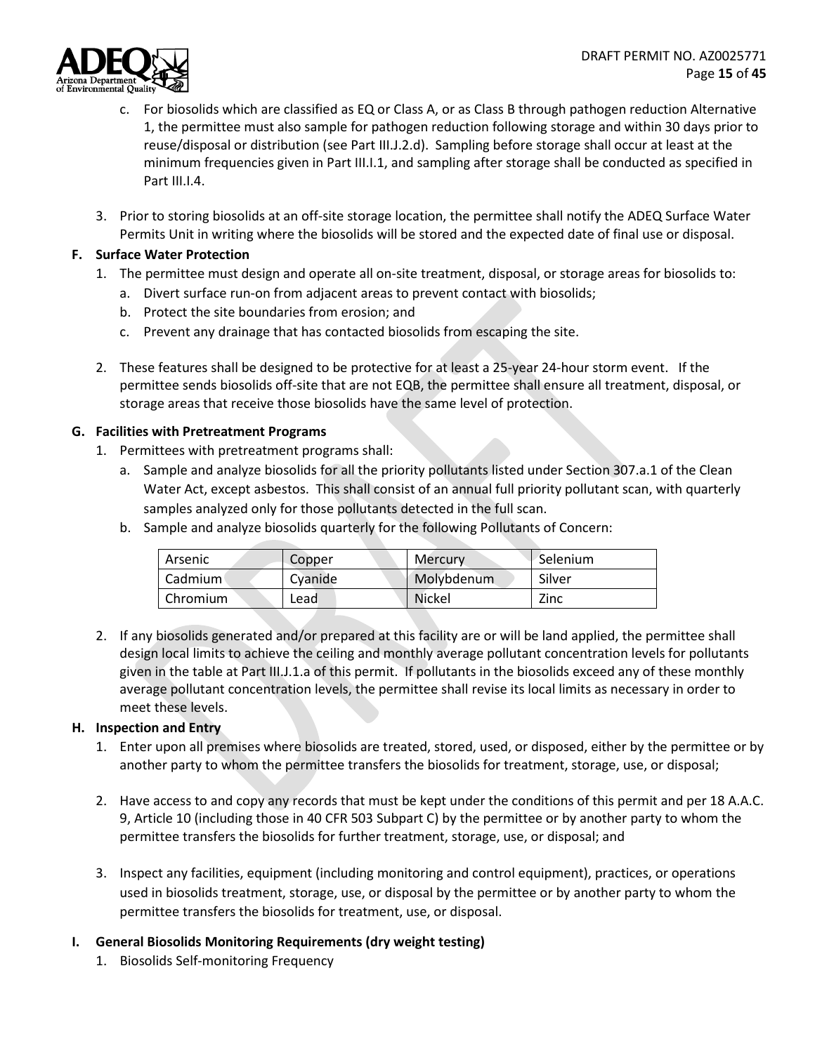c. For biosolids which are classified as EQ or Class A, or as Class B through pathogen reduction Alternative 1, the permittee must also sample for pathogen reduction following storage and within 30 days prior to reuse/disposal or distribution (see Part III.J.2.d). Sampling before storage shall occur at least at the minimum frequencies given in Part III.I.1, and sampling after storage shall be conducted as specified in Part III.I.4.

3. Prior to storing biosolids at an off-site storage location, the permittee shall notify the ADEQ Surface Water Permits Unit in writing where the biosolids will be stored and the expected date of final use or disposal.

**F. Surface Water Protection**

1. The permittee must design and operate all on-site treatment, disposal, or storage areas for biosolids to:
   a. Divert surface run-on from adjacent areas to prevent contact with biosolids;
   b. Protect the site boundaries from erosion; and
   c. Prevent any drainage that has contacted biosolids from escaping the site.

2. These features shall be designed to be protective for at least a 25-year 24-hour storm event. If the permittee sends biosolids off-site that are not EQB, the permittee shall ensure all treatment, disposal, or storage areas that receive those biosolids have the same level of protection.

**G. Facilities with Pretreatment Programs**

1. Permittees with pretreatment programs shall:
   a. Sample and analyze biosolids for all the priority pollutants listed under Section 307.a.1 of the Clean Water Act, except asbestos. This shall consist of an annual full priority pollutant scan, with quarterly samples analyzed only for those pollutants detected in the full scan.
   b. Sample and analyze biosolids quarterly for the following Pollutants of Concern:

| Arsenic | Copper | Mercury | Selenium |
|---|---|---|---|
| Cadmium | Cyanide | Molybdenum | Silver |
| Chromium | Lead | Nickel | Zinc |

2. If any biosolids generated and/or prepared at this facility are or will be land applied, the permittee shall design local limits to achieve the ceiling and monthly average pollutant concentration levels for pollutants given in the table at Part III.J.1.a of this permit. If pollutants in the biosolids exceed any of these monthly average pollutant concentration levels, the permittee shall revise its local limits as necessary in order to meet these levels.

**H. Inspection and Entry**

1. Enter upon all premises where biosolids are treated, stored, used, or disposed, either by the permittee or by another party to whom the permittee transfers the biosolids for treatment, storage, use, or disposal;

2. Have access to and copy any records that must be kept under the conditions of this permit and per 18 A.A.C. 9, Article 10 (including those in 40 CFR 503 Subpart C) by the permittee or by another party to whom the permittee transfers the biosolids for further treatment, storage, use, or disposal; and

3. Inspect any facilities, equipment (including monitoring and control equipment), practices, or operations used in biosolids treatment, storage, use, or disposal by the permittee or by another party to whom the permittee transfers the biosolids for treatment, use, or disposal.

**I. General Biosolids Monitoring Requirements (dry weight testing)**

1. Biosolids Self-monitoring Frequency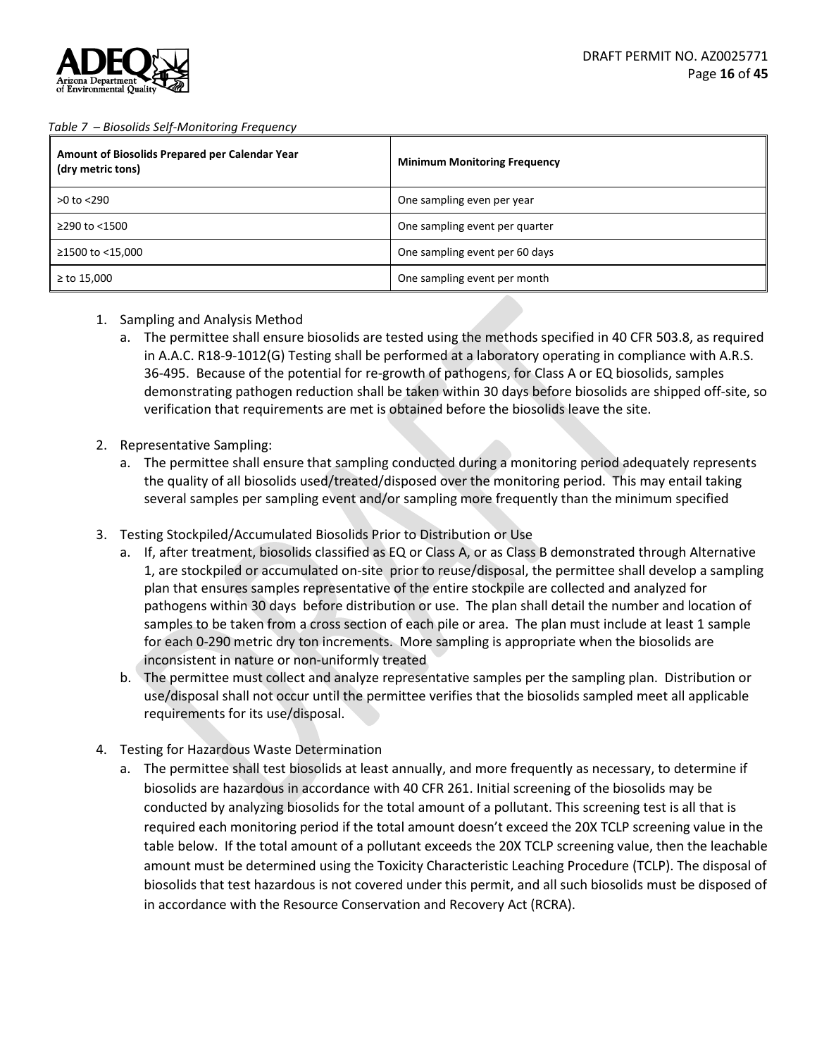*Table 7 – Biosolids Self-Monitoring Frequency*

| Amount of Biosolids Prepared per Calendar Year (dry metric tons) | Minimum Monitoring Frequency |
|---|---|
| >0 to <290 | One sampling even per year |
| ≥290 to <1500 | One sampling event per quarter |
| ≥1500 to <15,000 | One sampling event per 60 days |
| ≥ to 15,000 | One sampling event per month |

1. Sampling and Analysis Method
   a. The permittee shall ensure biosolids are tested using the methods specified in 40 CFR 503.8, as required in A.A.C. R18-9-1012(G) Testing shall be performed at a laboratory operating in compliance with A.R.S. 36-495. Because of the potential for re-growth of pathogens, for Class A or EQ biosolids, samples demonstrating pathogen reduction shall be taken within 30 days before biosolids are shipped off-site, so verification that requirements are met is obtained before the biosolids leave the site.

2. Representative Sampling:
   a. The permittee shall ensure that sampling conducted during a monitoring period adequately represents the quality of all biosolids used/treated/disposed over the monitoring period. This may entail taking several samples per sampling event and/or sampling more frequently than the minimum specified

3. Testing Stockpiled/Accumulated Biosolids Prior to Distribution or Use
   a. If, after treatment, biosolids classified as EQ or Class A, or as Class B demonstrated through Alternative 1, are stockpiled or accumulated on-site prior to reuse/disposal, the permittee shall develop a sampling plan that ensures samples representative of the entire stockpile are collected and analyzed for pathogens within 30 days before distribution or use. The plan shall detail the number and location of samples to be taken from a cross section of each pile or area. The plan must include at least 1 sample for each 0-290 metric dry ton increments. More sampling is appropriate when the biosolids are inconsistent in nature or non-uniformly treated
   b. The permittee must collect and analyze representative samples per the sampling plan. Distribution or use/disposal shall not occur until the permittee verifies that the biosolids sampled meet all applicable requirements for its use/disposal.

4. Testing for Hazardous Waste Determination
   a. The permittee shall test biosolids at least annually, and more frequently as necessary, to determine if biosolids are hazardous in accordance with 40 CFR 261. Initial screening of the biosolids may be conducted by analyzing biosolids for the total amount of a pollutant. This screening test is all that is required each monitoring period if the total amount doesn't exceed the 20X TCLP screening value in the table below. If the total amount of a pollutant exceeds the 20X TCLP screening value, then the leachable amount must be determined using the Toxicity Characteristic Leaching Procedure (TCLP). The disposal of biosolids that test hazardous is not covered under this permit, and all such biosolids must be disposed of in accordance with the Resource Conservation and Recovery Act (RCRA).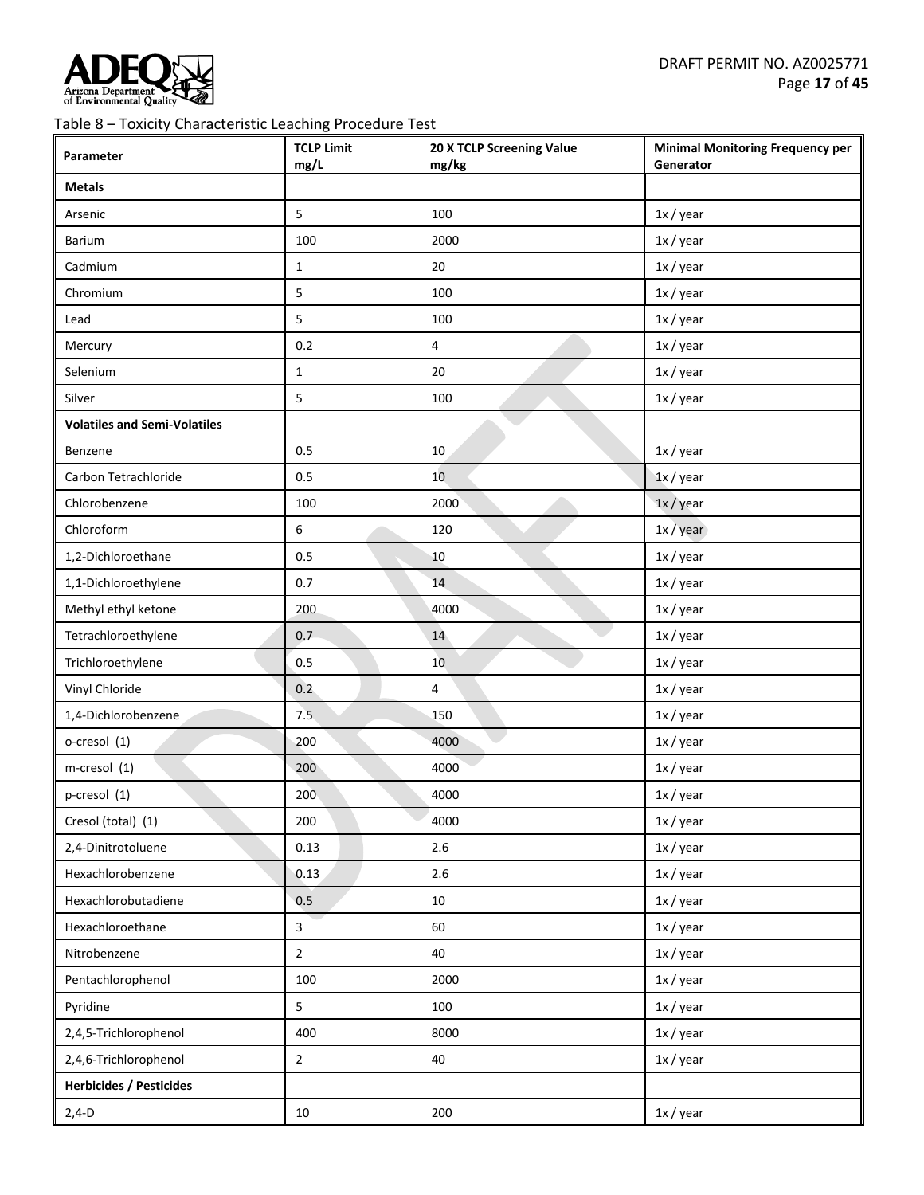Table 8 – Toxicity Characteristic Leaching Procedure Test

| Parameter | TCLP Limit mg/L | 20 X TCLP Screening Value mg/kg | Minimal Monitoring Frequency per Generator |
|---|---|---|---|
| **Metals** | | | |
| Arsenic | 5 | 100 | 1x / year |
| Barium | 100 | 2000 | 1x / year |
| Cadmium | 1 | 20 | 1x / year |
| Chromium | 5 | 100 | 1x / year |
| Lead | 5 | 100 | 1x / year |
| Mercury | 0.2 | 4 | 1x / year |
| Selenium | 1 | 20 | 1x / year |
| Silver | 5 | 100 | 1x / year |
| **Volatiles and Semi-Volatiles** | | | |
| Benzene | 0.5 | 10 | 1x / year |
| Carbon Tetrachloride | 0.5 | 10 | 1x / year |
| Chlorobenzene | 100 | 2000 | 1x / year |
| Chloroform | 6 | 120 | 1x / year |
| 1,2-Dichloroethane | 0.5 | 10 | 1x / year |
| 1,1-Dichloroethylene | 0.7 | 14 | 1x / year |
| Methyl ethyl ketone | 200 | 4000 | 1x / year |
| Tetrachloroethylene | 0.7 | 14 | 1x / year |
| Trichloroethylene | 0.5 | 10 | 1x / year |
| Vinyl Chloride | 0.2 | 4 | 1x / year |
| 1,4-Dichlorobenzene | 7.5 | 150 | 1x / year |
| o-cresol (1) | 200 | 4000 | 1x / year |
| m-cresol (1) | 200 | 4000 | 1x / year |
| p-cresol (1) | 200 | 4000 | 1x / year |
| Cresol (total) (1) | 200 | 4000 | 1x / year |
| 2,4-Dinitrotoluene | 0.13 | 2.6 | 1x / year |
| Hexachlorobenzene | 0.13 | 2.6 | 1x / year |
| Hexachlorobutadiene | 0.5 | 10 | 1x / year |
| Hexachloroethane | 3 | 60 | 1x / year |
| Nitrobenzene | 2 | 40 | 1x / year |
| Pentachlorophenol | 100 | 2000 | 1x / year |
| Pyridine | 5 | 100 | 1x / year |
| 2,4,5-Trichlorophenol | 400 | 8000 | 1x / year |
| 2,4,6-Trichlorophenol | 2 | 40 | 1x / year |
| **Herbicides / Pesticides** | | | |
| 2,4-D | 10 | 200 | 1x / year |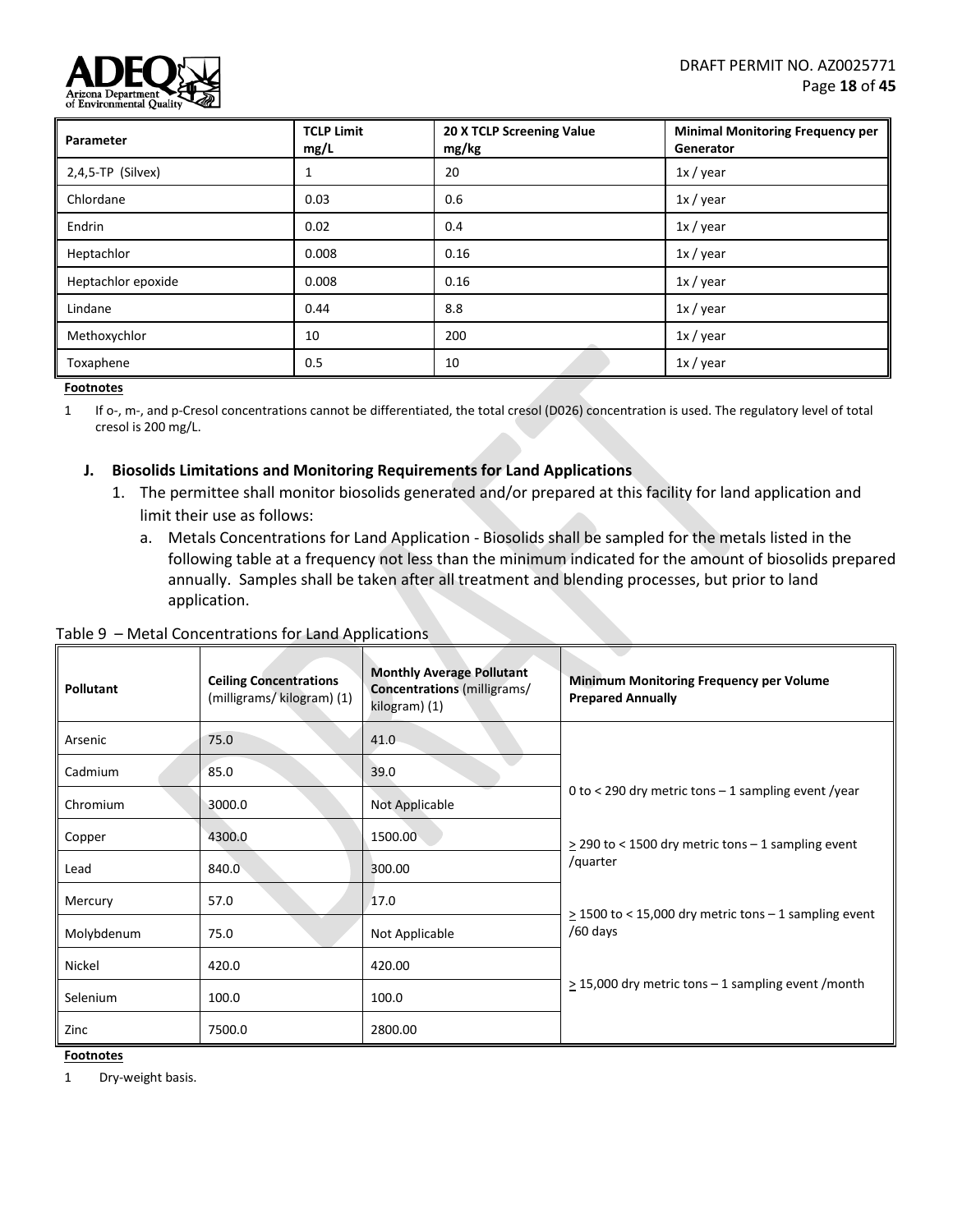| Parameter | TCLP Limit mg/L | 20 X TCLP Screening Value mg/kg | Minimal Monitoring Frequency per Generator |
|---|---|---|---|
| 2,4,5-TP (Silvex) | 1 | 20 | 1x / year |
| Chlordane | 0.03 | 0.6 | 1x / year |
| Endrin | 0.02 | 0.4 | 1x / year |
| Heptachlor | 0.008 | 0.16 | 1x / year |
| Heptachlor epoxide | 0.008 | 0.16 | 1x / year |
| Lindane | 0.44 | 8.8 | 1x / year |
| Methoxychlor | 10 | 200 | 1x / year |
| Toxaphene | 0.5 | 10 | 1x / year |

**Footnotes**

1 If o-, m-, and p-Cresol concentrations cannot be differentiated, the total cresol (D026) concentration is used. The regulatory level of total cresol is 200 mg/L.

### J. Biosolids Limitations and Monitoring Requirements for Land Applications

1. The permittee shall monitor biosolids generated and/or prepared at this facility for land application and limit their use as follows:
   a. Metals Concentrations for Land Application - Biosolids shall be sampled for the metals listed in the following table at a frequency not less than the minimum indicated for the amount of biosolids prepared annually. Samples shall be taken after all treatment and blending processes, but prior to land application.

Table 9 – Metal Concentrations for Land Applications

| Pollutant | Ceiling Concentrations (milligrams/ kilogram) (1) | Monthly Average Pollutant Concentrations (milligrams/ kilogram) (1) | Minimum Monitoring Frequency per Volume Prepared Annually |
|---|---|---|---|
| Arsenic | 75.0 | 41.0 | 0 to < 290 dry metric tons – 1 sampling event /year<br><br>≥ 290 to < 1500 dry metric tons – 1 sampling event /quarter<br><br>≥ 1500 to < 15,000 dry metric tons – 1 sampling event /60 days<br><br>≥ 15,000 dry metric tons – 1 sampling event /month |
| Cadmium | 85.0 | 39.0 | |
| Chromium | 3000.0 | Not Applicable | |
| Copper | 4300.0 | 1500.00 | |
| Lead | 840.0 | 300.00 | |
| Mercury | 57.0 | 17.0 | |
| Molybdenum | 75.0 | Not Applicable | |
| Nickel | 420.0 | 420.00 | |
| Selenium | 100.0 | 100.0 | |
| Zinc | 7500.0 | 2800.00 | |

**Footnotes**

1 Dry-weight basis.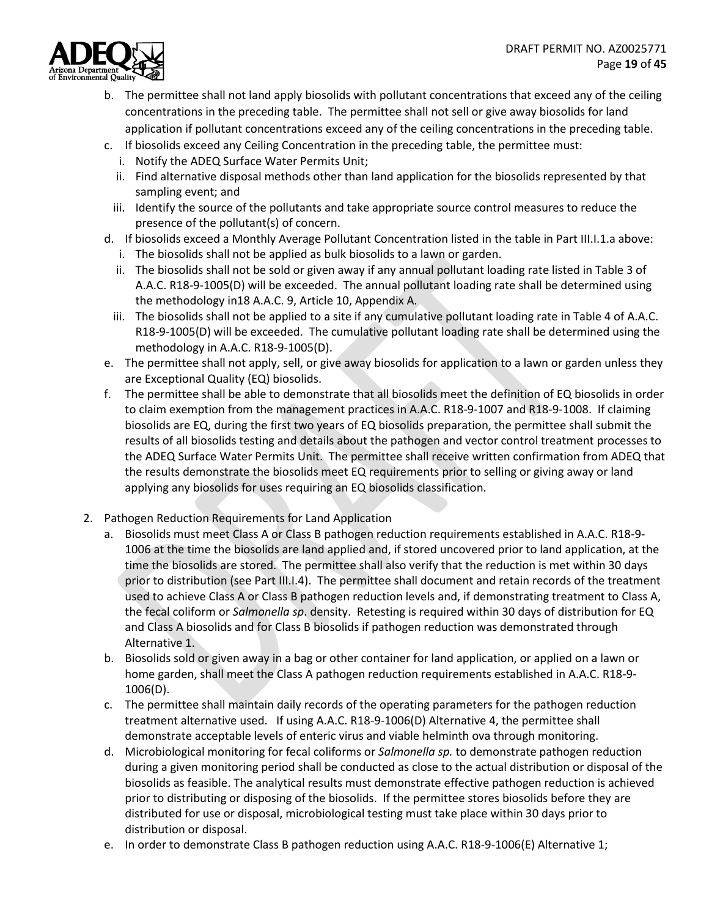b. The permittee shall not land apply biosolids with pollutant concentrations that exceed any of the ceiling concentrations in the preceding table. The permittee shall not sell or give away biosolids for land application if pollutant concentrations exceed any of the ceiling concentrations in the preceding table.

c. If biosolids exceed any Ceiling Concentration in the preceding table, the permittee must:
   i. Notify the ADEQ Surface Water Permits Unit;
   ii. Find alternative disposal methods other than land application for the biosolids represented by that sampling event; and
   iii. Identify the source of the pollutants and take appropriate source control measures to reduce the presence of the pollutant(s) of concern.

d. If biosolids exceed a Monthly Average Pollutant Concentration listed in the table in Part III.I.1.a above:
   i. The biosolids shall not be applied as bulk biosolids to a lawn or garden.
   ii. The biosolids shall not be sold or given away if any annual pollutant loading rate listed in Table 3 of A.A.C. R18-9-1005(D) will be exceeded. The annual pollutant loading rate shall be determined using the methodology in18 A.A.C. 9, Article 10, Appendix A.
   iii. The biosolids shall not be applied to a site if any cumulative pollutant loading rate in Table 4 of A.A.C. R18-9-1005(D) will be exceeded. The cumulative pollutant loading rate shall be determined using the methodology in A.A.C. R18-9-1005(D).

e. The permittee shall not apply, sell, or give away biosolids for application to a lawn or garden unless they are Exceptional Quality (EQ) biosolids.

f. The permittee shall be able to demonstrate that all biosolids meet the definition of EQ biosolids in order to claim exemption from the management practices in A.A.C. R18-9-1007 and R18-9-1008. If claiming biosolids are EQ, during the first two years of EQ biosolids preparation, the permittee shall submit the results of all biosolids testing and details about the pathogen and vector control treatment processes to the ADEQ Surface Water Permits Unit. The permittee shall receive written confirmation from ADEQ that the results demonstrate the biosolids meet EQ requirements prior to selling or giving away or land applying any biosolids for uses requiring an EQ biosolids classification.

2. Pathogen Reduction Requirements for Land Application

   a. Biosolids must meet Class A or Class B pathogen reduction requirements established in A.A.C. R18-9-1006 at the time the biosolids are land applied and, if stored uncovered prior to land application, at the time the biosolids are stored. The permittee shall also verify that the reduction is met within 30 days prior to distribution (see Part III.I.4). The permittee shall document and retain records of the treatment used to achieve Class A or Class B pathogen reduction levels and, if demonstrating treatment to Class A, the fecal coliform or *Salmonella sp*. density. Retesting is required within 30 days of distribution for EQ and Class A biosolids and for Class B biosolids if pathogen reduction was demonstrated through Alternative 1.

   b. Biosolids sold or given away in a bag or other container for land application, or applied on a lawn or home garden, shall meet the Class A pathogen reduction requirements established in A.A.C. R18-9-1006(D).

   c. The permittee shall maintain daily records of the operating parameters for the pathogen reduction treatment alternative used. If using A.A.C. R18-9-1006(D) Alternative 4, the permittee shall demonstrate acceptable levels of enteric virus and viable helminth ova through monitoring.

   d. Microbiological monitoring for fecal coliforms or *Salmonella sp.* to demonstrate pathogen reduction during a given monitoring period shall be conducted as close to the actual distribution or disposal of the biosolids as feasible. The analytical results must demonstrate effective pathogen reduction is achieved prior to distributing or disposing of the biosolids. If the permittee stores biosolids before they are distributed for use or disposal, microbiological testing must take place within 30 days prior to distribution or disposal.

   e. In order to demonstrate Class B pathogen reduction using A.A.C. R18-9-1006(E) Alternative 1;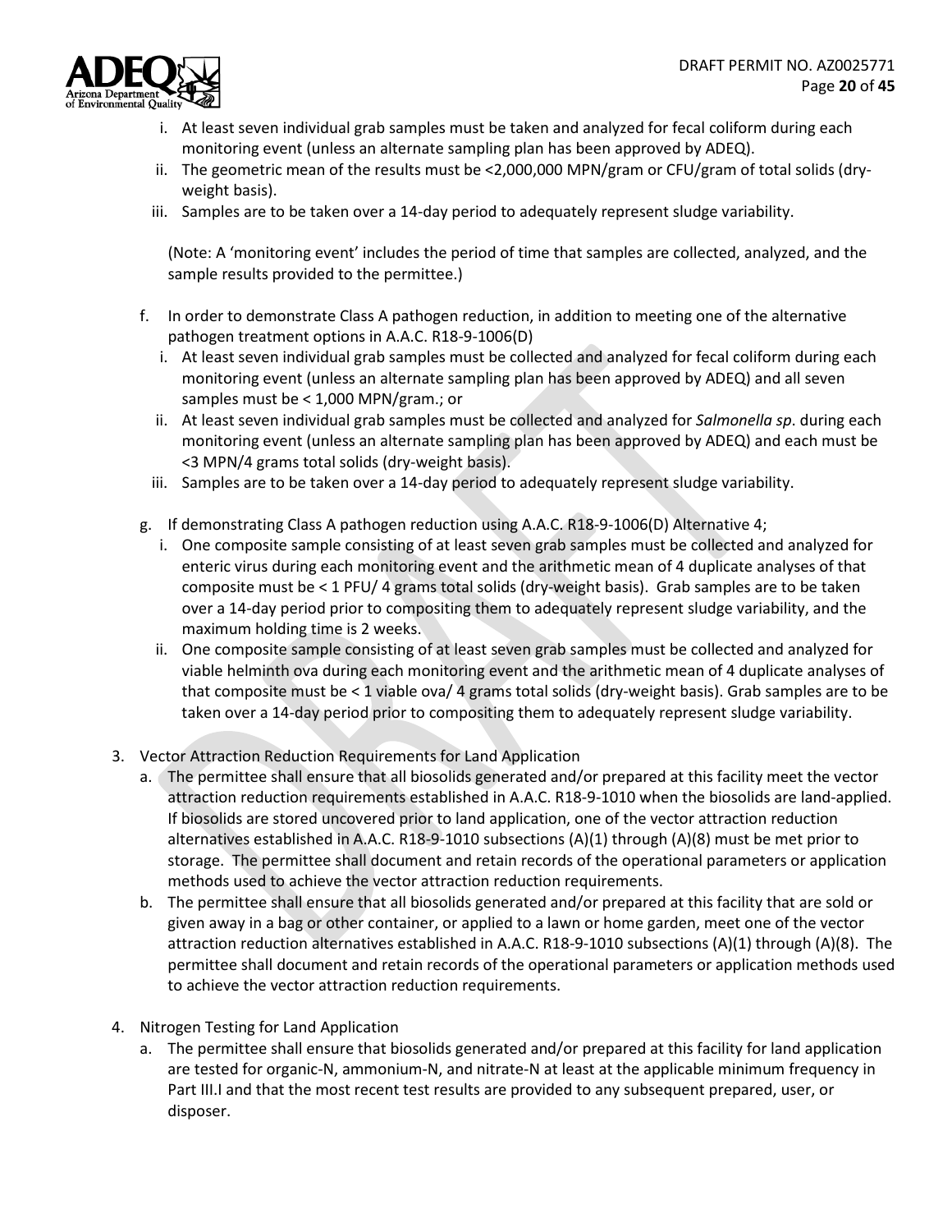i. At least seven individual grab samples must be taken and analyzed for fecal coliform during each monitoring event (unless an alternate sampling plan has been approved by ADEQ).
   ii. The geometric mean of the results must be <2,000,000 MPN/gram or CFU/gram of total solids (dry-weight basis).
   iii. Samples are to be taken over a 14-day period to adequately represent sludge variability.

   (Note: A 'monitoring event' includes the period of time that samples are collected, analyzed, and the sample results provided to the permittee.)

f. In order to demonstrate Class A pathogen reduction, in addition to meeting one of the alternative pathogen treatment options in A.A.C. R18-9-1006(D)
   i. At least seven individual grab samples must be collected and analyzed for fecal coliform during each monitoring event (unless an alternate sampling plan has been approved by ADEQ) and all seven samples must be < 1,000 MPN/gram.; or
   ii. At least seven individual grab samples must be collected and analyzed for *Salmonella sp*. during each monitoring event (unless an alternate sampling plan has been approved by ADEQ) and each must be <3 MPN/4 grams total solids (dry-weight basis).
   iii. Samples are to be taken over a 14-day period to adequately represent sludge variability.

g. If demonstrating Class A pathogen reduction using A.A.C. R18-9-1006(D) Alternative 4;
   i. One composite sample consisting of at least seven grab samples must be collected and analyzed for enteric virus during each monitoring event and the arithmetic mean of 4 duplicate analyses of that composite must be < 1 PFU/ 4 grams total solids (dry-weight basis). Grab samples are to be taken over a 14-day period prior to compositing them to adequately represent sludge variability, and the maximum holding time is 2 weeks.
   ii. One composite sample consisting of at least seven grab samples must be collected and analyzed for viable helminth ova during each monitoring event and the arithmetic mean of 4 duplicate analyses of that composite must be < 1 viable ova/ 4 grams total solids (dry-weight basis). Grab samples are to be taken over a 14-day period prior to compositing them to adequately represent sludge variability.

3. Vector Attraction Reduction Requirements for Land Application
   a. The permittee shall ensure that all biosolids generated and/or prepared at this facility meet the vector attraction reduction requirements established in A.A.C. R18-9-1010 when the biosolids are land-applied. If biosolids are stored uncovered prior to land application, one of the vector attraction reduction alternatives established in A.A.C. R18-9-1010 subsections (A)(1) through (A)(8) must be met prior to storage. The permittee shall document and retain records of the operational parameters or application methods used to achieve the vector attraction reduction requirements.
   b. The permittee shall ensure that all biosolids generated and/or prepared at this facility that are sold or given away in a bag or other container, or applied to a lawn or home garden, meet one of the vector attraction reduction alternatives established in A.A.C. R18-9-1010 subsections (A)(1) through (A)(8). The permittee shall document and retain records of the operational parameters or application methods used to achieve the vector attraction reduction requirements.

4. Nitrogen Testing for Land Application
   a. The permittee shall ensure that biosolids generated and/or prepared at this facility for land application are tested for organic-N, ammonium-N, and nitrate-N at least at the applicable minimum frequency in Part III.I and that the most recent test results are provided to any subsequent prepared, user, or disposer.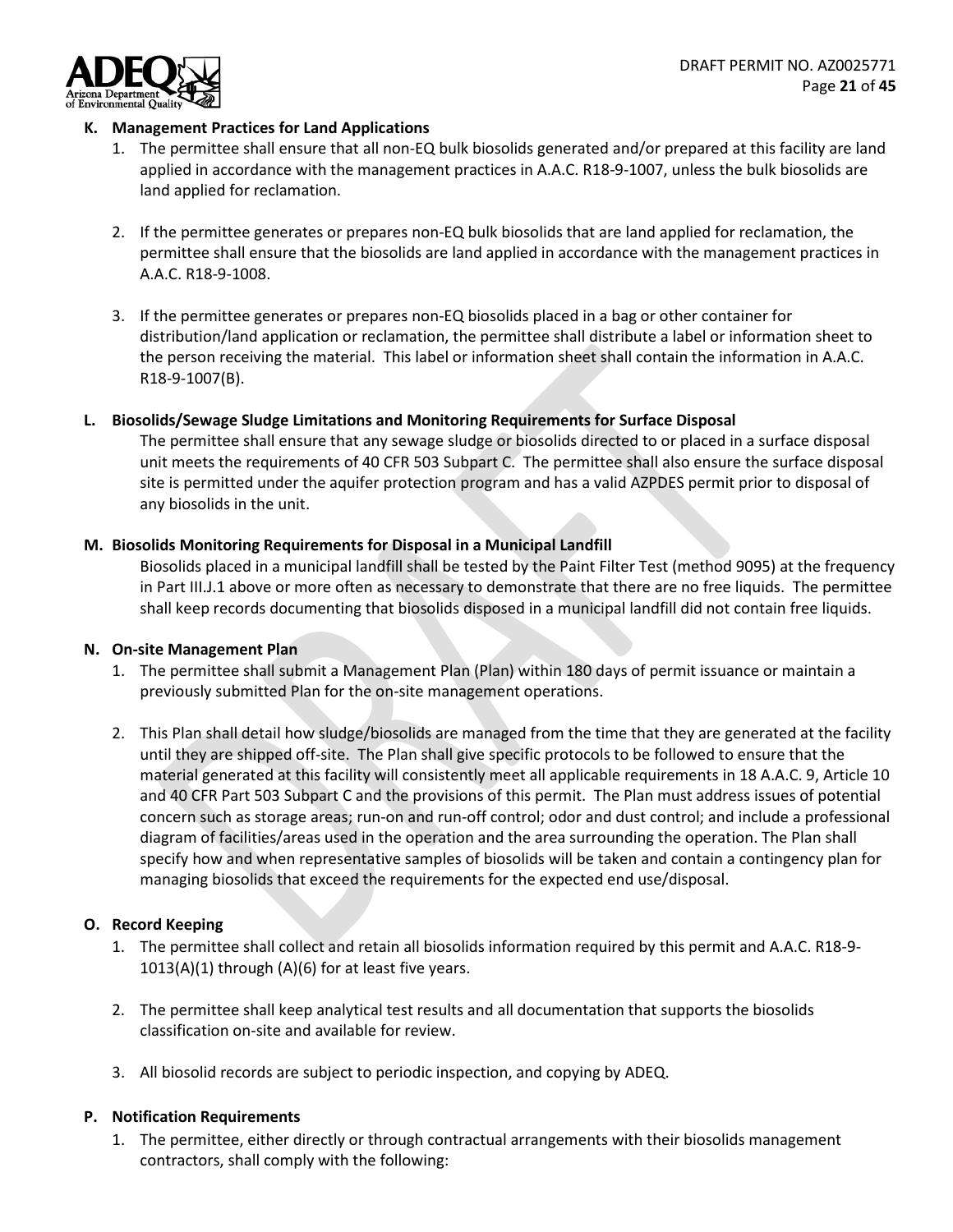**K. Management Practices for Land Applications**

1. The permittee shall ensure that all non-EQ bulk biosolids generated and/or prepared at this facility are land applied in accordance with the management practices in A.A.C. R18-9-1007, unless the bulk biosolids are land applied for reclamation.

2. If the permittee generates or prepares non-EQ bulk biosolids that are land applied for reclamation, the permittee shall ensure that the biosolids are land applied in accordance with the management practices in A.A.C. R18-9-1008.

3. If the permittee generates or prepares non-EQ biosolids placed in a bag or other container for distribution/land application or reclamation, the permittee shall distribute a label or information sheet to the person receiving the material. This label or information sheet shall contain the information in A.A.C. R18-9-1007(B).

**L. Biosolids/Sewage Sludge Limitations and Monitoring Requirements for Surface Disposal**

The permittee shall ensure that any sewage sludge or biosolids directed to or placed in a surface disposal unit meets the requirements of 40 CFR 503 Subpart C. The permittee shall also ensure the surface disposal site is permitted under the aquifer protection program and has a valid AZPDES permit prior to disposal of any biosolids in the unit.

**M. Biosolids Monitoring Requirements for Disposal in a Municipal Landfill**

Biosolids placed in a municipal landfill shall be tested by the Paint Filter Test (method 9095) at the frequency in Part III.J.1 above or more often as necessary to demonstrate that there are no free liquids. The permittee shall keep records documenting that biosolids disposed in a municipal landfill did not contain free liquids.

**N. On-site Management Plan**

1. The permittee shall submit a Management Plan (Plan) within 180 days of permit issuance or maintain a previously submitted Plan for the on-site management operations.

2. This Plan shall detail how sludge/biosolids are managed from the time that they are generated at the facility until they are shipped off-site. The Plan shall give specific protocols to be followed to ensure that the material generated at this facility will consistently meet all applicable requirements in 18 A.A.C. 9, Article 10 and 40 CFR Part 503 Subpart C and the provisions of this permit. The Plan must address issues of potential concern such as storage areas; run-on and run-off control; odor and dust control; and include a professional diagram of facilities/areas used in the operation and the area surrounding the operation. The Plan shall specify how and when representative samples of biosolids will be taken and contain a contingency plan for managing biosolids that exceed the requirements for the expected end use/disposal.

**O. Record Keeping**

1. The permittee shall collect and retain all biosolids information required by this permit and A.A.C. R18-9-1013(A)(1) through (A)(6) for at least five years.

2. The permittee shall keep analytical test results and all documentation that supports the biosolids classification on-site and available for review.

3. All biosolid records are subject to periodic inspection, and copying by ADEQ.

**P. Notification Requirements**

1. The permittee, either directly or through contractual arrangements with their biosolids management contractors, shall comply with the following: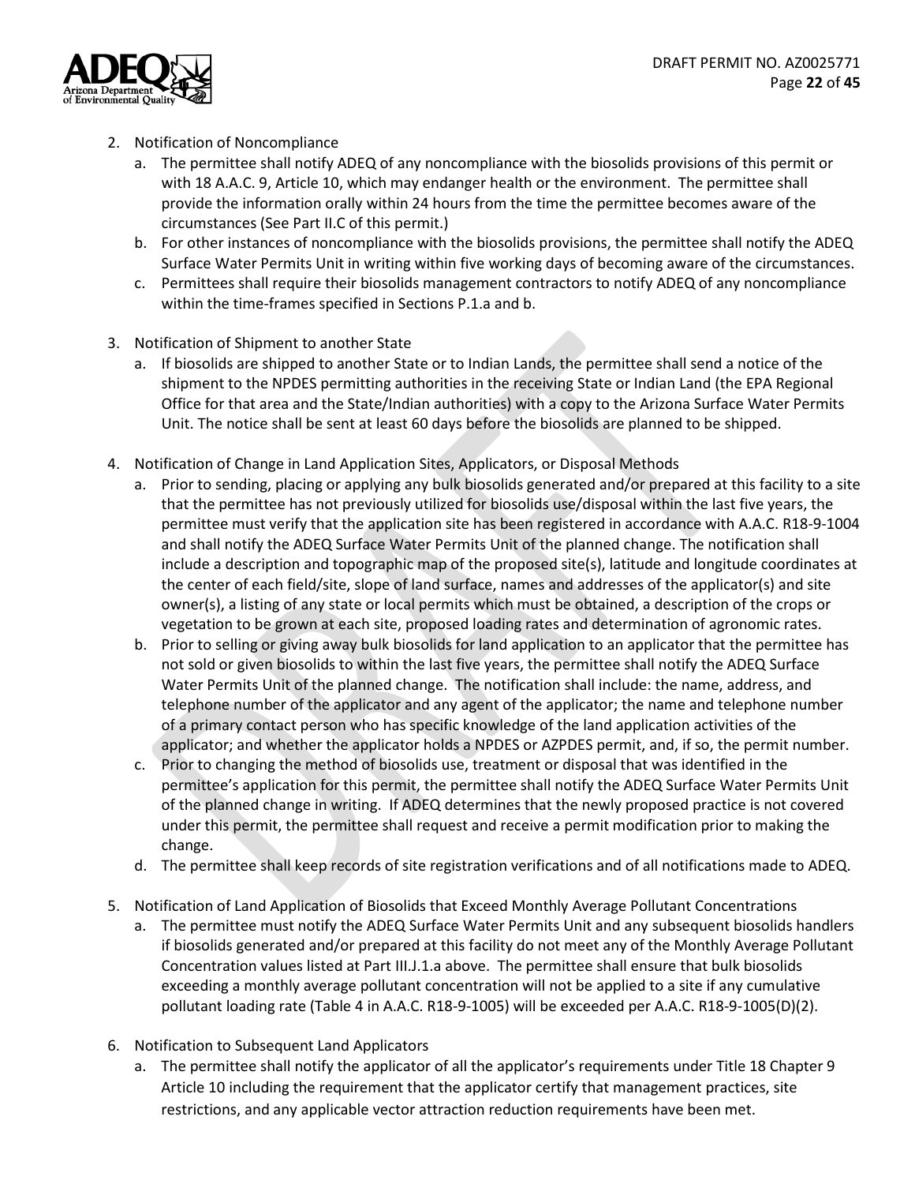2. Notification of Noncompliance
   a. The permittee shall notify ADEQ of any noncompliance with the biosolids provisions of this permit or with 18 A.A.C. 9, Article 10, which may endanger health or the environment. The permittee shall provide the information orally within 24 hours from the time the permittee becomes aware of the circumstances (See Part II.C of this permit.)
   b. For other instances of noncompliance with the biosolids provisions, the permittee shall notify the ADEQ Surface Water Permits Unit in writing within five working days of becoming aware of the circumstances.
   c. Permittees shall require their biosolids management contractors to notify ADEQ of any noncompliance within the time-frames specified in Sections P.1.a and b.

3. Notification of Shipment to another State
   a. If biosolids are shipped to another State or to Indian Lands, the permittee shall send a notice of the shipment to the NPDES permitting authorities in the receiving State or Indian Land (the EPA Regional Office for that area and the State/Indian authorities) with a copy to the Arizona Surface Water Permits Unit. The notice shall be sent at least 60 days before the biosolids are planned to be shipped.

4. Notification of Change in Land Application Sites, Applicators, or Disposal Methods
   a. Prior to sending, placing or applying any bulk biosolids generated and/or prepared at this facility to a site that the permittee has not previously utilized for biosolids use/disposal within the last five years, the permittee must verify that the application site has been registered in accordance with A.A.C. R18-9-1004 and shall notify the ADEQ Surface Water Permits Unit of the planned change. The notification shall include a description and topographic map of the proposed site(s), latitude and longitude coordinates at the center of each field/site, slope of land surface, names and addresses of the applicator(s) and site owner(s), a listing of any state or local permits which must be obtained, a description of the crops or vegetation to be grown at each site, proposed loading rates and determination of agronomic rates.
   b. Prior to selling or giving away bulk biosolids for land application to an applicator that the permittee has not sold or given biosolids to within the last five years, the permittee shall notify the ADEQ Surface Water Permits Unit of the planned change. The notification shall include: the name, address, and telephone number of the applicator and any agent of the applicator; the name and telephone number of a primary contact person who has specific knowledge of the land application activities of the applicator; and whether the applicator holds a NPDES or AZPDES permit, and, if so, the permit number.
   c. Prior to changing the method of biosolids use, treatment or disposal that was identified in the permittee's application for this permit, the permittee shall notify the ADEQ Surface Water Permits Unit of the planned change in writing. If ADEQ determines that the newly proposed practice is not covered under this permit, the permittee shall request and receive a permit modification prior to making the change.
   d. The permittee shall keep records of site registration verifications and of all notifications made to ADEQ.

5. Notification of Land Application of Biosolids that Exceed Monthly Average Pollutant Concentrations
   a. The permittee must notify the ADEQ Surface Water Permits Unit and any subsequent biosolids handlers if biosolids generated and/or prepared at this facility do not meet any of the Monthly Average Pollutant Concentration values listed at Part III.J.1.a above. The permittee shall ensure that bulk biosolids exceeding a monthly average pollutant concentration will not be applied to a site if any cumulative pollutant loading rate (Table 4 in A.A.C. R18-9-1005) will be exceeded per A.A.C. R18-9-1005(D)(2).

6. Notification to Subsequent Land Applicators
   a. The permittee shall notify the applicator of all the applicator's requirements under Title 18 Chapter 9 Article 10 including the requirement that the applicator certify that management practices, site restrictions, and any applicable vector attraction reduction requirements have been met.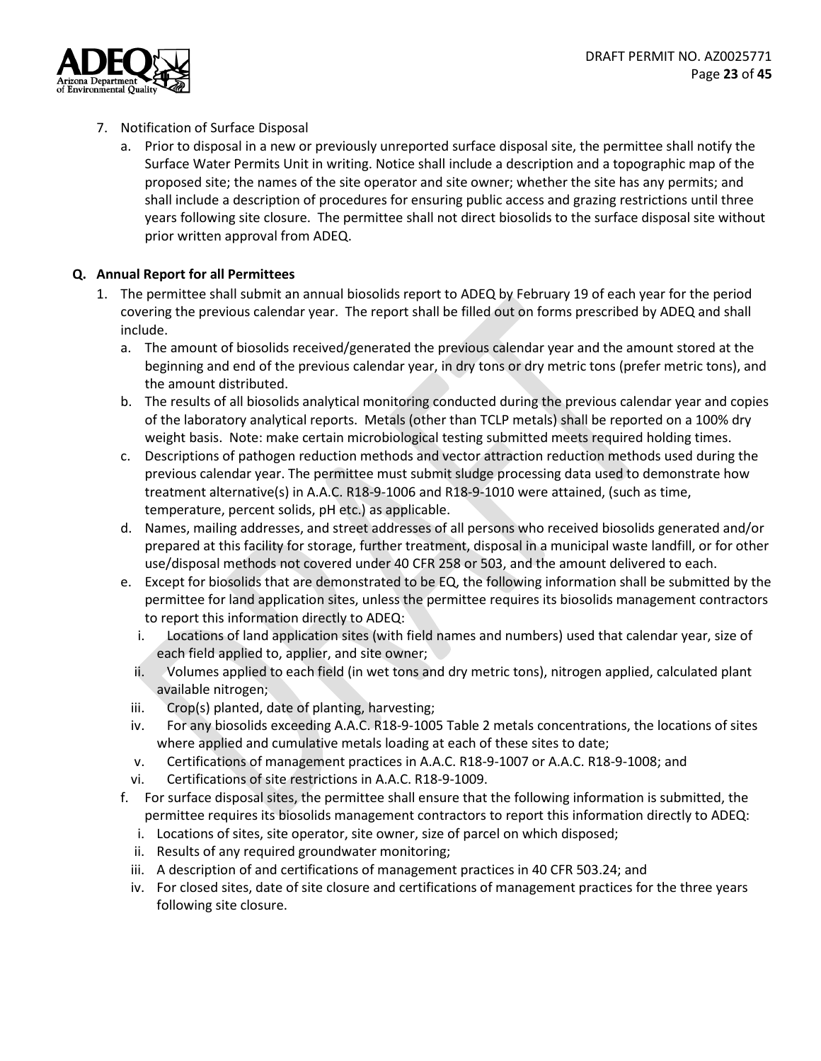7. Notification of Surface Disposal
   a. Prior to disposal in a new or previously unreported surface disposal site, the permittee shall notify the Surface Water Permits Unit in writing. Notice shall include a description and a topographic map of the proposed site; the names of the site operator and site owner; whether the site has any permits; and shall include a description of procedures for ensuring public access and grazing restrictions until three years following site closure. The permittee shall not direct biosolids to the surface disposal site without prior written approval from ADEQ.

## Q. Annual Report for all Permittees

1. The permittee shall submit an annual biosolids report to ADEQ by February 19 of each year for the period covering the previous calendar year. The report shall be filled out on forms prescribed by ADEQ and shall include.
   a. The amount of biosolids received/generated the previous calendar year and the amount stored at the beginning and end of the previous calendar year, in dry tons or dry metric tons (prefer metric tons), and the amount distributed.
   b. The results of all biosolids analytical monitoring conducted during the previous calendar year and copies of the laboratory analytical reports. Metals (other than TCLP metals) shall be reported on a 100% dry weight basis. Note: make certain microbiological testing submitted meets required holding times.
   c. Descriptions of pathogen reduction methods and vector attraction reduction methods used during the previous calendar year. The permittee must submit sludge processing data used to demonstrate how treatment alternative(s) in A.A.C. R18-9-1006 and R18-9-1010 were attained, (such as time, temperature, percent solids, pH etc.) as applicable.
   d. Names, mailing addresses, and street addresses of all persons who received biosolids generated and/or prepared at this facility for storage, further treatment, disposal in a municipal waste landfill, or for other use/disposal methods not covered under 40 CFR 258 or 503, and the amount delivered to each.
   e. Except for biosolids that are demonstrated to be EQ, the following information shall be submitted by the permittee for land application sites, unless the permittee requires its biosolids management contractors to report this information directly to ADEQ:
      i. Locations of land application sites (with field names and numbers) used that calendar year, size of each field applied to, applier, and site owner;
      ii. Volumes applied to each field (in wet tons and dry metric tons), nitrogen applied, calculated plant available nitrogen;
      iii. Crop(s) planted, date of planting, harvesting;
      iv. For any biosolids exceeding A.A.C. R18-9-1005 Table 2 metals concentrations, the locations of sites where applied and cumulative metals loading at each of these sites to date;
      v. Certifications of management practices in A.A.C. R18-9-1007 or A.A.C. R18-9-1008; and
      vi. Certifications of site restrictions in A.A.C. R18-9-1009.
   f. For surface disposal sites, the permittee shall ensure that the following information is submitted, the permittee requires its biosolids management contractors to report this information directly to ADEQ:
      i. Locations of sites, site operator, site owner, size of parcel on which disposed;
      ii. Results of any required groundwater monitoring;
      iii. A description of and certifications of management practices in 40 CFR 503.24; and
      iv. For closed sites, date of site closure and certifications of management practices for the three years following site closure.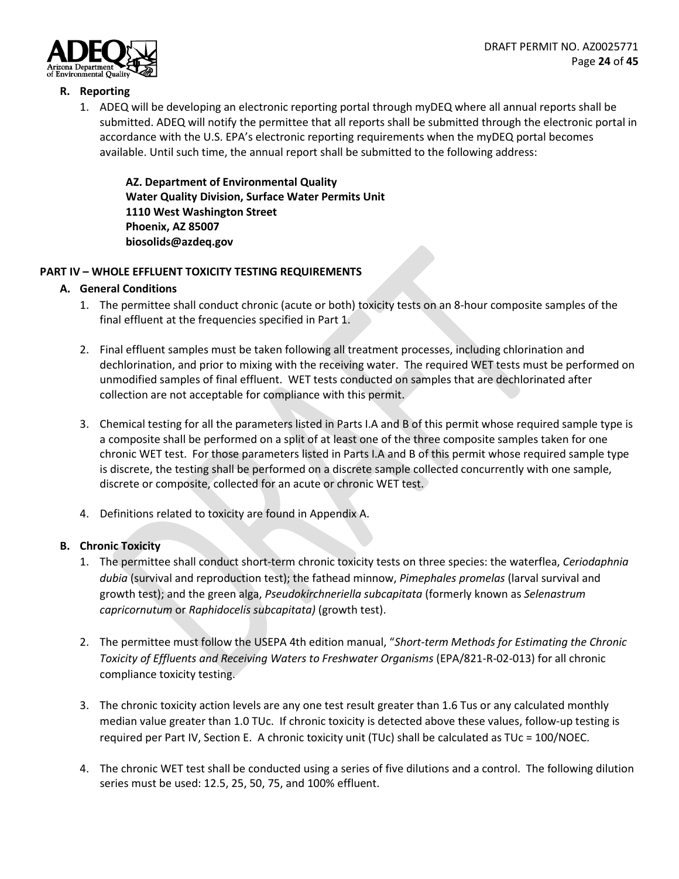## R. Reporting

1. ADEQ will be developing an electronic reporting portal through myDEQ where all annual reports shall be submitted. ADEQ will notify the permittee that all reports shall be submitted through the electronic portal in accordance with the U.S. EPA's electronic reporting requirements when the myDEQ portal becomes available. Until such time, the annual report shall be submitted to the following address:

   **AZ. Department of Environmental Quality**
   **Water Quality Division, Surface Water Permits Unit**
   **1110 West Washington Street**
   **Phoenix, AZ 85007**
   **biosolids@azdeq.gov**

# PART IV – WHOLE EFFLUENT TOXICITY TESTING REQUIREMENTS

## A. General Conditions

1. The permittee shall conduct chronic (acute or both) toxicity tests on an 8-hour composite samples of the final effluent at the frequencies specified in Part 1.

2. Final effluent samples must be taken following all treatment processes, including chlorination and dechlorination, and prior to mixing with the receiving water. The required WET tests must be performed on unmodified samples of final effluent. WET tests conducted on samples that are dechlorinated after collection are not acceptable for compliance with this permit.

3. Chemical testing for all the parameters listed in Parts I.A and B of this permit whose required sample type is a composite shall be performed on a split of at least one of the three composite samples taken for one chronic WET test. For those parameters listed in Parts I.A and B of this permit whose required sample type is discrete, the testing shall be performed on a discrete sample collected concurrently with one sample, discrete or composite, collected for an acute or chronic WET test.

4. Definitions related to toxicity are found in Appendix A.

## B. Chronic Toxicity

1. The permittee shall conduct short-term chronic toxicity tests on three species: the waterflea, *Ceriodaphnia dubia* (survival and reproduction test); the fathead minnow, *Pimephales promelas* (larval survival and growth test); and the green alga, *Pseudokirchneriella subcapitata* (formerly known as *Selenastrum capricornutum* or *Raphidocelis subcapitata)* (growth test).

2. The permittee must follow the USEPA 4th edition manual, "*Short-term Methods for Estimating the Chronic Toxicity of Effluents and Receiving Waters to Freshwater Organisms* (EPA/821-R-02-013) for all chronic compliance toxicity testing.

3. The chronic toxicity action levels are any one test result greater than 1.6 Tus or any calculated monthly median value greater than 1.0 TUc. If chronic toxicity is detected above these values, follow-up testing is required per Part IV, Section E. A chronic toxicity unit (TUc) shall be calculated as TUc = 100/NOEC.

4. The chronic WET test shall be conducted using a series of five dilutions and a control. The following dilution series must be used: 12.5, 25, 50, 75, and 100% effluent.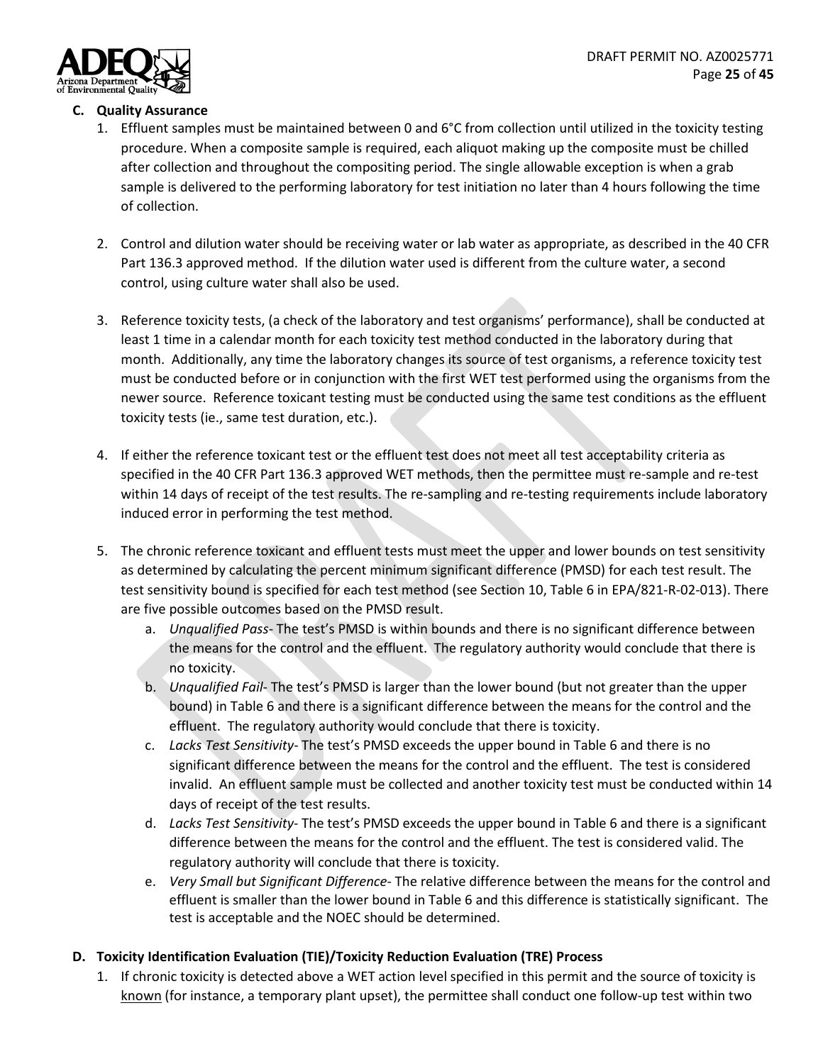**C. Quality Assurance**

1. Effluent samples must be maintained between 0 and 6°C from collection until utilized in the toxicity testing procedure. When a composite sample is required, each aliquot making up the composite must be chilled after collection and throughout the compositing period. The single allowable exception is when a grab sample is delivered to the performing laboratory for test initiation no later than 4 hours following the time of collection.

2. Control and dilution water should be receiving water or lab water as appropriate, as described in the 40 CFR Part 136.3 approved method. If the dilution water used is different from the culture water, a second control, using culture water shall also be used.

3. Reference toxicity tests, (a check of the laboratory and test organisms' performance), shall be conducted at least 1 time in a calendar month for each toxicity test method conducted in the laboratory during that month. Additionally, any time the laboratory changes its source of test organisms, a reference toxicity test must be conducted before or in conjunction with the first WET test performed using the organisms from the newer source. Reference toxicant testing must be conducted using the same test conditions as the effluent toxicity tests (ie., same test duration, etc.).

4. If either the reference toxicant test or the effluent test does not meet all test acceptability criteria as specified in the 40 CFR Part 136.3 approved WET methods, then the permittee must re-sample and re-test within 14 days of receipt of the test results. The re-sampling and re-testing requirements include laboratory induced error in performing the test method.

5. The chronic reference toxicant and effluent tests must meet the upper and lower bounds on test sensitivity as determined by calculating the percent minimum significant difference (PMSD) for each test result. The test sensitivity bound is specified for each test method (see Section 10, Table 6 in EPA/821-R-02-013). There are five possible outcomes based on the PMSD result.
   a. *Unqualified Pass*- The test's PMSD is within bounds and there is no significant difference between the means for the control and the effluent. The regulatory authority would conclude that there is no toxicity.
   b. *Unqualified Fail*- The test's PMSD is larger than the lower bound (but not greater than the upper bound) in Table 6 and there is a significant difference between the means for the control and the effluent. The regulatory authority would conclude that there is toxicity.
   c. *Lacks Test Sensitivity*- The test's PMSD exceeds the upper bound in Table 6 and there is no significant difference between the means for the control and the effluent. The test is considered invalid. An effluent sample must be collected and another toxicity test must be conducted within 14 days of receipt of the test results.
   d. *Lacks Test Sensitivity*- The test's PMSD exceeds the upper bound in Table 6 and there is a significant difference between the means for the control and the effluent. The test is considered valid. The regulatory authority will conclude that there is toxicity.
   e. *Very Small but Significant Difference*- The relative difference between the means for the control and effluent is smaller than the lower bound in Table 6 and this difference is statistically significant. The test is acceptable and the NOEC should be determined.

**D. Toxicity Identification Evaluation (TIE)/Toxicity Reduction Evaluation (TRE) Process**

1. If chronic toxicity is detected above a WET action level specified in this permit and the source of toxicity is known (for instance, a temporary plant upset), the permittee shall conduct one follow-up test within two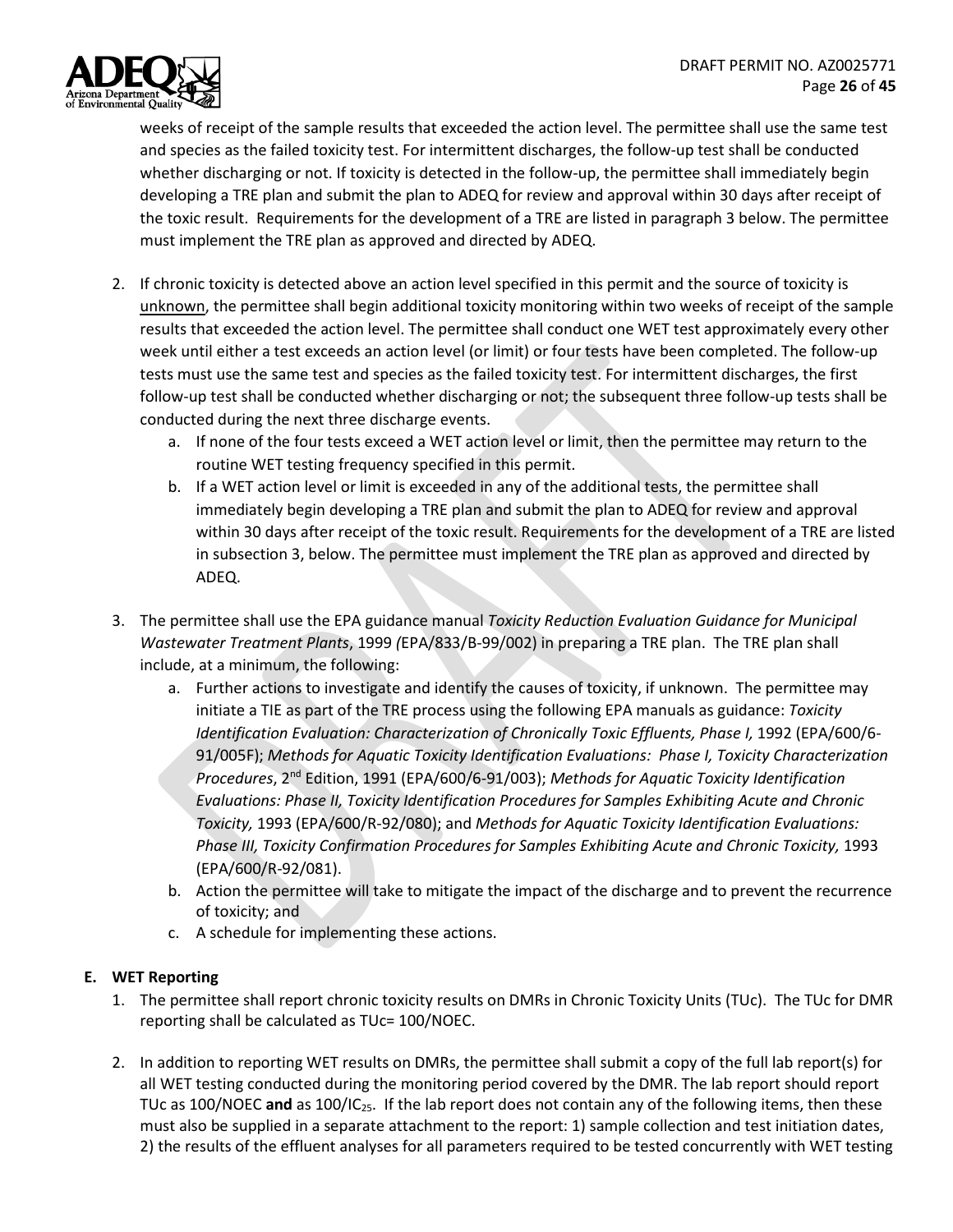weeks of receipt of the sample results that exceeded the action level. The permittee shall use the same test and species as the failed toxicity test. For intermittent discharges, the follow-up test shall be conducted whether discharging or not. If toxicity is detected in the follow-up, the permittee shall immediately begin developing a TRE plan and submit the plan to ADEQ for review and approval within 30 days after receipt of the toxic result. Requirements for the development of a TRE are listed in paragraph 3 below. The permittee must implement the TRE plan as approved and directed by ADEQ.

2. If chronic toxicity is detected above an action level specified in this permit and the source of toxicity is unknown, the permittee shall begin additional toxicity monitoring within two weeks of receipt of the sample results that exceeded the action level. The permittee shall conduct one WET test approximately every other week until either a test exceeds an action level (or limit) or four tests have been completed. The follow-up tests must use the same test and species as the failed toxicity test. For intermittent discharges, the first follow-up test shall be conducted whether discharging or not; the subsequent three follow-up tests shall be conducted during the next three discharge events.
   a. If none of the four tests exceed a WET action level or limit, then the permittee may return to the routine WET testing frequency specified in this permit.
   b. If a WET action level or limit is exceeded in any of the additional tests, the permittee shall immediately begin developing a TRE plan and submit the plan to ADEQ for review and approval within 30 days after receipt of the toxic result. Requirements for the development of a TRE are listed in subsection 3, below. The permittee must implement the TRE plan as approved and directed by ADEQ.

3. The permittee shall use the EPA guidance manual *Toxicity Reduction Evaluation Guidance for Municipal Wastewater Treatment Plants*, 1999 (EPA/833/B-99/002) in preparing a TRE plan. The TRE plan shall include, at a minimum, the following:
   a. Further actions to investigate and identify the causes of toxicity, if unknown. The permittee may initiate a TIE as part of the TRE process using the following EPA manuals as guidance: *Toxicity Identification Evaluation: Characterization of Chronically Toxic Effluents, Phase I,* 1992 (EPA/600/6-91/005F); *Methods for Aquatic Toxicity Identification Evaluations: Phase I, Toxicity Characterization Procedures*, 2nd Edition, 1991 (EPA/600/6-91/003); *Methods for Aquatic Toxicity Identification Evaluations: Phase II, Toxicity Identification Procedures for Samples Exhibiting Acute and Chronic Toxicity,* 1993 (EPA/600/R-92/080); and *Methods for Aquatic Toxicity Identification Evaluations: Phase III, Toxicity Confirmation Procedures for Samples Exhibiting Acute and Chronic Toxicity,* 1993 (EPA/600/R-92/081).
   b. Action the permittee will take to mitigate the impact of the discharge and to prevent the recurrence of toxicity; and
   c. A schedule for implementing these actions.

**E. WET Reporting**

1. The permittee shall report chronic toxicity results on DMRs in Chronic Toxicity Units (TUc). The TUc for DMR reporting shall be calculated as TUc= 100/NOEC.

2. In addition to reporting WET results on DMRs, the permittee shall submit a copy of the full lab report(s) for all WET testing conducted during the monitoring period covered by the DMR. The lab report should report TUc as 100/NOEC **and** as $100/IC_{25}$. If the lab report does not contain any of the following items, then these must also be supplied in a separate attachment to the report: 1) sample collection and test initiation dates, 2) the results of the effluent analyses for all parameters required to be tested concurrently with WET testing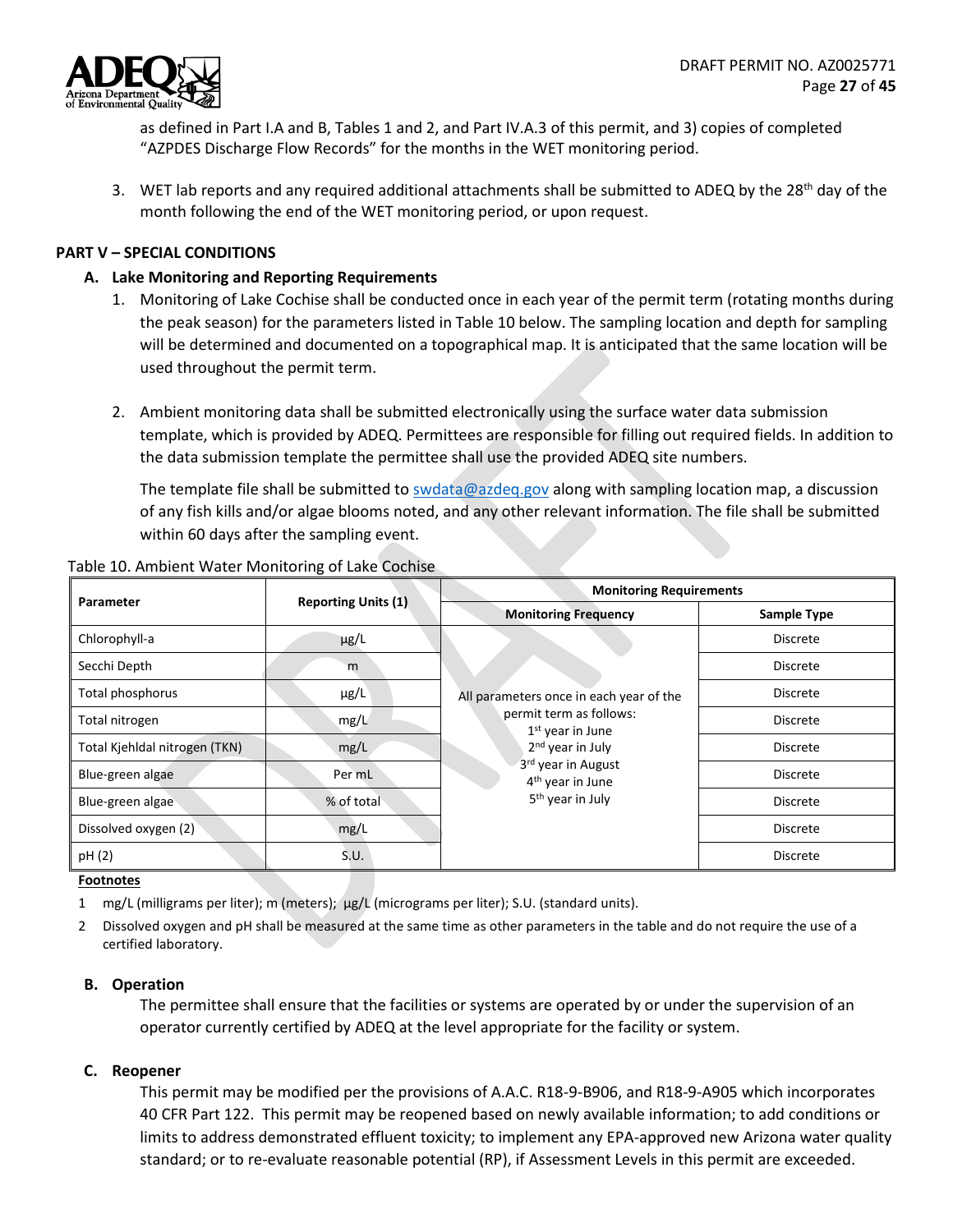as defined in Part I.A and B, Tables 1 and 2, and Part IV.A.3 of this permit, and 3) copies of completed "AZPDES Discharge Flow Records" for the months in the WET monitoring period.

3. WET lab reports and any required additional attachments shall be submitted to ADEQ by the 28th day of the month following the end of the WET monitoring period, or upon request.

## PART V – SPECIAL CONDITIONS

### A. Lake Monitoring and Reporting Requirements

1. Monitoring of Lake Cochise shall be conducted once in each year of the permit term (rotating months during the peak season) for the parameters listed in Table 10 below. The sampling location and depth for sampling will be determined and documented on a topographical map. It is anticipated that the same location will be used throughout the permit term.

2. Ambient monitoring data shall be submitted electronically using the surface water data submission template, which is provided by ADEQ. Permittees are responsible for filling out required fields. In addition to the data submission template the permittee shall use the provided ADEQ site numbers.

   The template file shall be submitted to swdata@azdeq.gov along with sampling location map, a discussion of any fish kills and/or algae blooms noted, and any other relevant information. The file shall be submitted within 60 days after the sampling event.

Table 10. Ambient Water Monitoring of Lake Cochise

| Parameter | Reporting Units (1) | Monitoring Requirements | |
|---|---|---|---|
| | | Monitoring Frequency | Sample Type |
| Chlorophyll-a | µg/L | All parameters once in each year of the permit term as follows: 1st year in June, 2nd year in July, 3rd year in August, 4th year in June, 5th year in July | Discrete |
| Secchi Depth | m | | Discrete |
| Total phosphorus | µg/L | | Discrete |
| Total nitrogen | mg/L | | Discrete |
| Total Kjehldal nitrogen (TKN) | mg/L | | Discrete |
| Blue-green algae | Per mL | | Discrete |
| Blue-green algae | % of total | | Discrete |
| Dissolved oxygen (2) | mg/L | | Discrete |
| pH (2) | S.U. | | Discrete |

**Footnotes**

1 mg/L (milligrams per liter); m (meters); µg/L (micrograms per liter); S.U. (standard units).

2 Dissolved oxygen and pH shall be measured at the same time as other parameters in the table and do not require the use of a certified laboratory.

### B. Operation

The permittee shall ensure that the facilities or systems are operated by or under the supervision of an operator currently certified by ADEQ at the level appropriate for the facility or system.

### C. Reopener

This permit may be modified per the provisions of A.A.C. R18-9-B906, and R18-9-A905 which incorporates 40 CFR Part 122. This permit may be reopened based on newly available information; to add conditions or limits to address demonstrated effluent toxicity; to implement any EPA-approved new Arizona water quality standard; or to re-evaluate reasonable potential (RP), if Assessment Levels in this permit are exceeded.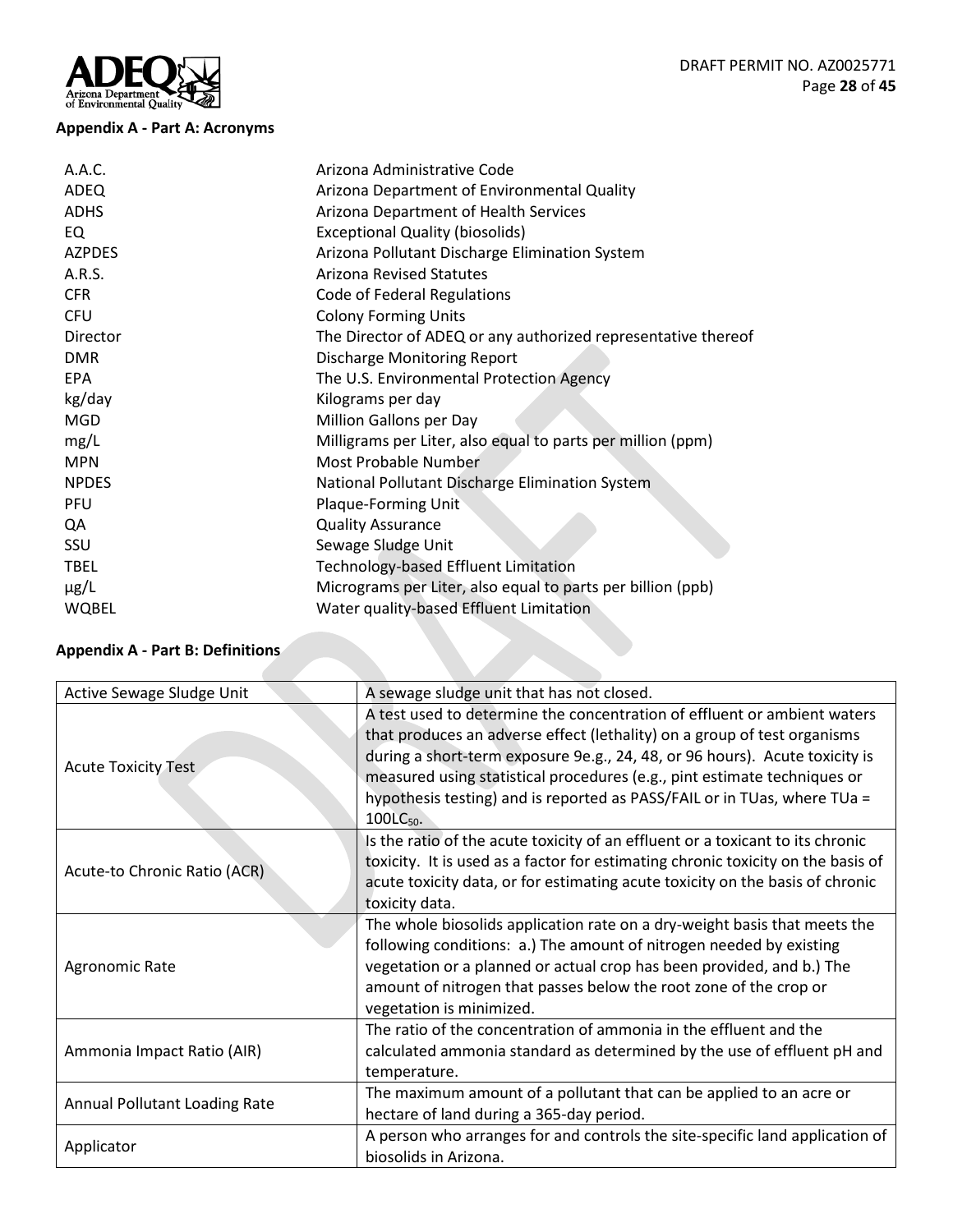### Appendix A - Part A: Acronyms

| | |
|---|---|
| A.A.C. | Arizona Administrative Code |
| ADEQ | Arizona Department of Environmental Quality |
| ADHS | Arizona Department of Health Services |
| EQ | Exceptional Quality (biosolids) |
| AZPDES | Arizona Pollutant Discharge Elimination System |
| A.R.S. | Arizona Revised Statutes |
| CFR | Code of Federal Regulations |
| CFU | Colony Forming Units |
| Director | The Director of ADEQ or any authorized representative thereof |
| DMR | Discharge Monitoring Report |
| EPA | The U.S. Environmental Protection Agency |
| kg/day | Kilograms per day |
| MGD | Million Gallons per Day |
| mg/L | Milligrams per Liter, also equal to parts per million (ppm) |
| MPN | Most Probable Number |
| NPDES | National Pollutant Discharge Elimination System |
| PFU | Plaque-Forming Unit |
| QA | Quality Assurance |
| SSU | Sewage Sludge Unit |
| TBEL | Technology-based Effluent Limitation |
| µg/L | Micrograms per Liter, also equal to parts per billion (ppb) |
| WQBEL | Water quality-based Effluent Limitation |

### Appendix A - Part B: Definitions

| | |
|---|---|
| Active Sewage Sludge Unit | A sewage sludge unit that has not closed. |
| Acute Toxicity Test | A test used to determine the concentration of effluent or ambient waters that produces an adverse effect (lethality) on a group of test organisms during a short-term exposure 9e.g., 24, 48, or 96 hours). Acute toxicity is measured using statistical procedures (e.g., pint estimate techniques or hypothesis testing) and is reported as PASS/FAIL or in TUas, where TUa = $100LC_{50}$. |
| Acute-to Chronic Ratio (ACR) | Is the ratio of the acute toxicity of an effluent or a toxicant to its chronic toxicity. It is used as a factor for estimating chronic toxicity on the basis of acute toxicity data, or for estimating acute toxicity on the basis of chronic toxicity data. |
| Agronomic Rate | The whole biosolids application rate on a dry-weight basis that meets the following conditions: a.) The amount of nitrogen needed by existing vegetation or a planned or actual crop has been provided, and b.) The amount of nitrogen that passes below the root zone of the crop or vegetation is minimized. |
| Ammonia Impact Ratio (AIR) | The ratio of the concentration of ammonia in the effluent and the calculated ammonia standard as determined by the use of effluent pH and temperature. |
| Annual Pollutant Loading Rate | The maximum amount of a pollutant that can be applied to an acre or hectare of land during a 365-day period. |
| Applicator | A person who arranges for and controls the site-specific land application of biosolids in Arizona. |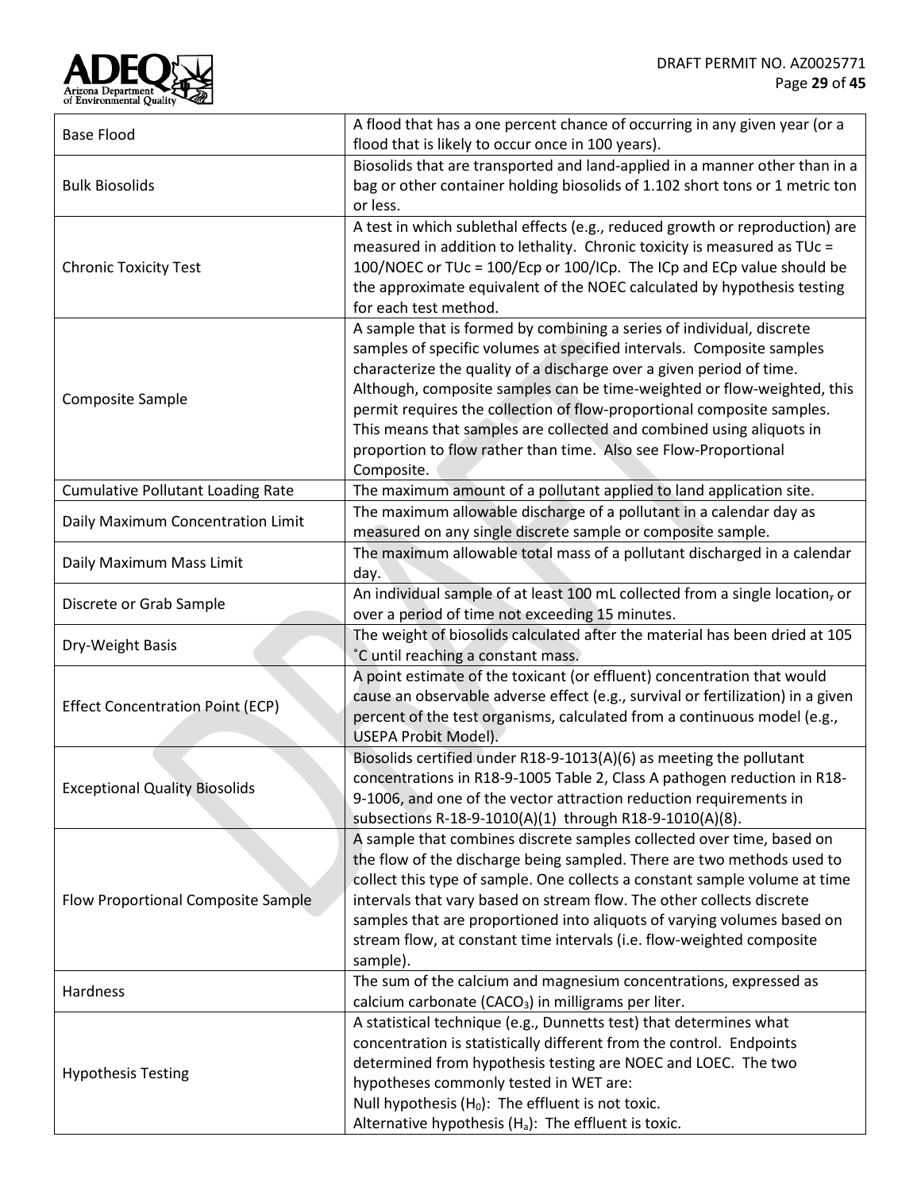| | |
|---|---|
| Base Flood | A flood that has a one percent chance of occurring in any given year (or a flood that is likely to occur once in 100 years). |
| Bulk Biosolids | Biosolids that are transported and land-applied in a manner other than in a bag or other container holding biosolids of 1.102 short tons or 1 metric ton or less. |
| Chronic Toxicity Test | A test in which sublethal effects (e.g., reduced growth or reproduction) are measured in addition to lethality. Chronic toxicity is measured as TUc = 100/NOEC or TUc = 100/Ecp or 100/ICp. The ICp and ECp value should be the approximate equivalent of the NOEC calculated by hypothesis testing for each test method. |
| Composite Sample | A sample that is formed by combining a series of individual, discrete samples of specific volumes at specified intervals. Composite samples characterize the quality of a discharge over a given period of time. Although, composite samples can be time-weighted or flow-weighted, this permit requires the collection of flow-proportional composite samples. This means that samples are collected and combined using aliquots in proportion to flow rather than time. Also see Flow-Proportional Composite. |
| Cumulative Pollutant Loading Rate | The maximum amount of a pollutant applied to land application site. |
| Daily Maximum Concentration Limit | The maximum allowable discharge of a pollutant in a calendar day as measured on any single discrete sample or composite sample. |
| Daily Maximum Mass Limit | The maximum allowable total mass of a pollutant discharged in a calendar day. |
| Discrete or Grab Sample | An individual sample of at least 100 mL collected from a single location~~,~~ or over a period of time not exceeding 15 minutes. |
| Dry-Weight Basis | The weight of biosolids calculated after the material has been dried at 105 ˚C until reaching a constant mass. |
| Effect Concentration Point (ECP) | A point estimate of the toxicant (or effluent) concentration that would cause an observable adverse effect (e.g., survival or fertilization) in a given percent of the test organisms, calculated from a continuous model (e.g., USEPA Probit Model). |
| Exceptional Quality Biosolids | Biosolids certified under R18-9-1013(A)(6) as meeting the pollutant concentrations in R18-9-1005 Table 2, Class A pathogen reduction in R18-9-1006, and one of the vector attraction reduction requirements in subsections R-18-9-1010(A)(1) through R18-9-1010(A)(8). |
| Flow Proportional Composite Sample | A sample that combines discrete samples collected over time, based on the flow of the discharge being sampled. There are two methods used to collect this type of sample. One collects a constant sample volume at time intervals that vary based on stream flow. The other collects discrete samples that are proportioned into aliquots of varying volumes based on stream flow, at constant time intervals (i.e. flow-weighted composite sample). |
| Hardness | The sum of the calcium and magnesium concentrations, expressed as calcium carbonate ($CACO_3$) in milligrams per liter. |
| Hypothesis Testing | A statistical technique (e.g., Dunnetts test) that determines what concentration is statistically different from the control. Endpoints determined from hypothesis testing are NOEC and LOEC. The two hypotheses commonly tested in WET are:<br>Null hypothesis ($H_0$): The effluent is not toxic.<br>Alternative hypothesis ($H_a$): The effluent is toxic. |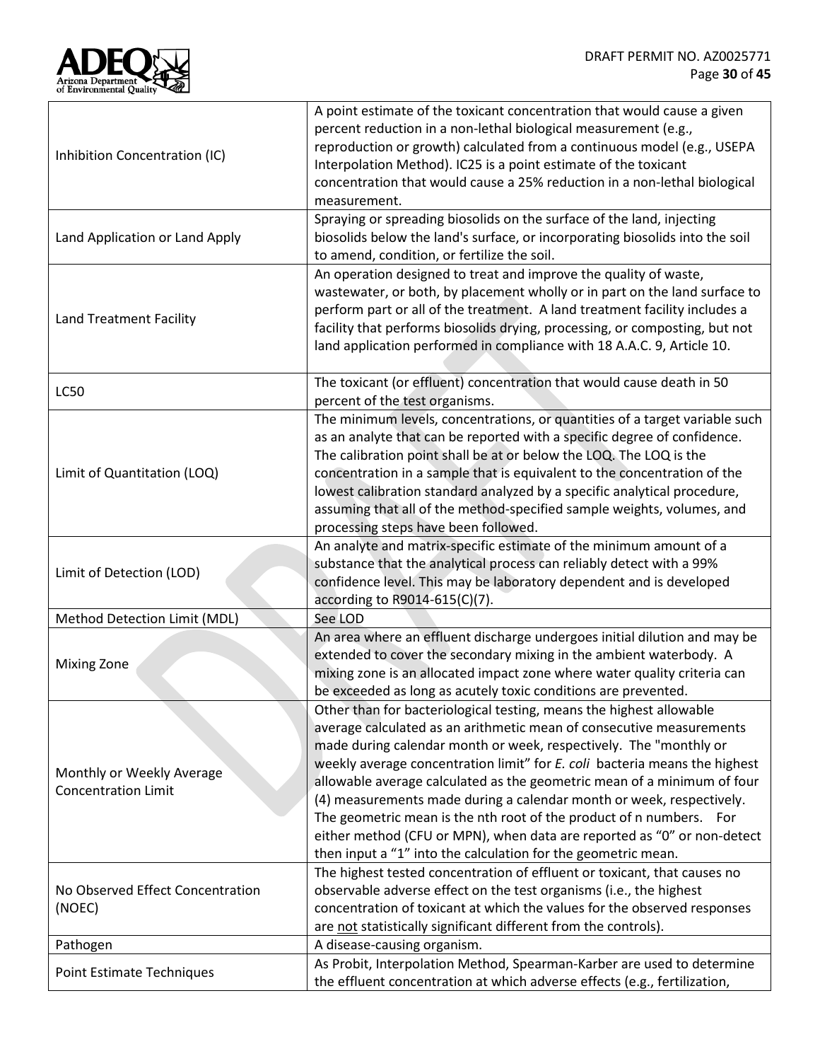| | |
|---|---|
| Inhibition Concentration (IC) | A point estimate of the toxicant concentration that would cause a given percent reduction in a non-lethal biological measurement (e.g., reproduction or growth) calculated from a continuous model (e.g., USEPA Interpolation Method). IC25 is a point estimate of the toxicant concentration that would cause a 25% reduction in a non-lethal biological measurement. |
| Land Application or Land Apply | Spraying or spreading biosolids on the surface of the land, injecting biosolids below the land's surface, or incorporating biosolids into the soil to amend, condition, or fertilize the soil. |
| Land Treatment Facility | An operation designed to treat and improve the quality of waste, wastewater, or both, by placement wholly or in part on the land surface to perform part or all of the treatment. A land treatment facility includes a facility that performs biosolids drying, processing, or composting, but not land application performed in compliance with 18 A.A.C. 9, Article 10. |
| LC50 | The toxicant (or effluent) concentration that would cause death in 50 percent of the test organisms. |
| Limit of Quantitation (LOQ) | The minimum levels, concentrations, or quantities of a target variable such as an analyte that can be reported with a specific degree of confidence. The calibration point shall be at or below the LOQ. The LOQ is the concentration in a sample that is equivalent to the concentration of the lowest calibration standard analyzed by a specific analytical procedure, assuming that all of the method-specified sample weights, volumes, and processing steps have been followed. |
| Limit of Detection (LOD) | An analyte and matrix-specific estimate of the minimum amount of a substance that the analytical process can reliably detect with a 99% confidence level. This may be laboratory dependent and is developed according to R9014-615(C)(7). |
| Method Detection Limit (MDL) | See LOD |
| Mixing Zone | An area where an effluent discharge undergoes initial dilution and may be extended to cover the secondary mixing in the ambient waterbody. A mixing zone is an allocated impact zone where water quality criteria can be exceeded as long as acutely toxic conditions are prevented. |
| Monthly or Weekly Average Concentration Limit | Other than for bacteriological testing, means the highest allowable average calculated as an arithmetic mean of consecutive measurements made during calendar month or week, respectively. The "monthly or weekly average concentration limit" for *E. coli* bacteria means the highest allowable average calculated as the geometric mean of a minimum of four (4) measurements made during a calendar month or week, respectively. The geometric mean is the nth root of the product of n numbers. For either method (CFU or MPN), when data are reported as "0" or non-detect then input a "1" into the calculation for the geometric mean. |
| No Observed Effect Concentration (NOEC) | The highest tested concentration of effluent or toxicant, that causes no observable adverse effect on the test organisms (i.e., the highest concentration of toxicant at which the values for the observed responses are <u>not</u> statistically significant different from the controls). |
| Pathogen | A disease-causing organism. |
| Point Estimate Techniques | As Probit, Interpolation Method, Spearman-Karber are used to determine the effluent concentration at which adverse effects (e.g., fertilization, |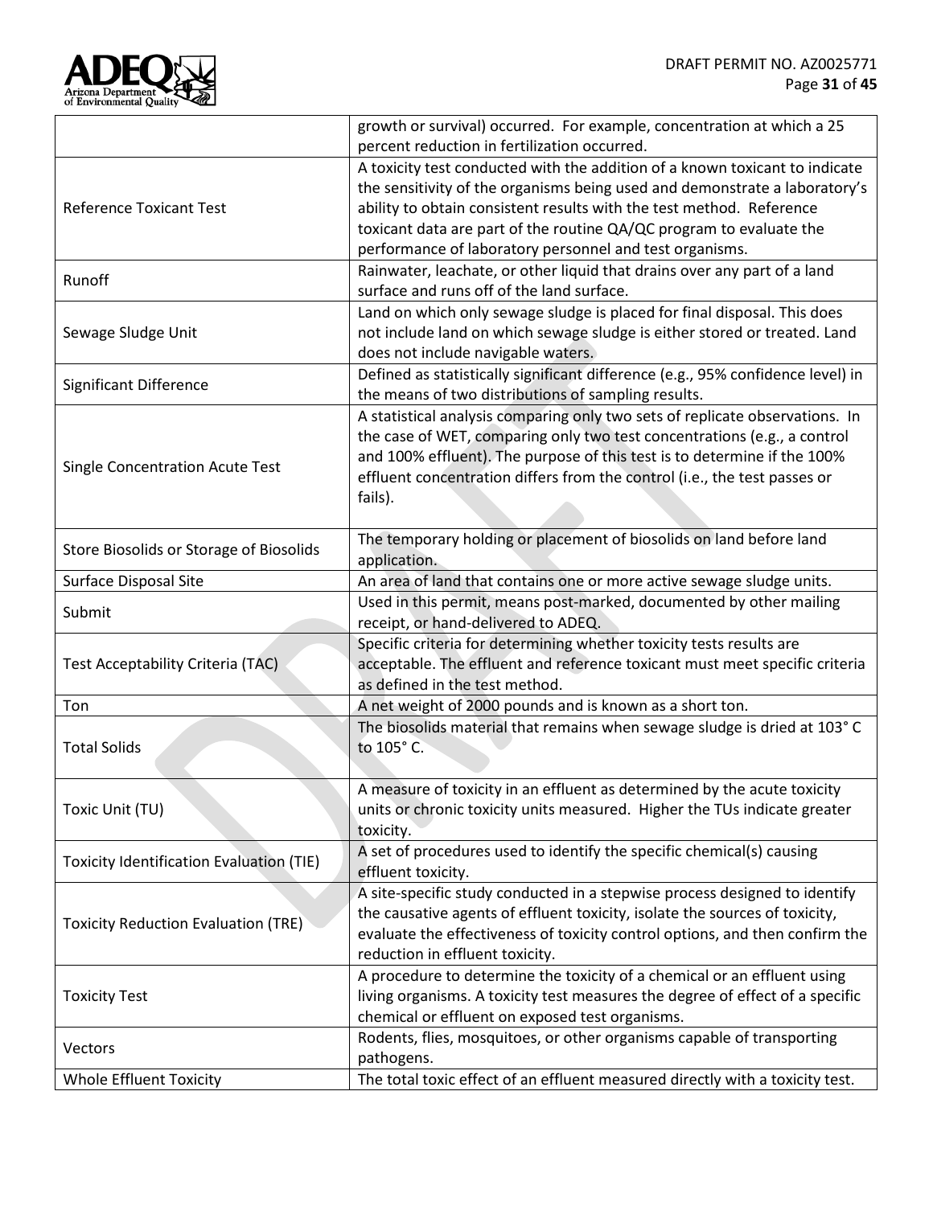| | |
|---|---|
| | growth or survival) occurred. For example, concentration at which a 25 percent reduction in fertilization occurred. |
| Reference Toxicant Test | A toxicity test conducted with the addition of a known toxicant to indicate the sensitivity of the organisms being used and demonstrate a laboratory's ability to obtain consistent results with the test method. Reference toxicant data are part of the routine QA/QC program to evaluate the performance of laboratory personnel and test organisms. |
| Runoff | Rainwater, leachate, or other liquid that drains over any part of a land surface and runs off of the land surface. |
| Sewage Sludge Unit | Land on which only sewage sludge is placed for final disposal. This does not include land on which sewage sludge is either stored or treated. Land does not include navigable waters. |
| Significant Difference | Defined as statistically significant difference (e.g., 95% confidence level) in the means of two distributions of sampling results. |
| Single Concentration Acute Test | A statistical analysis comparing only two sets of replicate observations. In the case of WET, comparing only two test concentrations (e.g., a control and 100% effluent). The purpose of this test is to determine if the 100% effluent concentration differs from the control (i.e., the test passes or fails). |
| Store Biosolids or Storage of Biosolids | The temporary holding or placement of biosolids on land before land application. |
| Surface Disposal Site | An area of land that contains one or more active sewage sludge units. |
| Submit | Used in this permit, means post-marked, documented by other mailing receipt, or hand-delivered to ADEQ. |
| Test Acceptability Criteria (TAC) | Specific criteria for determining whether toxicity tests results are acceptable. The effluent and reference toxicant must meet specific criteria as defined in the test method. |
| Ton | A net weight of 2000 pounds and is known as a short ton. |
| Total Solids | The biosolids material that remains when sewage sludge is dried at 103° C to 105° C. |
| Toxic Unit (TU) | A measure of toxicity in an effluent as determined by the acute toxicity units or chronic toxicity units measured. Higher the TUs indicate greater toxicity. |
| Toxicity Identification Evaluation (TIE) | A set of procedures used to identify the specific chemical(s) causing effluent toxicity. |
| Toxicity Reduction Evaluation (TRE) | A site-specific study conducted in a stepwise process designed to identify the causative agents of effluent toxicity, isolate the sources of toxicity, evaluate the effectiveness of toxicity control options, and then confirm the reduction in effluent toxicity. |
| Toxicity Test | A procedure to determine the toxicity of a chemical or an effluent using living organisms. A toxicity test measures the degree of effect of a specific chemical or effluent on exposed test organisms. |
| Vectors | Rodents, flies, mosquitoes, or other organisms capable of transporting pathogens. |
| Whole Effluent Toxicity | The total toxic effect of an effluent measured directly with a toxicity test. |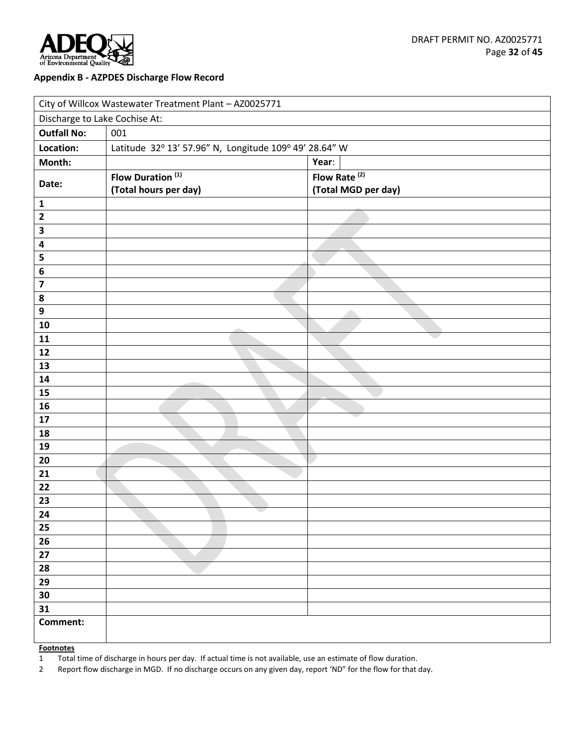**Appendix B - AZPDES Discharge Flow Record**

| City of Willcox Wastewater Treatment Plant – AZ0025771 | | | |
|---|---|---|---|
| Discharge to Lake Cochise At: | | | |
| **Outfall No:** | 001 | | |
| **Location:** | Latitude 32º 13' 57.96" N, Longitude 109º 49' 28.64" W | | |
| **Month:** | | **Year:** | |
| **Date:** | **Flow Duration (1) (Total hours per day)** | **Flow Rate (2) (Total MGD per day)** | |
| **1** | | | |
| **2** | | | |
| **3** | | | |
| **4** | | | |
| **5** | | | |
| **6** | | | |
| **7** | | | |
| **8** | | | |
| **9** | | | |
| **10** | | | |
| **11** | | | |
| **12** | | | |
| **13** | | | |
| **14** | | | |
| **15** | | | |
| **16** | | | |
| **17** | | | |
| **18** | | | |
| **19** | | | |
| **20** | | | |
| **21** | | | |
| **22** | | | |
| **23** | | | |
| **24** | | | |
| **25** | | | |
| **26** | | | |
| **27** | | | |
| **28** | | | |
| **29** | | | |
| **30** | | | |
| **31** | | | |
| **Comment:** | | | |

**Footnotes**

1 Total time of discharge in hours per day. If actual time is not available, use an estimate of flow duration.

2 Report flow discharge in MGD. If no discharge occurs on any given day, report 'ND" for the flow for that day.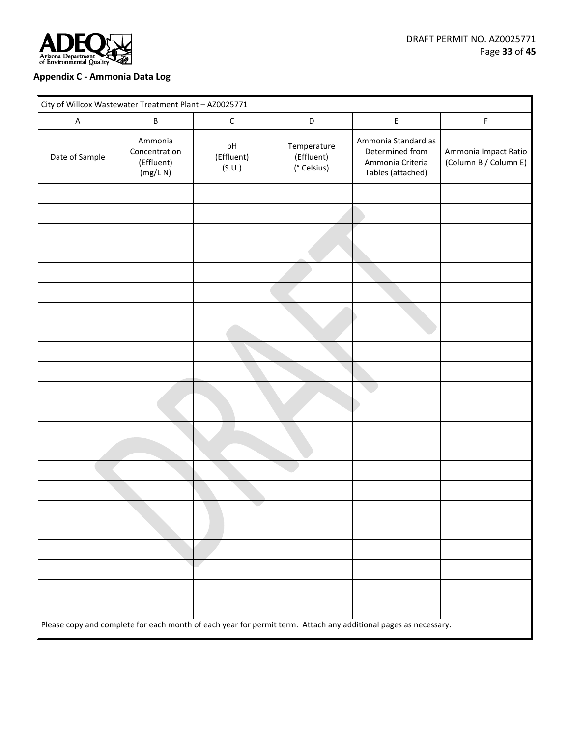## Appendix C - Ammonia Data Log

| City of Willcox Wastewater Treatment Plant – AZ0025771 | | | | | |
|---|---|---|---|---|---|
| A | B | C | D | E | F |
| Date of Sample | Ammonia Concentration (Effluent) (mg/L N) | pH (Effluent) (S.U.) | Temperature (Effluent) (° Celsius) | Ammonia Standard as Determined from Ammonia Criteria Tables (attached) | Ammonia Impact Ratio (Column B / Column E) |
| | | | | | |
| | | | | | |
| | | | | | |
| | | | | | |
| | | | | | |
| | | | | | |
| | | | | | |
| | | | | | |
| | | | | | |
| | | | | | |
| | | | | | |
| | | | | | |
| | | | | | |
| | | | | | |
| | | | | | |
| | | | | | |
| | | | | | |
| | | | | | |
| | | | | | |
| | | | | | |
| | | | | | |
| | | | | | |
| Please copy and complete for each month of each year for permit term. Attach any additional pages as necessary. | | | | | |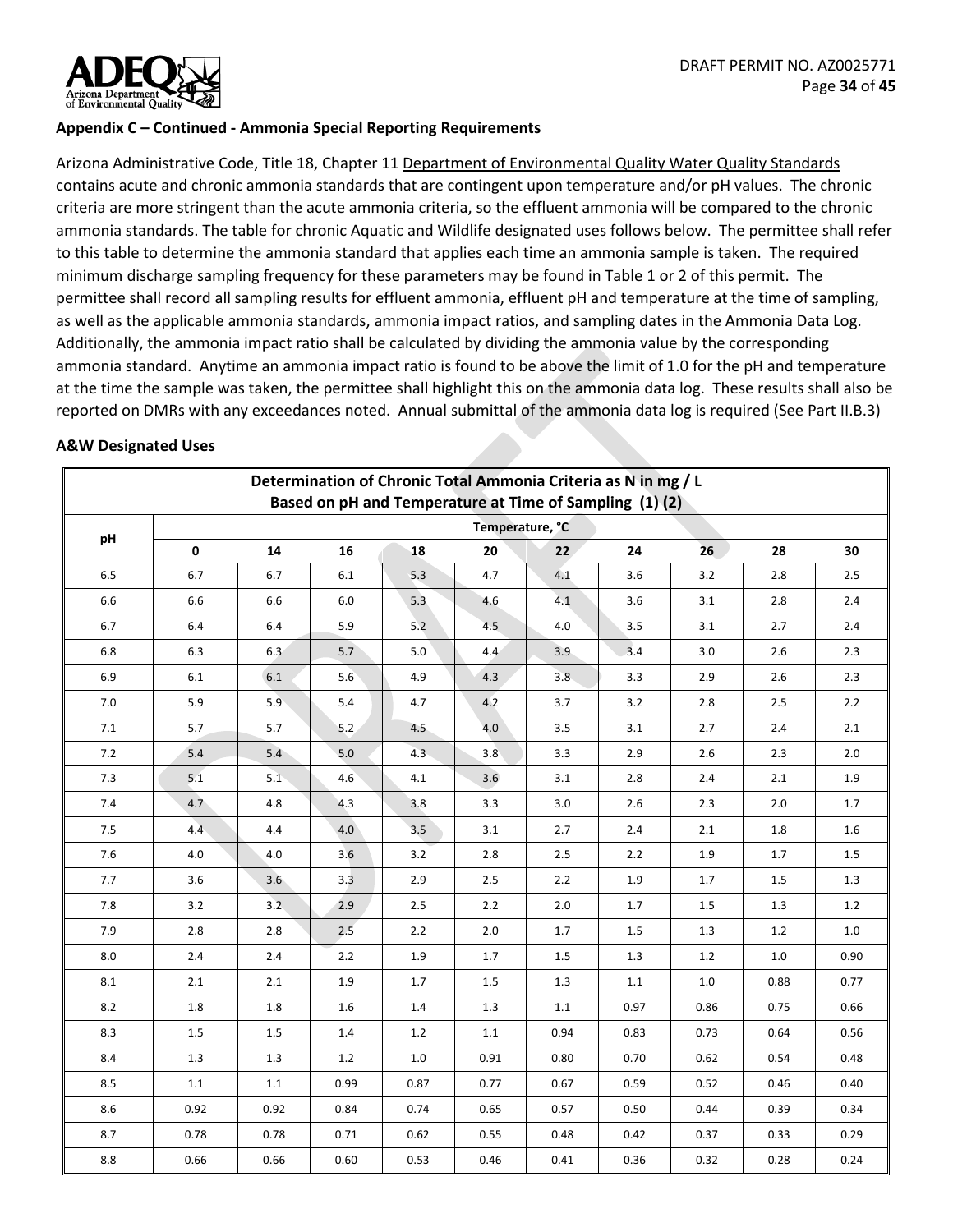**Appendix C – Continued - Ammonia Special Reporting Requirements**

Arizona Administrative Code, Title 18, Chapter 11 Department of Environmental Quality Water Quality Standards contains acute and chronic ammonia standards that are contingent upon temperature and/or pH values. The chronic criteria are more stringent than the acute ammonia criteria, so the effluent ammonia will be compared to the chronic ammonia standards. The table for chronic Aquatic and Wildlife designated uses follows below. The permittee shall refer to this table to determine the ammonia standard that applies each time an ammonia sample is taken. The required minimum discharge sampling frequency for these parameters may be found in Table 1 or 2 of this permit. The permittee shall record all sampling results for effluent ammonia, effluent pH and temperature at the time of sampling, as well as the applicable ammonia standards, ammonia impact ratios, and sampling dates in the Ammonia Data Log. Additionally, the ammonia impact ratio shall be calculated by dividing the ammonia value by the corresponding ammonia standard. Anytime an ammonia impact ratio is found to be above the limit of 1.0 for the pH and temperature at the time the sample was taken, the permittee shall highlight this on the ammonia data log. These results shall also be reported on DMRs with any exceedances noted. Annual submittal of the ammonia data log is required (See Part II.B.3)

**A&W Designated Uses**

| Determination of Chronic Total Ammonia Criteria as N in mg / L Based on pH and Temperature at Time of Sampling (1) (2) | | | | | | | | | | |
|---|---|---|---|---|---|---|---|---|---|---|
| pH | Temperature, °C | | | | | | | | | |
| | 0 | 14 | 16 | 18 | 20 | 22 | 24 | 26 | 28 | 30 |
| 6.5 | 6.7 | 6.7 | 6.1 | 5.3 | 4.7 | 4.1 | 3.6 | 3.2 | 2.8 | 2.5 |
| 6.6 | 6.6 | 6.6 | 6.0 | 5.3 | 4.6 | 4.1 | 3.6 | 3.1 | 2.8 | 2.4 |
| 6.7 | 6.4 | 6.4 | 5.9 | 5.2 | 4.5 | 4.0 | 3.5 | 3.1 | 2.7 | 2.4 |
| 6.8 | 6.3 | 6.3 | 5.7 | 5.0 | 4.4 | 3.9 | 3.4 | 3.0 | 2.6 | 2.3 |
| 6.9 | 6.1 | 6.1 | 5.6 | 4.9 | 4.3 | 3.8 | 3.3 | 2.9 | 2.6 | 2.3 |
| 7.0 | 5.9 | 5.9 | 5.4 | 4.7 | 4.2 | 3.7 | 3.2 | 2.8 | 2.5 | 2.2 |
| 7.1 | 5.7 | 5.7 | 5.2 | 4.5 | 4.0 | 3.5 | 3.1 | 2.7 | 2.4 | 2.1 |
| 7.2 | 5.4 | 5.4 | 5.0 | 4.3 | 3.8 | 3.3 | 2.9 | 2.6 | 2.3 | 2.0 |
| 7.3 | 5.1 | 5.1 | 4.6 | 4.1 | 3.6 | 3.1 | 2.8 | 2.4 | 2.1 | 1.9 |
| 7.4 | 4.7 | 4.8 | 4.3 | 3.8 | 3.3 | 3.0 | 2.6 | 2.3 | 2.0 | 1.7 |
| 7.5 | 4.4 | 4.4 | 4.0 | 3.5 | 3.1 | 2.7 | 2.4 | 2.1 | 1.8 | 1.6 |
| 7.6 | 4.0 | 4.0 | 3.6 | 3.2 | 2.8 | 2.5 | 2.2 | 1.9 | 1.7 | 1.5 |
| 7.7 | 3.6 | 3.6 | 3.3 | 2.9 | 2.5 | 2.2 | 1.9 | 1.7 | 1.5 | 1.3 |
| 7.8 | 3.2 | 3.2 | 2.9 | 2.5 | 2.2 | 2.0 | 1.7 | 1.5 | 1.3 | 1.2 |
| 7.9 | 2.8 | 2.8 | 2.5 | 2.2 | 2.0 | 1.7 | 1.5 | 1.3 | 1.2 | 1.0 |
| 8.0 | 2.4 | 2.4 | 2.2 | 1.9 | 1.7 | 1.5 | 1.3 | 1.2 | 1.0 | 0.90 |
| 8.1 | 2.1 | 2.1 | 1.9 | 1.7 | 1.5 | 1.3 | 1.1 | 1.0 | 0.88 | 0.77 |
| 8.2 | 1.8 | 1.8 | 1.6 | 1.4 | 1.3 | 1.1 | 0.97 | 0.86 | 0.75 | 0.66 |
| 8.3 | 1.5 | 1.5 | 1.4 | 1.2 | 1.1 | 0.94 | 0.83 | 0.73 | 0.64 | 0.56 |
| 8.4 | 1.3 | 1.3 | 1.2 | 1.0 | 0.91 | 0.80 | 0.70 | 0.62 | 0.54 | 0.48 |
| 8.5 | 1.1 | 1.1 | 0.99 | 0.87 | 0.77 | 0.67 | 0.59 | 0.52 | 0.46 | 0.40 |
| 8.6 | 0.92 | 0.92 | 0.84 | 0.74 | 0.65 | 0.57 | 0.50 | 0.44 | 0.39 | 0.34 |
| 8.7 | 0.78 | 0.78 | 0.71 | 0.62 | 0.55 | 0.48 | 0.42 | 0.37 | 0.33 | 0.29 |
| 8.8 | 0.66 | 0.66 | 0.60 | 0.53 | 0.46 | 0.41 | 0.36 | 0.32 | 0.28 | 0.24 |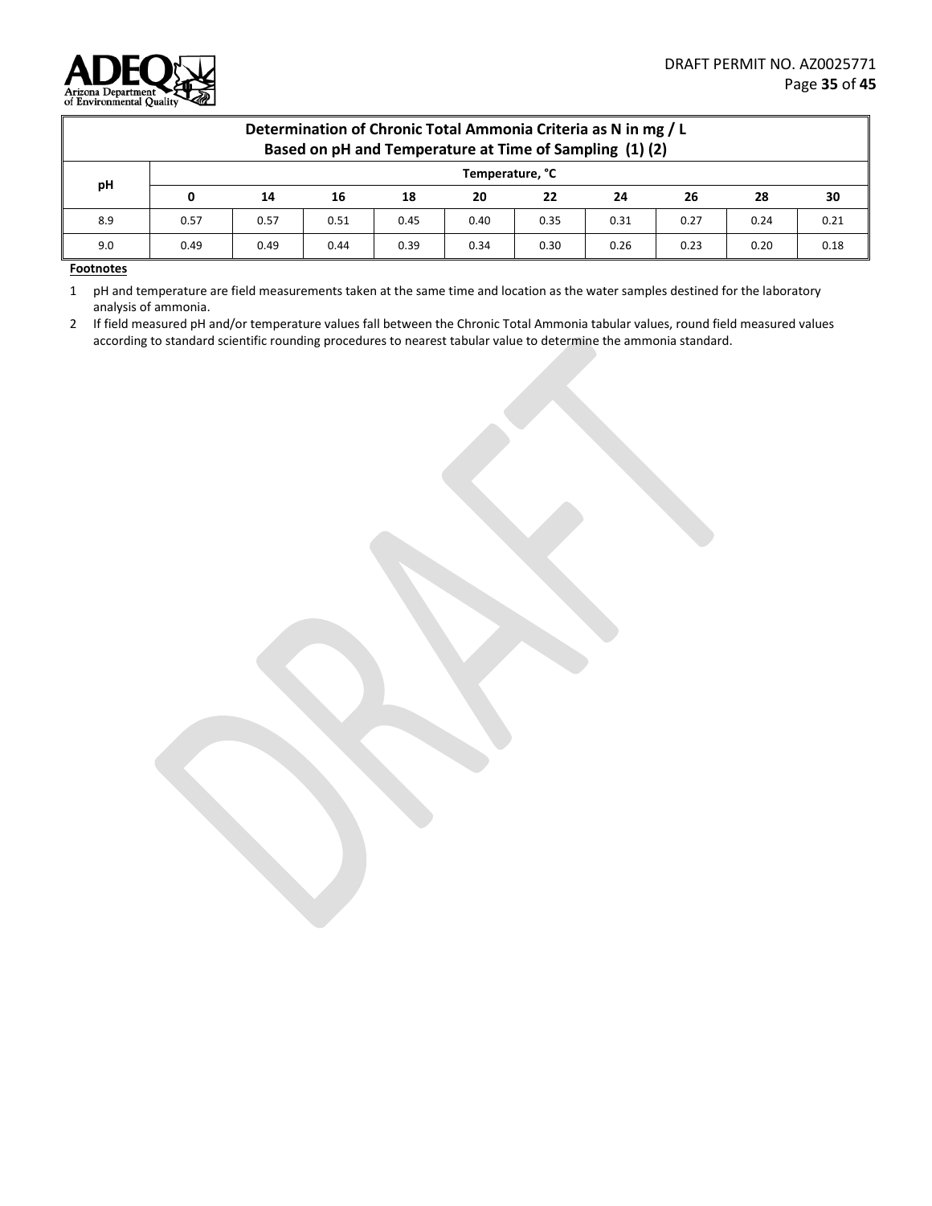| Determination of Chronic Total Ammonia Criteria as N in mg / L Based on pH and Temperature at Time of Sampling (1) (2) | | | | | | | | | | |
|---|---|---|---|---|---|---|---|---|---|---|
| pH | Temperature, °C | | | | | | | | | |
| | 0 | 14 | 16 | 18 | 20 | 22 | 24 | 26 | 28 | 30 |
| 8.9 | 0.57 | 0.57 | 0.51 | 0.45 | 0.40 | 0.35 | 0.31 | 0.27 | 0.24 | 0.21 |
| 9.0 | 0.49 | 0.49 | 0.44 | 0.39 | 0.34 | 0.30 | 0.26 | 0.23 | 0.20 | 0.18 |

**Footnotes**

1 pH and temperature are field measurements taken at the same time and location as the water samples destined for the laboratory analysis of ammonia.

2 If field measured pH and/or temperature values fall between the Chronic Total Ammonia tabular values, round field measured values according to standard scientific rounding procedures to nearest tabular value to determine the ammonia standard.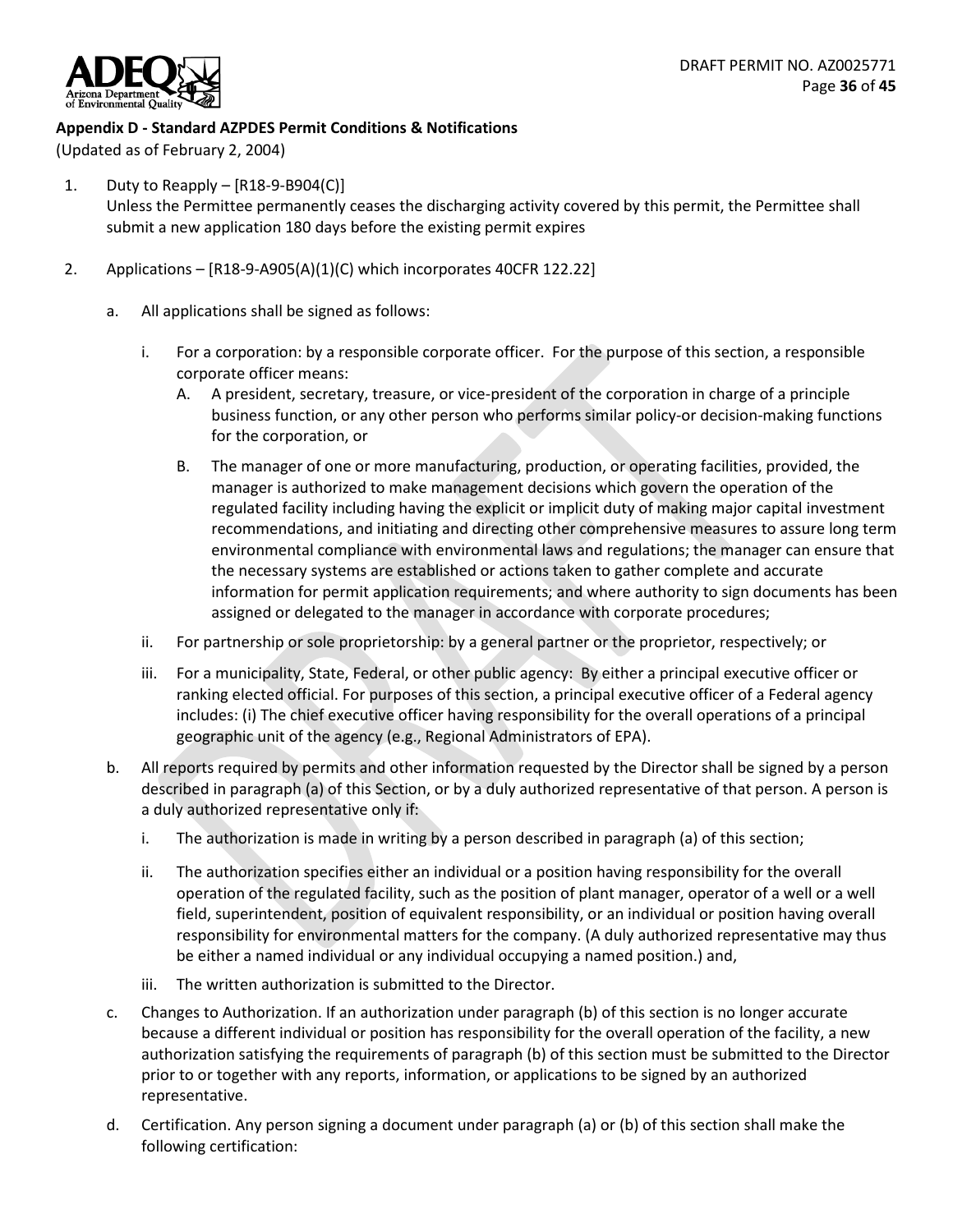**Appendix D - Standard AZPDES Permit Conditions & Notifications**

(Updated as of February 2, 2004)

1. Duty to Reapply – [R18-9-B904(C)]
   Unless the Permittee permanently ceases the discharging activity covered by this permit, the Permittee shall submit a new application 180 days before the existing permit expires

2. Applications – [R18-9-A905(A)(1)(C) which incorporates 40CFR 122.22]

   a. All applications shall be signed as follows:

      i. For a corporation: by a responsible corporate officer. For the purpose of this section, a responsible corporate officer means:

         A. A president, secretary, treasure, or vice-president of the corporation in charge of a principle business function, or any other person who performs similar policy-or decision-making functions for the corporation, or

         B. The manager of one or more manufacturing, production, or operating facilities, provided, the manager is authorized to make management decisions which govern the operation of the regulated facility including having the explicit or implicit duty of making major capital investment recommendations, and initiating and directing other comprehensive measures to assure long term environmental compliance with environmental laws and regulations; the manager can ensure that the necessary systems are established or actions taken to gather complete and accurate information for permit application requirements; and where authority to sign documents has been assigned or delegated to the manager in accordance with corporate procedures;

      ii. For partnership or sole proprietorship: by a general partner or the proprietor, respectively; or

      iii. For a municipality, State, Federal, or other public agency: By either a principal executive officer or ranking elected official. For purposes of this section, a principal executive officer of a Federal agency includes: (i) The chief executive officer having responsibility for the overall operations of a principal geographic unit of the agency (e.g., Regional Administrators of EPA).

   b. All reports required by permits and other information requested by the Director shall be signed by a person described in paragraph (a) of this Section, or by a duly authorized representative of that person. A person is a duly authorized representative only if:

      i. The authorization is made in writing by a person described in paragraph (a) of this section;

      ii. The authorization specifies either an individual or a position having responsibility for the overall operation of the regulated facility, such as the position of plant manager, operator of a well or a well field, superintendent, position of equivalent responsibility, or an individual or position having overall responsibility for environmental matters for the company. (A duly authorized representative may thus be either a named individual or any individual occupying a named position.) and,

      iii. The written authorization is submitted to the Director.

   c. Changes to Authorization. If an authorization under paragraph (b) of this section is no longer accurate because a different individual or position has responsibility for the overall operation of the facility, a new authorization satisfying the requirements of paragraph (b) of this section must be submitted to the Director prior to or together with any reports, information, or applications to be signed by an authorized representative.

   d. Certification. Any person signing a document under paragraph (a) or (b) of this section shall make the following certification: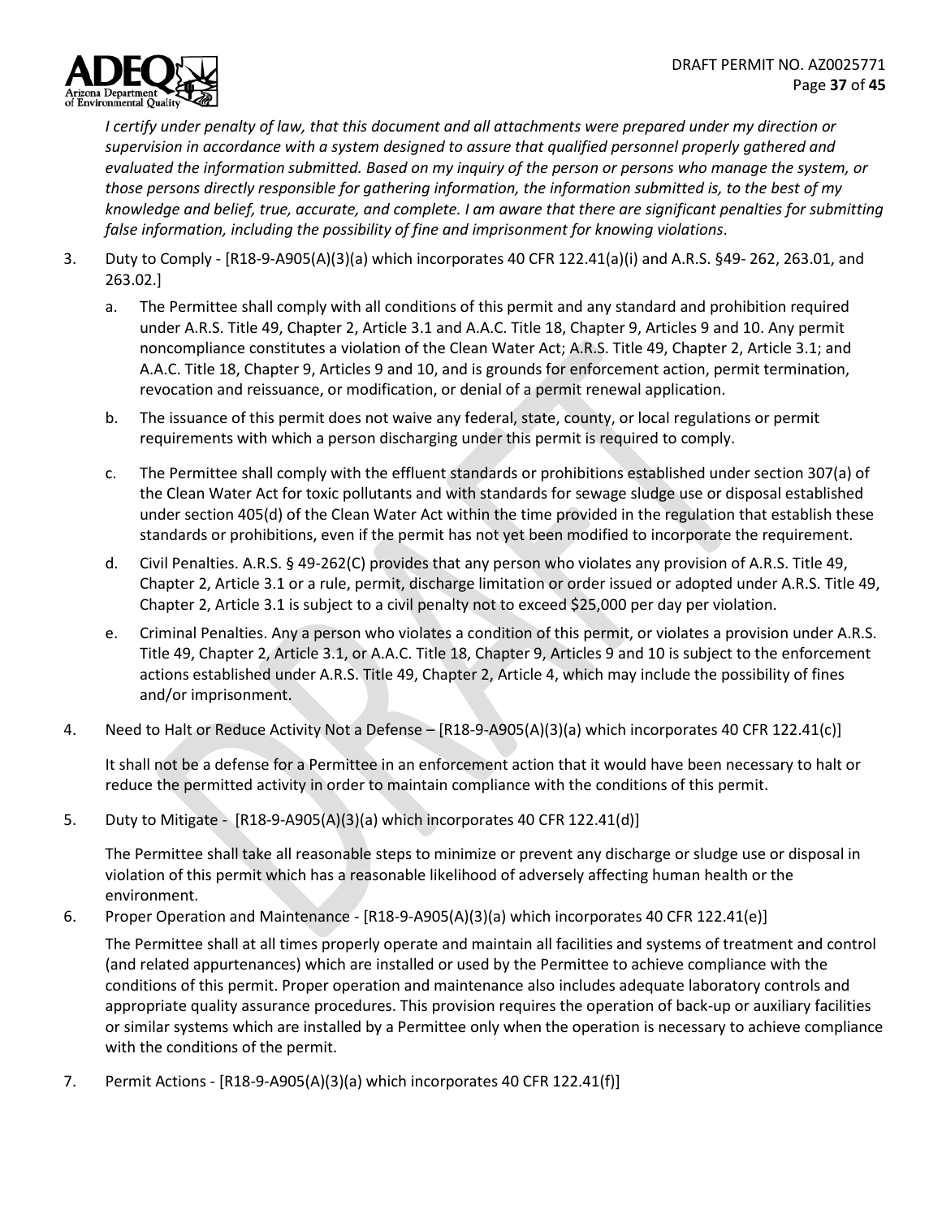*I certify under penalty of law, that this document and all attachments were prepared under my direction or supervision in accordance with a system designed to assure that qualified personnel properly gathered and evaluated the information submitted. Based on my inquiry of the person or persons who manage the system, or those persons directly responsible for gathering information, the information submitted is, to the best of my knowledge and belief, true, accurate, and complete. I am aware that there are significant penalties for submitting false information, including the possibility of fine and imprisonment for knowing violations.*

3. Duty to Comply - [R18-9-A905(A)(3)(a) which incorporates 40 CFR 122.41(a)(i) and A.R.S. §49- 262, 263.01, and 263.02.]

   a. The Permittee shall comply with all conditions of this permit and any standard and prohibition required under A.R.S. Title 49, Chapter 2, Article 3.1 and A.A.C. Title 18, Chapter 9, Articles 9 and 10. Any permit noncompliance constitutes a violation of the Clean Water Act; A.R.S. Title 49, Chapter 2, Article 3.1; and A.A.C. Title 18, Chapter 9, Articles 9 and 10, and is grounds for enforcement action, permit termination, revocation and reissuance, or modification, or denial of a permit renewal application.

   b. The issuance of this permit does not waive any federal, state, county, or local regulations or permit requirements with which a person discharging under this permit is required to comply.

   c. The Permittee shall comply with the effluent standards or prohibitions established under section 307(a) of the Clean Water Act for toxic pollutants and with standards for sewage sludge use or disposal established under section 405(d) of the Clean Water Act within the time provided in the regulation that establish these standards or prohibitions, even if the permit has not yet been modified to incorporate the requirement.

   d. Civil Penalties. A.R.S. § 49-262(C) provides that any person who violates any provision of A.R.S. Title 49, Chapter 2, Article 3.1 or a rule, permit, discharge limitation or order issued or adopted under A.R.S. Title 49, Chapter 2, Article 3.1 is subject to a civil penalty not to exceed $25,000 per day per violation.

   e. Criminal Penalties. Any a person who violates a condition of this permit, or violates a provision under A.R.S. Title 49, Chapter 2, Article 3.1, or A.A.C. Title 18, Chapter 9, Articles 9 and 10 is subject to the enforcement actions established under A.R.S. Title 49, Chapter 2, Article 4, which may include the possibility of fines and/or imprisonment.

4. Need to Halt or Reduce Activity Not a Defense – [R18-9-A905(A)(3)(a) which incorporates 40 CFR 122.41(c)]

   It shall not be a defense for a Permittee in an enforcement action that it would have been necessary to halt or reduce the permitted activity in order to maintain compliance with the conditions of this permit.

5. Duty to Mitigate - [R18-9-A905(A)(3)(a) which incorporates 40 CFR 122.41(d)]

   The Permittee shall take all reasonable steps to minimize or prevent any discharge or sludge use or disposal in violation of this permit which has a reasonable likelihood of adversely affecting human health or the environment.

6. Proper Operation and Maintenance - [R18-9-A905(A)(3)(a) which incorporates 40 CFR 122.41(e)]

   The Permittee shall at all times properly operate and maintain all facilities and systems of treatment and control (and related appurtenances) which are installed or used by the Permittee to achieve compliance with the conditions of this permit. Proper operation and maintenance also includes adequate laboratory controls and appropriate quality assurance procedures. This provision requires the operation of back-up or auxiliary facilities or similar systems which are installed by a Permittee only when the operation is necessary to achieve compliance with the conditions of the permit.

7. Permit Actions - [R18-9-A905(A)(3)(a) which incorporates 40 CFR 122.41(f)]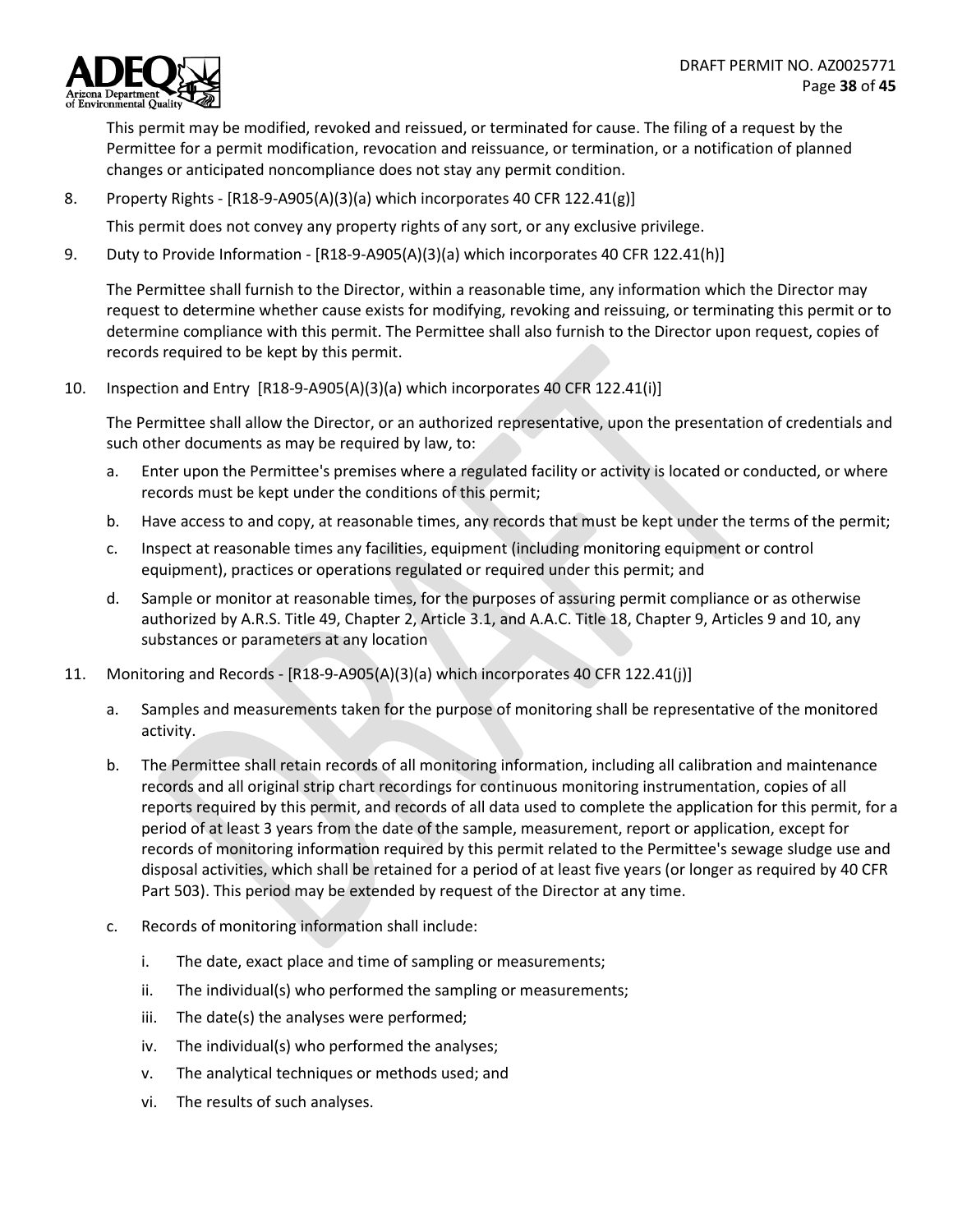This permit may be modified, revoked and reissued, or terminated for cause. The filing of a request by the Permittee for a permit modification, revocation and reissuance, or termination, or a notification of planned changes or anticipated noncompliance does not stay any permit condition.

8. Property Rights - [R18-9-A905(A)(3)(a) which incorporates 40 CFR 122.41(g)]

   This permit does not convey any property rights of any sort, or any exclusive privilege.

9. Duty to Provide Information - [R18-9-A905(A)(3)(a) which incorporates 40 CFR 122.41(h)]

   The Permittee shall furnish to the Director, within a reasonable time, any information which the Director may request to determine whether cause exists for modifying, revoking and reissuing, or terminating this permit or to determine compliance with this permit. The Permittee shall also furnish to the Director upon request, copies of records required to be kept by this permit.

10. Inspection and Entry [R18-9-A905(A)(3)(a) which incorporates 40 CFR 122.41(i)]

    The Permittee shall allow the Director, or an authorized representative, upon the presentation of credentials and such other documents as may be required by law, to:

    a. Enter upon the Permittee's premises where a regulated facility or activity is located or conducted, or where records must be kept under the conditions of this permit;
    b. Have access to and copy, at reasonable times, any records that must be kept under the terms of the permit;
    c. Inspect at reasonable times any facilities, equipment (including monitoring equipment or control equipment), practices or operations regulated or required under this permit; and
    d. Sample or monitor at reasonable times, for the purposes of assuring permit compliance or as otherwise authorized by A.R.S. Title 49, Chapter 2, Article 3.1, and A.A.C. Title 18, Chapter 9, Articles 9 and 10, any substances or parameters at any location

11. Monitoring and Records - [R18-9-A905(A)(3)(a) which incorporates 40 CFR 122.41(j)]

    a. Samples and measurements taken for the purpose of monitoring shall be representative of the monitored activity.
    b. The Permittee shall retain records of all monitoring information, including all calibration and maintenance records and all original strip chart recordings for continuous monitoring instrumentation, copies of all reports required by this permit, and records of all data used to complete the application for this permit, for a period of at least 3 years from the date of the sample, measurement, report or application, except for records of monitoring information required by this permit related to the Permittee's sewage sludge use and disposal activities, which shall be retained for a period of at least five years (or longer as required by 40 CFR Part 503). This period may be extended by request of the Director at any time.
    c. Records of monitoring information shall include:
       i. The date, exact place and time of sampling or measurements;
       ii. The individual(s) who performed the sampling or measurements;
       iii. The date(s) the analyses were performed;
       iv. The individual(s) who performed the analyses;
       v. The analytical techniques or methods used; and
       vi. The results of such analyses.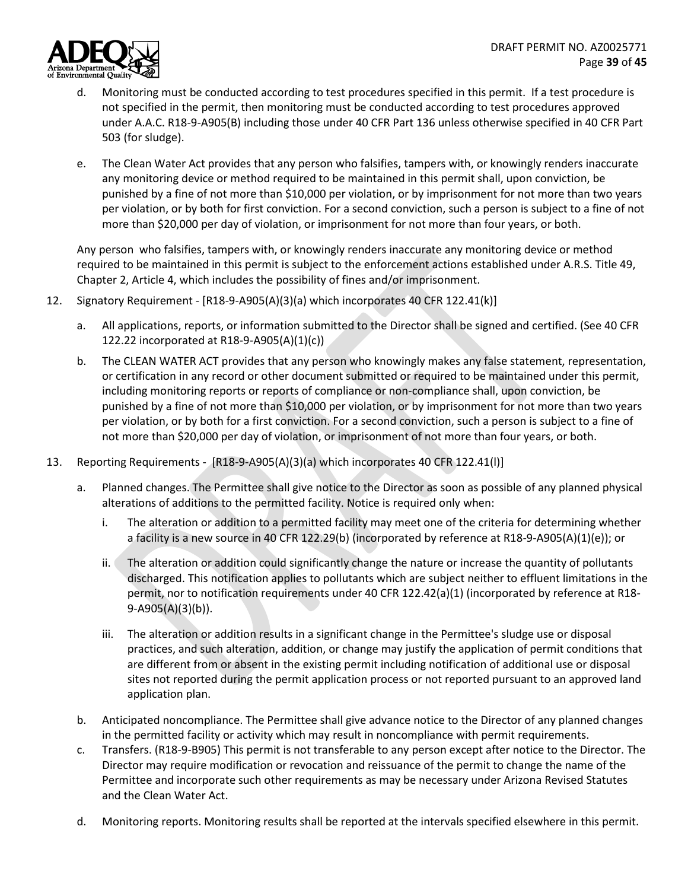d. Monitoring must be conducted according to test procedures specified in this permit. If a test procedure is not specified in the permit, then monitoring must be conducted according to test procedures approved under A.A.C. R18-9-A905(B) including those under 40 CFR Part 136 unless otherwise specified in 40 CFR Part 503 (for sludge).

e. The Clean Water Act provides that any person who falsifies, tampers with, or knowingly renders inaccurate any monitoring device or method required to be maintained in this permit shall, upon conviction, be punished by a fine of not more than $10,000 per violation, or by imprisonment for not more than two years per violation, or by both for first conviction. For a second conviction, such a person is subject to a fine of not more than $20,000 per day of violation, or imprisonment for not more than four years, or both.

Any person who falsifies, tampers with, or knowingly renders inaccurate any monitoring device or method required to be maintained in this permit is subject to the enforcement actions established under A.R.S. Title 49, Chapter 2, Article 4, which includes the possibility of fines and/or imprisonment.

12. Signatory Requirement - [R18-9-A905(A)(3)(a) which incorporates 40 CFR 122.41(k)]

    a. All applications, reports, or information submitted to the Director shall be signed and certified. (See 40 CFR 122.22 incorporated at R18-9-A905(A)(1)(c))

    b. The CLEAN WATER ACT provides that any person who knowingly makes any false statement, representation, or certification in any record or other document submitted or required to be maintained under this permit, including monitoring reports or reports of compliance or non-compliance shall, upon conviction, be punished by a fine of not more than $10,000 per violation, or by imprisonment for not more than two years per violation, or by both for a first conviction. For a second conviction, such a person is subject to a fine of not more than $20,000 per day of violation, or imprisonment of not more than four years, or both.

13. Reporting Requirements - [R18-9-A905(A)(3)(a) which incorporates 40 CFR 122.41(l)]

    a. Planned changes. The Permittee shall give notice to the Director as soon as possible of any planned physical alterations of additions to the permitted facility. Notice is required only when:

       i. The alteration or addition to a permitted facility may meet one of the criteria for determining whether a facility is a new source in 40 CFR 122.29(b) (incorporated by reference at R18-9-A905(A)(1)(e)); or

       ii. The alteration or addition could significantly change the nature or increase the quantity of pollutants discharged. This notification applies to pollutants which are subject neither to effluent limitations in the permit, nor to notification requirements under 40 CFR 122.42(a)(1) (incorporated by reference at R18-9-A905(A)(3)(b)).

       iii. The alteration or addition results in a significant change in the Permittee's sludge use or disposal practices, and such alteration, addition, or change may justify the application of permit conditions that are different from or absent in the existing permit including notification of additional use or disposal sites not reported during the permit application process or not reported pursuant to an approved land application plan.

    b. Anticipated noncompliance. The Permittee shall give advance notice to the Director of any planned changes in the permitted facility or activity which may result in noncompliance with permit requirements.

    c. Transfers. (R18-9-B905) This permit is not transferable to any person except after notice to the Director. The Director may require modification or revocation and reissuance of the permit to change the name of the Permittee and incorporate such other requirements as may be necessary under Arizona Revised Statutes and the Clean Water Act.

    d. Monitoring reports. Monitoring results shall be reported at the intervals specified elsewhere in this permit.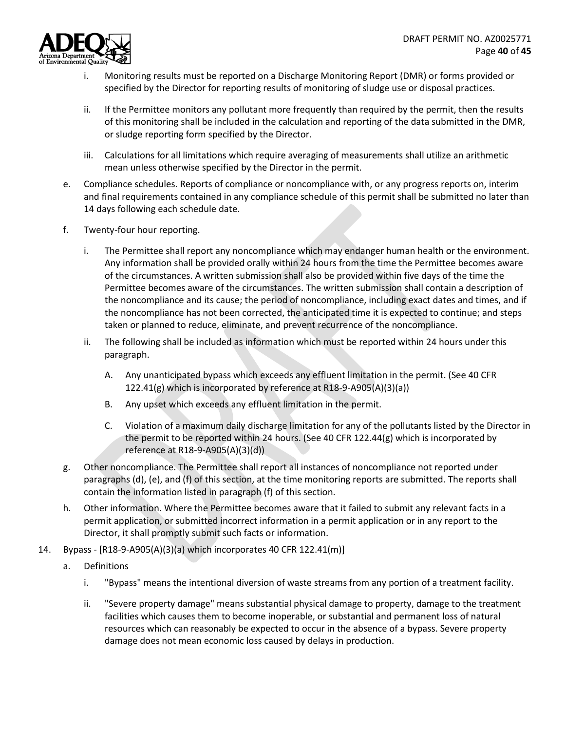i. Monitoring results must be reported on a Discharge Monitoring Report (DMR) or forms provided or specified by the Director for reporting results of monitoring of sludge use or disposal practices.

ii. If the Permittee monitors any pollutant more frequently than required by the permit, then the results of this monitoring shall be included in the calculation and reporting of the data submitted in the DMR, or sludge reporting form specified by the Director.

iii. Calculations for all limitations which require averaging of measurements shall utilize an arithmetic mean unless otherwise specified by the Director in the permit.

e. Compliance schedules. Reports of compliance or noncompliance with, or any progress reports on, interim and final requirements contained in any compliance schedule of this permit shall be submitted no later than 14 days following each schedule date.

f. Twenty-four hour reporting.

i. The Permittee shall report any noncompliance which may endanger human health or the environment. Any information shall be provided orally within 24 hours from the time the Permittee becomes aware of the circumstances. A written submission shall also be provided within five days of the time the Permittee becomes aware of the circumstances. The written submission shall contain a description of the noncompliance and its cause; the period of noncompliance, including exact dates and times, and if the noncompliance has not been corrected, the anticipated time it is expected to continue; and steps taken or planned to reduce, eliminate, and prevent recurrence of the noncompliance.

ii. The following shall be included as information which must be reported within 24 hours under this paragraph.

A. Any unanticipated bypass which exceeds any effluent limitation in the permit. (See 40 CFR 122.41(g) which is incorporated by reference at R18-9-A905(A)(3)(a))

B. Any upset which exceeds any effluent limitation in the permit.

C. Violation of a maximum daily discharge limitation for any of the pollutants listed by the Director in the permit to be reported within 24 hours. (See 40 CFR 122.44(g) which is incorporated by reference at R18-9-A905(A)(3)(d))

g. Other noncompliance. The Permittee shall report all instances of noncompliance not reported under paragraphs (d), (e), and (f) of this section, at the time monitoring reports are submitted. The reports shall contain the information listed in paragraph (f) of this section.

h. Other information. Where the Permittee becomes aware that it failed to submit any relevant facts in a permit application, or submitted incorrect information in a permit application or in any report to the Director, it shall promptly submit such facts or information.

14. Bypass - [R18-9-A905(A)(3)(a) which incorporates 40 CFR 122.41(m)]

a. Definitions

i. "Bypass" means the intentional diversion of waste streams from any portion of a treatment facility.

ii. "Severe property damage" means substantial physical damage to property, damage to the treatment facilities which causes them to become inoperable, or substantial and permanent loss of natural resources which can reasonably be expected to occur in the absence of a bypass. Severe property damage does not mean economic loss caused by delays in production.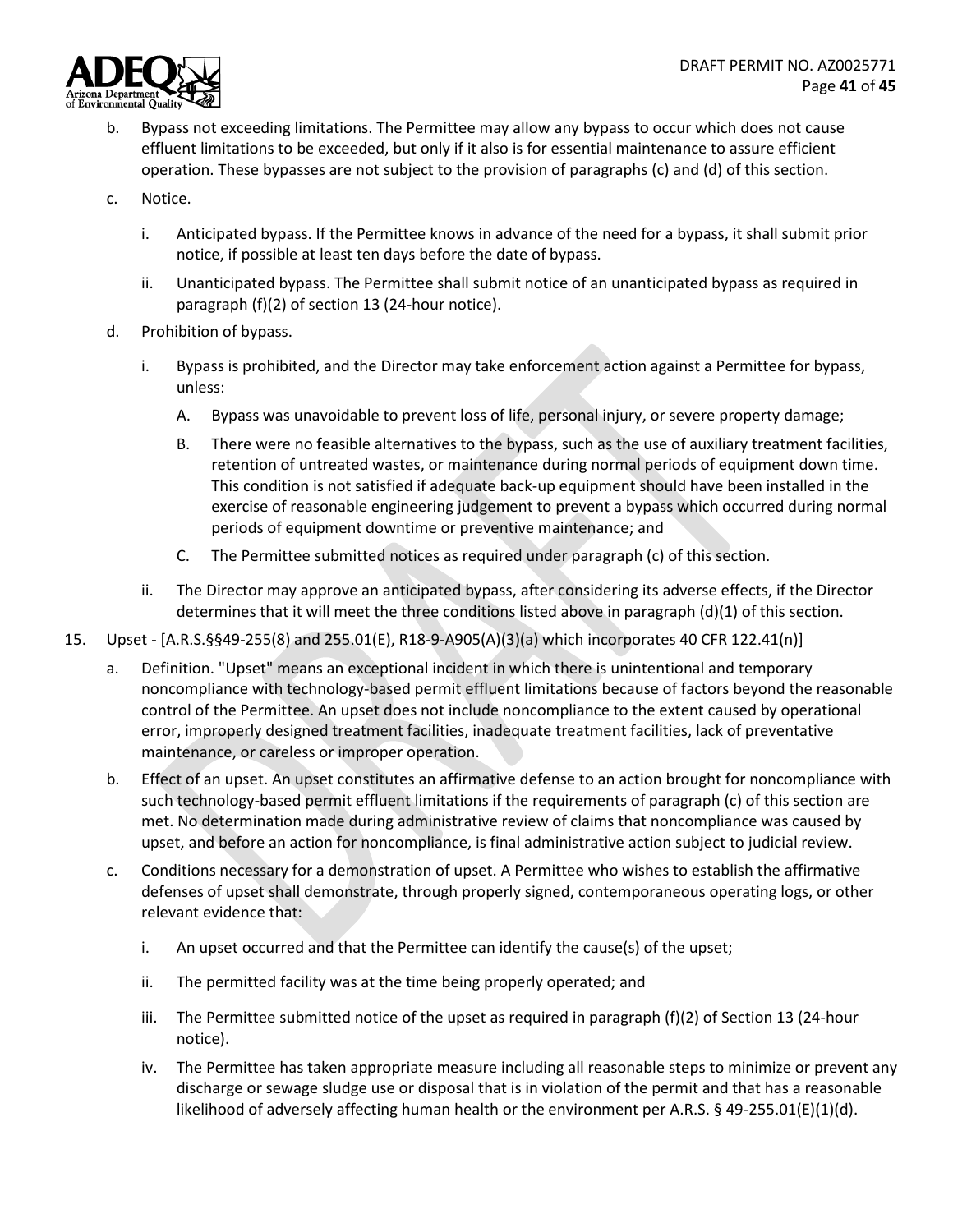b. Bypass not exceeding limitations. The Permittee may allow any bypass to occur which does not cause effluent limitations to be exceeded, but only if it also is for essential maintenance to assure efficient operation. These bypasses are not subject to the provision of paragraphs (c) and (d) of this section.

c. Notice.

   i. Anticipated bypass. If the Permittee knows in advance of the need for a bypass, it shall submit prior notice, if possible at least ten days before the date of bypass.

   ii. Unanticipated bypass. The Permittee shall submit notice of an unanticipated bypass as required in paragraph (f)(2) of section 13 (24-hour notice).

d. Prohibition of bypass.

   i. Bypass is prohibited, and the Director may take enforcement action against a Permittee for bypass, unless:

      A. Bypass was unavoidable to prevent loss of life, personal injury, or severe property damage;

      B. There were no feasible alternatives to the bypass, such as the use of auxiliary treatment facilities, retention of untreated wastes, or maintenance during normal periods of equipment down time. This condition is not satisfied if adequate back-up equipment should have been installed in the exercise of reasonable engineering judgement to prevent a bypass which occurred during normal periods of equipment downtime or preventive maintenance; and

      C. The Permittee submitted notices as required under paragraph (c) of this section.

   ii. The Director may approve an anticipated bypass, after considering its adverse effects, if the Director determines that it will meet the three conditions listed above in paragraph (d)(1) of this section.

15. Upset - [A.R.S.§§49-255(8) and 255.01(E), R18-9-A905(A)(3)(a) which incorporates 40 CFR 122.41(n)]

a. Definition. "Upset" means an exceptional incident in which there is unintentional and temporary noncompliance with technology-based permit effluent limitations because of factors beyond the reasonable control of the Permittee. An upset does not include noncompliance to the extent caused by operational error, improperly designed treatment facilities, inadequate treatment facilities, lack of preventative maintenance, or careless or improper operation.

b. Effect of an upset. An upset constitutes an affirmative defense to an action brought for noncompliance with such technology-based permit effluent limitations if the requirements of paragraph (c) of this section are met. No determination made during administrative review of claims that noncompliance was caused by upset, and before an action for noncompliance, is final administrative action subject to judicial review.

c. Conditions necessary for a demonstration of upset. A Permittee who wishes to establish the affirmative defenses of upset shall demonstrate, through properly signed, contemporaneous operating logs, or other relevant evidence that:

   i. An upset occurred and that the Permittee can identify the cause(s) of the upset;

   ii. The permitted facility was at the time being properly operated; and

   iii. The Permittee submitted notice of the upset as required in paragraph (f)(2) of Section 13 (24-hour notice).

   iv. The Permittee has taken appropriate measure including all reasonable steps to minimize or prevent any discharge or sewage sludge use or disposal that is in violation of the permit and that has a reasonable likelihood of adversely affecting human health or the environment per A.R.S. § 49-255.01(E)(1)(d).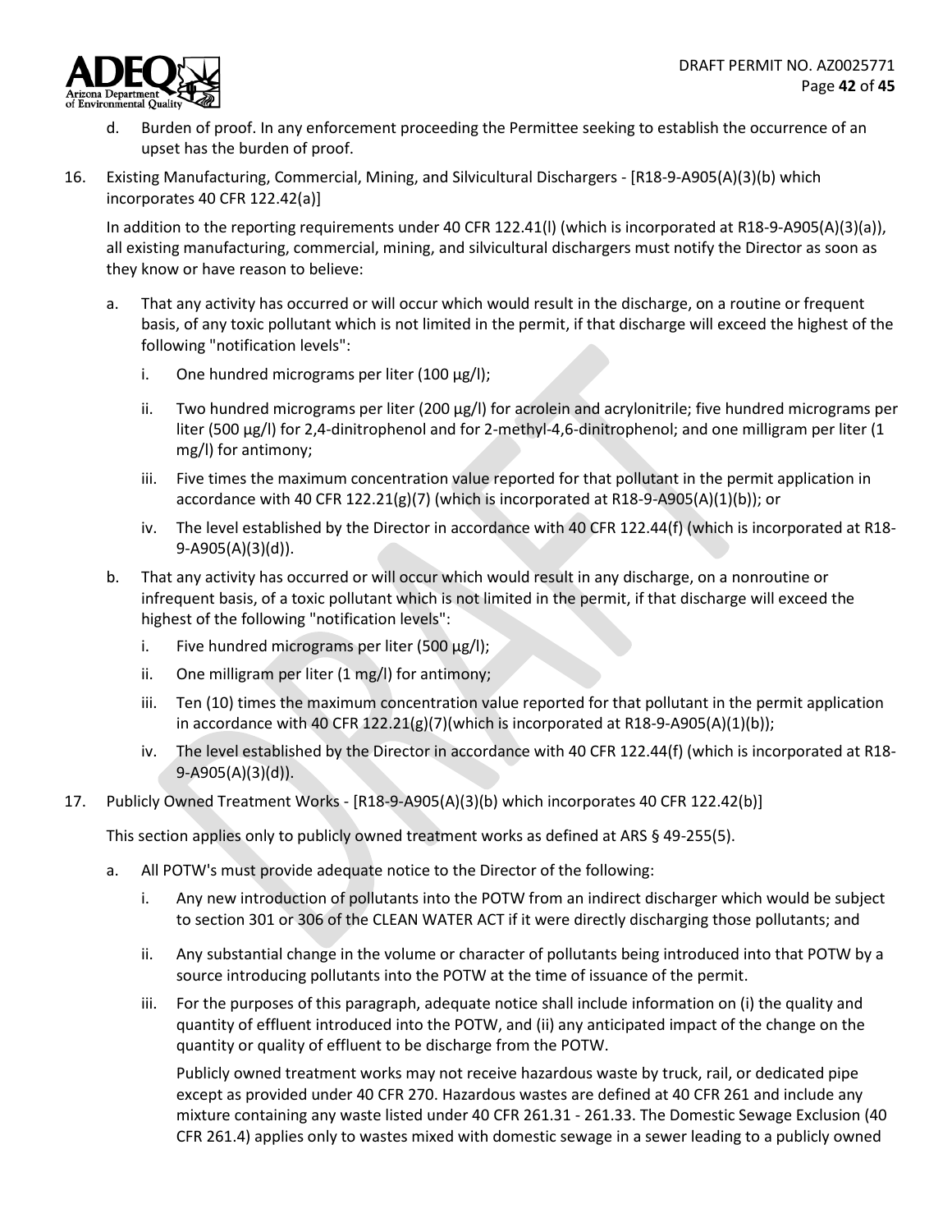d. Burden of proof. In any enforcement proceeding the Permittee seeking to establish the occurrence of an upset has the burden of proof.

16. Existing Manufacturing, Commercial, Mining, and Silvicultural Dischargers - [R18-9-A905(A)(3)(b) which incorporates 40 CFR 122.42(a)]

    In addition to the reporting requirements under 40 CFR 122.41(l) (which is incorporated at R18-9-A905(A)(3)(a)), all existing manufacturing, commercial, mining, and silvicultural dischargers must notify the Director as soon as they know or have reason to believe:

    a. That any activity has occurred or will occur which would result in the discharge, on a routine or frequent basis, of any toxic pollutant which is not limited in the permit, if that discharge will exceed the highest of the following "notification levels":

        i. One hundred micrograms per liter (100 µg/l);

        ii. Two hundred micrograms per liter (200 µg/l) for acrolein and acrylonitrile; five hundred micrograms per liter (500 µg/l) for 2,4-dinitrophenol and for 2-methyl-4,6-dinitrophenol; and one milligram per liter (1 mg/l) for antimony;

        iii. Five times the maximum concentration value reported for that pollutant in the permit application in accordance with 40 CFR 122.21(g)(7) (which is incorporated at R18-9-A905(A)(1)(b)); or

        iv. The level established by the Director in accordance with 40 CFR 122.44(f) (which is incorporated at R18-9-A905(A)(3)(d)).

    b. That any activity has occurred or will occur which would result in any discharge, on a nonroutine or infrequent basis, of a toxic pollutant which is not limited in the permit, if that discharge will exceed the highest of the following "notification levels":

        i. Five hundred micrograms per liter (500 µg/l);

        ii. One milligram per liter (1 mg/l) for antimony;

        iii. Ten (10) times the maximum concentration value reported for that pollutant in the permit application in accordance with 40 CFR 122.21(g)(7)(which is incorporated at R18-9-A905(A)(1)(b));

        iv. The level established by the Director in accordance with 40 CFR 122.44(f) (which is incorporated at R18-9-A905(A)(3)(d)).

17. Publicly Owned Treatment Works - [R18-9-A905(A)(3)(b) which incorporates 40 CFR 122.42(b)]

    This section applies only to publicly owned treatment works as defined at ARS § 49-255(5).

    a. All POTW's must provide adequate notice to the Director of the following:

        i. Any new introduction of pollutants into the POTW from an indirect discharger which would be subject to section 301 or 306 of the CLEAN WATER ACT if it were directly discharging those pollutants; and

        ii. Any substantial change in the volume or character of pollutants being introduced into that POTW by a source introducing pollutants into the POTW at the time of issuance of the permit.

        iii. For the purposes of this paragraph, adequate notice shall include information on (i) the quality and quantity of effluent introduced into the POTW, and (ii) any anticipated impact of the change on the quantity or quality of effluent to be discharge from the POTW.

        Publicly owned treatment works may not receive hazardous waste by truck, rail, or dedicated pipe except as provided under 40 CFR 270. Hazardous wastes are defined at 40 CFR 261 and include any mixture containing any waste listed under 40 CFR 261.31 - 261.33. The Domestic Sewage Exclusion (40 CFR 261.4) applies only to wastes mixed with domestic sewage in a sewer leading to a publicly owned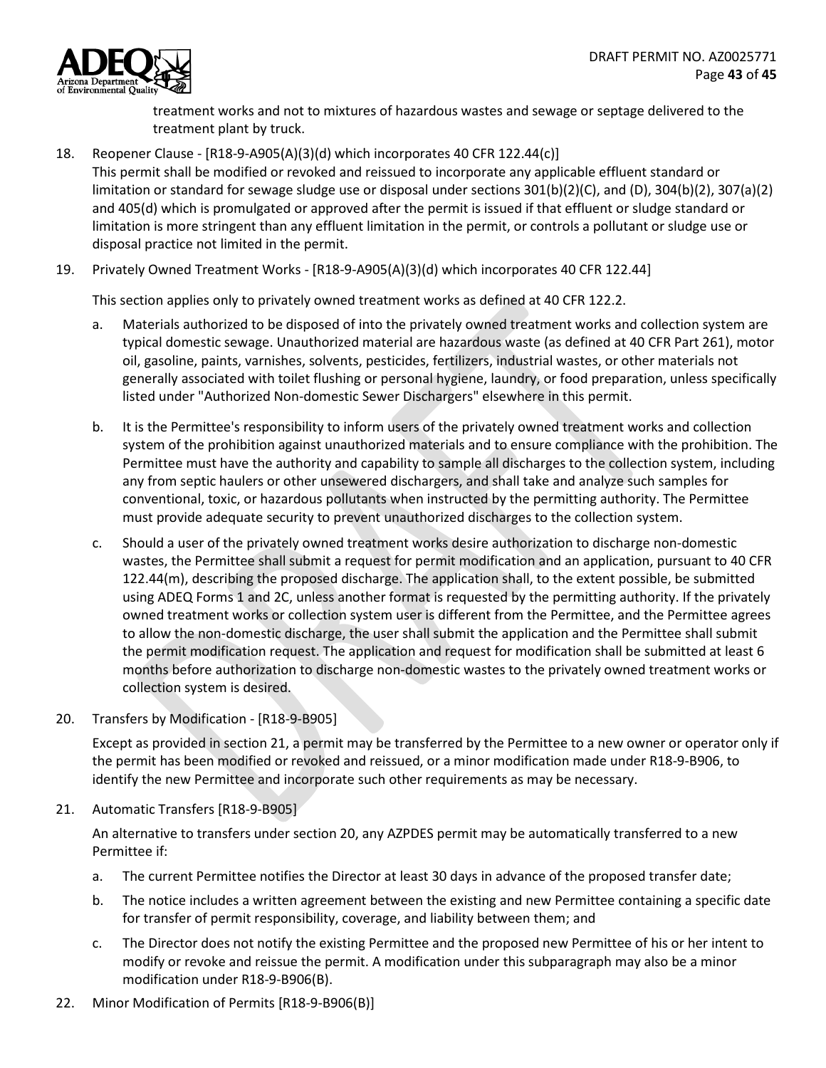treatment works and not to mixtures of hazardous wastes and sewage or septage delivered to the treatment plant by truck.

18. Reopener Clause - [R18-9-A905(A)(3)(d) which incorporates 40 CFR 122.44(c)]
    This permit shall be modified or revoked and reissued to incorporate any applicable effluent standard or limitation or standard for sewage sludge use or disposal under sections 301(b)(2)(C), and (D), 304(b)(2), 307(a)(2) and 405(d) which is promulgated or approved after the permit is issued if that effluent or sludge standard or limitation is more stringent than any effluent limitation in the permit, or controls a pollutant or sludge use or disposal practice not limited in the permit.

19. Privately Owned Treatment Works - [R18-9-A905(A)(3)(d) which incorporates 40 CFR 122.44]

    This section applies only to privately owned treatment works as defined at 40 CFR 122.2.

    a. Materials authorized to be disposed of into the privately owned treatment works and collection system are typical domestic sewage. Unauthorized material are hazardous waste (as defined at 40 CFR Part 261), motor oil, gasoline, paints, varnishes, solvents, pesticides, fertilizers, industrial wastes, or other materials not generally associated with toilet flushing or personal hygiene, laundry, or food preparation, unless specifically listed under "Authorized Non-domestic Sewer Dischargers" elsewhere in this permit.

    b. It is the Permittee's responsibility to inform users of the privately owned treatment works and collection system of the prohibition against unauthorized materials and to ensure compliance with the prohibition. The Permittee must have the authority and capability to sample all discharges to the collection system, including any from septic haulers or other unsewered dischargers, and shall take and analyze such samples for conventional, toxic, or hazardous pollutants when instructed by the permitting authority. The Permittee must provide adequate security to prevent unauthorized discharges to the collection system.

    c. Should a user of the privately owned treatment works desire authorization to discharge non-domestic wastes, the Permittee shall submit a request for permit modification and an application, pursuant to 40 CFR 122.44(m), describing the proposed discharge. The application shall, to the extent possible, be submitted using ADEQ Forms 1 and 2C, unless another format is requested by the permitting authority. If the privately owned treatment works or collection system user is different from the Permittee, and the Permittee agrees to allow the non-domestic discharge, the user shall submit the application and the Permittee shall submit the permit modification request. The application and request for modification shall be submitted at least 6 months before authorization to discharge non-domestic wastes to the privately owned treatment works or collection system is desired.

20. Transfers by Modification - [R18-9-B905]

    Except as provided in section 21, a permit may be transferred by the Permittee to a new owner or operator only if the permit has been modified or revoked and reissued, or a minor modification made under R18-9-B906, to identify the new Permittee and incorporate such other requirements as may be necessary.

21. Automatic Transfers [R18-9-B905]

    An alternative to transfers under section 20, any AZPDES permit may be automatically transferred to a new Permittee if:

    a. The current Permittee notifies the Director at least 30 days in advance of the proposed transfer date;

    b. The notice includes a written agreement between the existing and new Permittee containing a specific date for transfer of permit responsibility, coverage, and liability between them; and

    c. The Director does not notify the existing Permittee and the proposed new Permittee of his or her intent to modify or revoke and reissue the permit. A modification under this subparagraph may also be a minor modification under R18-9-B906(B).

22. Minor Modification of Permits [R18-9-B906(B)]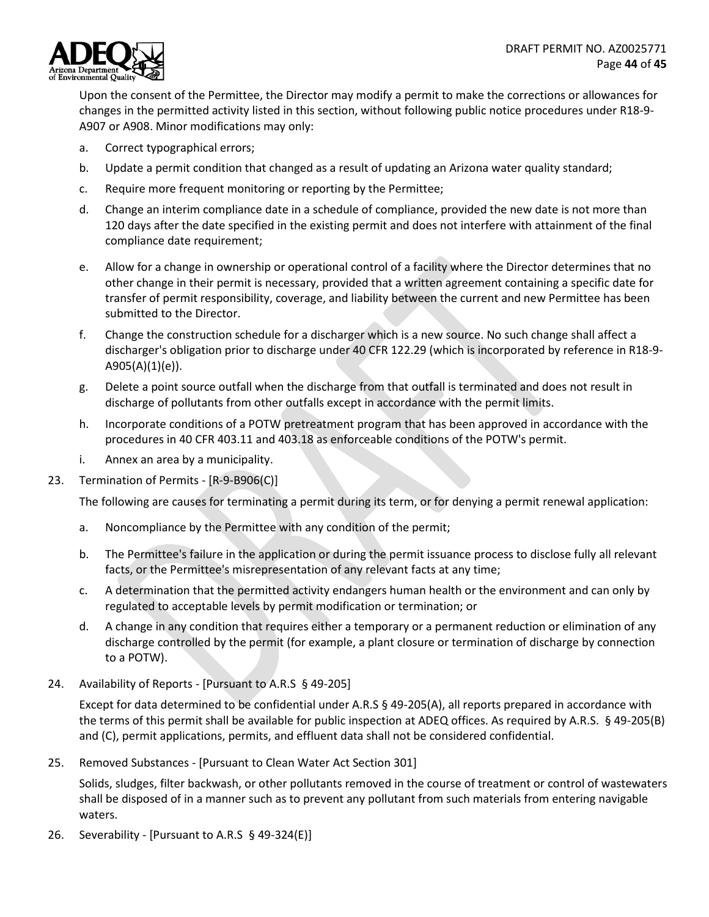Upon the consent of the Permittee, the Director may modify a permit to make the corrections or allowances for changes in the permitted activity listed in this section, without following public notice procedures under R18-9-A907 or A908. Minor modifications may only:

a. Correct typographical errors;

b. Update a permit condition that changed as a result of updating an Arizona water quality standard;

c. Require more frequent monitoring or reporting by the Permittee;

d. Change an interim compliance date in a schedule of compliance, provided the new date is not more than 120 days after the date specified in the existing permit and does not interfere with attainment of the final compliance date requirement;

e. Allow for a change in ownership or operational control of a facility where the Director determines that no other change in their permit is necessary, provided that a written agreement containing a specific date for transfer of permit responsibility, coverage, and liability between the current and new Permittee has been submitted to the Director.

f. Change the construction schedule for a discharger which is a new source. No such change shall affect a discharger's obligation prior to discharge under 40 CFR 122.29 (which is incorporated by reference in R18-9-A905(A)(1)(e)).

g. Delete a point source outfall when the discharge from that outfall is terminated and does not result in discharge of pollutants from other outfalls except in accordance with the permit limits.

h. Incorporate conditions of a POTW pretreatment program that has been approved in accordance with the procedures in 40 CFR 403.11 and 403.18 as enforceable conditions of the POTW's permit.

i. Annex an area by a municipality.

23. Termination of Permits - [R-9-B906(C)]

    The following are causes for terminating a permit during its term, or for denying a permit renewal application:

    a. Noncompliance by the Permittee with any condition of the permit;

    b. The Permittee's failure in the application or during the permit issuance process to disclose fully all relevant facts, or the Permittee's misrepresentation of any relevant facts at any time;

    c. A determination that the permitted activity endangers human health or the environment and can only by regulated to acceptable levels by permit modification or termination; or

    d. A change in any condition that requires either a temporary or a permanent reduction or elimination of any discharge controlled by the permit (for example, a plant closure or termination of discharge by connection to a POTW).

24. Availability of Reports - [Pursuant to A.R.S § 49-205]

    Except for data determined to be confidential under A.R.S § 49-205(A), all reports prepared in accordance with the terms of this permit shall be available for public inspection at ADEQ offices. As required by A.R.S. § 49-205(B) and (C), permit applications, permits, and effluent data shall not be considered confidential.

25. Removed Substances - [Pursuant to Clean Water Act Section 301]

    Solids, sludges, filter backwash, or other pollutants removed in the course of treatment or control of wastewaters shall be disposed of in a manner such as to prevent any pollutant from such materials from entering navigable waters.

26. Severability - [Pursuant to A.R.S § 49-324(E)]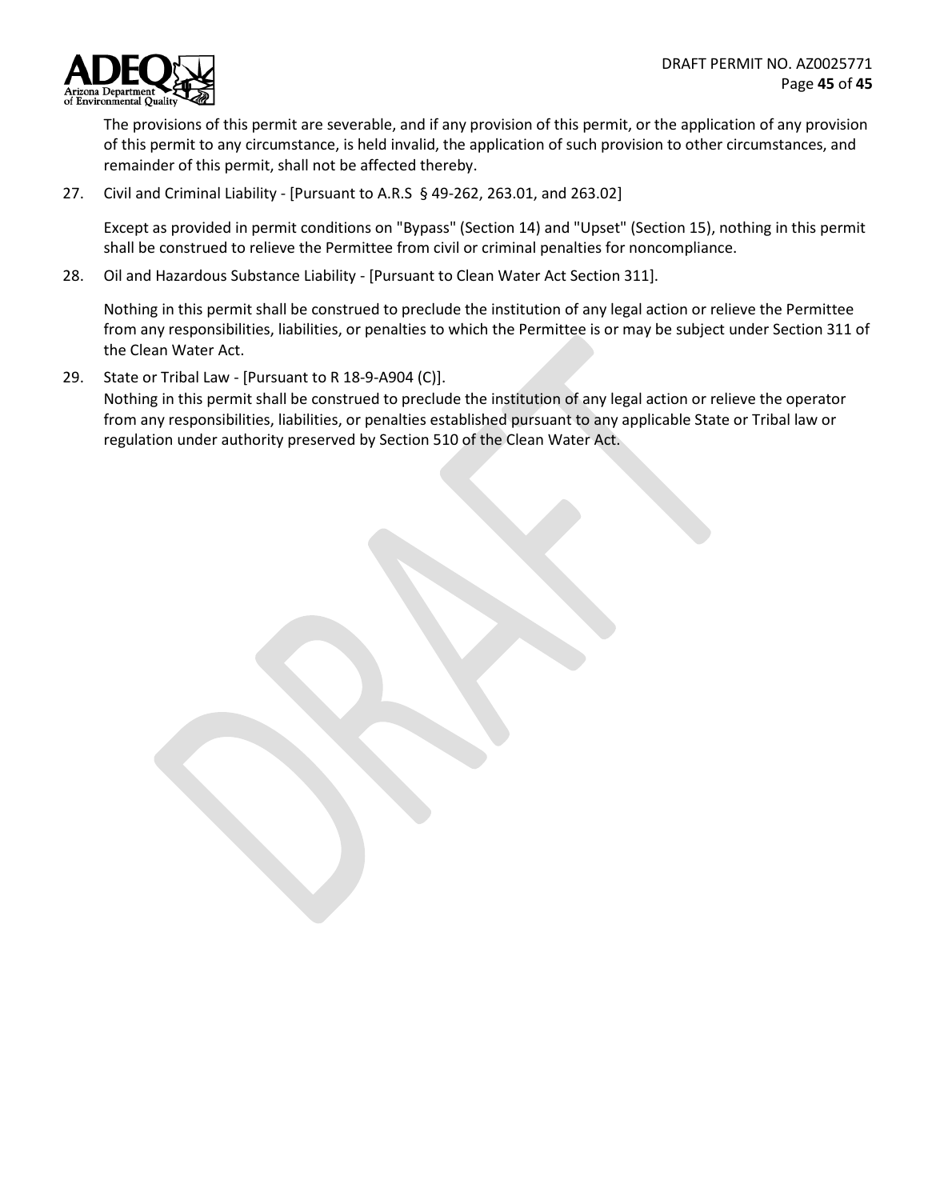The provisions of this permit are severable, and if any provision of this permit, or the application of any provision of this permit to any circumstance, is held invalid, the application of such provision to other circumstances, and remainder of this permit, shall not be affected thereby.

27. Civil and Criminal Liability - [Pursuant to A.R.S § 49-262, 263.01, and 263.02]

    Except as provided in permit conditions on "Bypass" (Section 14) and "Upset" (Section 15), nothing in this permit shall be construed to relieve the Permittee from civil or criminal penalties for noncompliance.

28. Oil and Hazardous Substance Liability - [Pursuant to Clean Water Act Section 311].

    Nothing in this permit shall be construed to preclude the institution of any legal action or relieve the Permittee from any responsibilities, liabilities, or penalties to which the Permittee is or may be subject under Section 311 of the Clean Water Act.

29. State or Tribal Law - [Pursuant to R 18-9-A904 (C)].
    Nothing in this permit shall be construed to preclude the institution of any legal action or relieve the operator from any responsibilities, liabilities, or penalties established pursuant to any applicable State or Tribal law or regulation under authority preserved by Section 510 of the Clean Water Act.